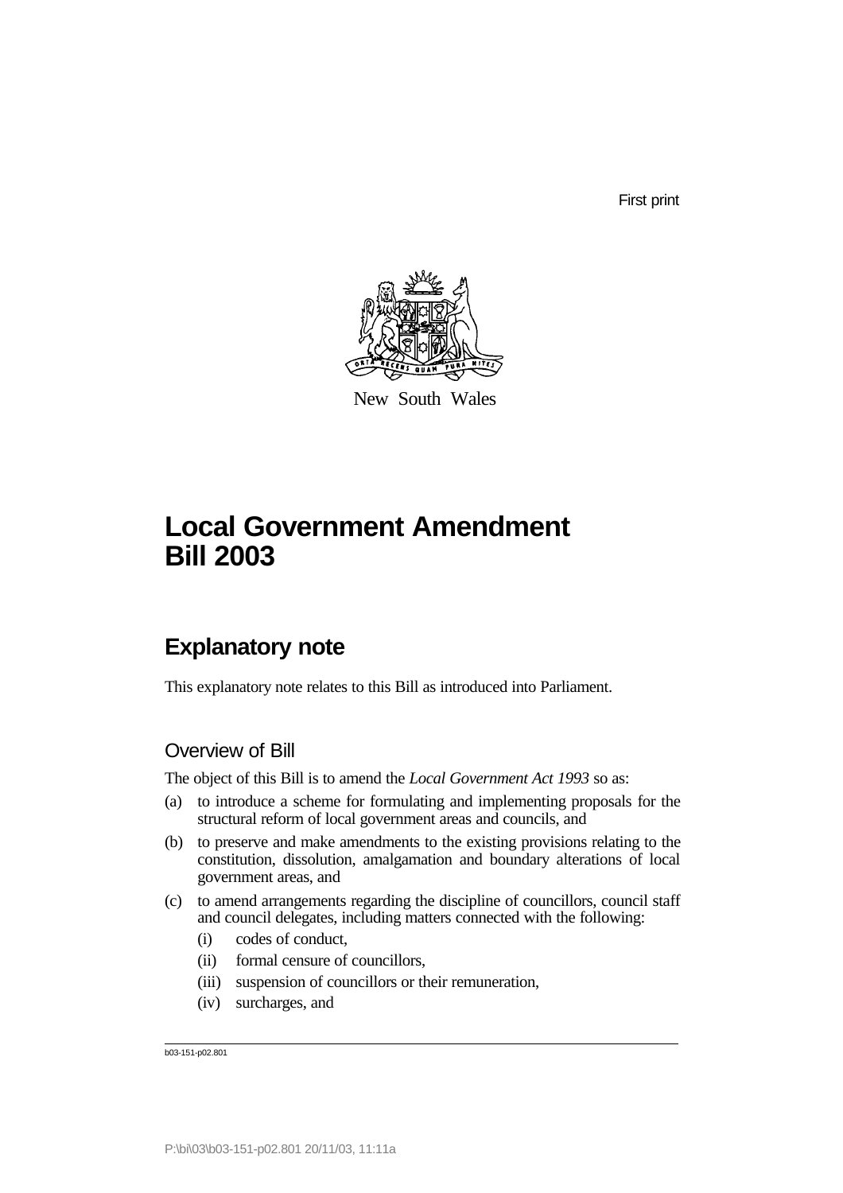First print

New South Wales

# Local Government Amendment Bill 2003

## Explanatory note

This explanatory note relates to this Bill as introduced into Parliament.

### Overview of Bill

The object of this Bill is to amend the *Local Government Act 1993* so as:

(a) to introduce a scheme for formulating and implementing proposals for the structural reform of local government areas and councils, and

(b) to preserve and make amendments to the existing provisions relating to the constitution, dissolution, amalgamation and boundary alterations of local government areas, and

(c) to amend arrangements regarding the discipline of councillors, council staff and council delegates, including matters connected with the following:

- (i) codes of conduct,
- (ii) formal censure of councillors,
- (iii) suspension of councillors or their remuneration,
- (iv) surcharges, and

b03-151-p02.801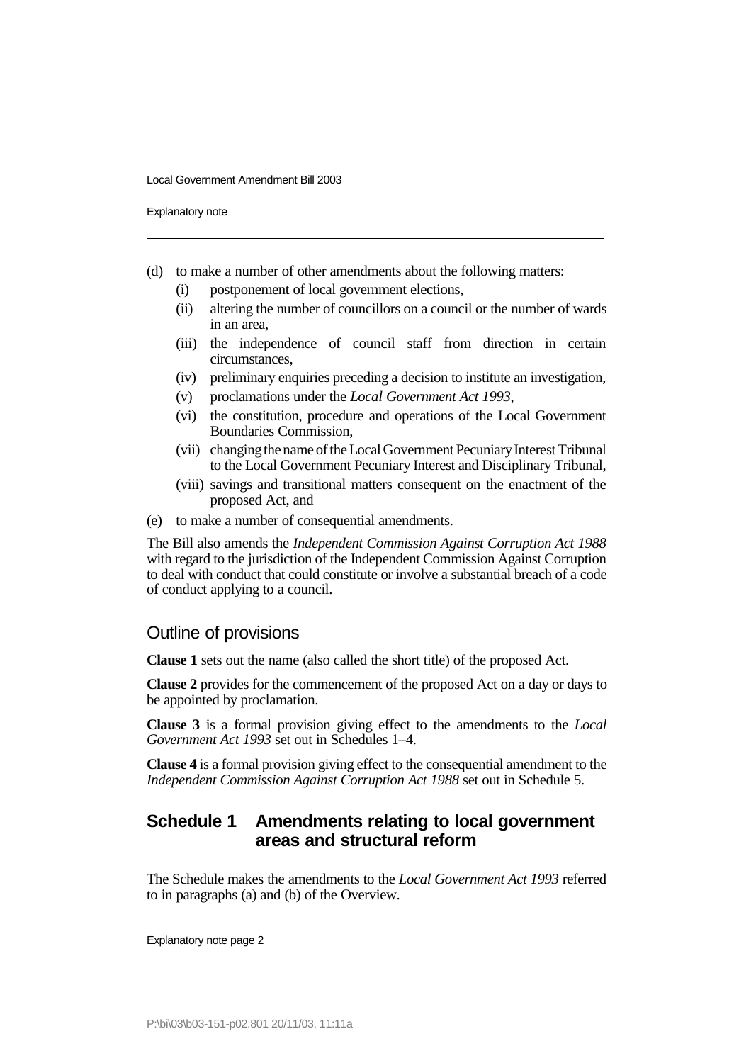(d) to make a number of other amendments about the following matters:
   - (i) postponement of local government elections,
   - (ii) altering the number of councillors on a council or the number of wards in an area,
   - (iii) the independence of council staff from direction in certain circumstances,
   - (iv) preliminary enquiries preceding a decision to institute an investigation,
   - (v) proclamations under the *Local Government Act 1993*,
   - (vi) the constitution, procedure and operations of the Local Government Boundaries Commission,
   - (vii) changing the name of the Local Government Pecuniary Interest Tribunal to the Local Government Pecuniary Interest and Disciplinary Tribunal,
   - (viii) savings and transitional matters consequent on the enactment of the proposed Act, and

(e) to make a number of consequential amendments.

The Bill also amends the *Independent Commission Against Corruption Act 1988* with regard to the jurisdiction of the Independent Commission Against Corruption to deal with conduct that could constitute or involve a substantial breach of a code of conduct applying to a council.

## Outline of provisions

**Clause 1** sets out the name (also called the short title) of the proposed Act.

**Clause 2** provides for the commencement of the proposed Act on a day or days to be appointed by proclamation.

**Clause 3** is a formal provision giving effect to the amendments to the *Local Government Act 1993* set out in Schedules 1–4.

**Clause 4** is a formal provision giving effect to the consequential amendment to the *Independent Commission Against Corruption Act 1988* set out in Schedule 5.

## Schedule 1 Amendments relating to local government areas and structural reform

The Schedule makes the amendments to the *Local Government Act 1993* referred to in paragraphs (a) and (b) of the Overview.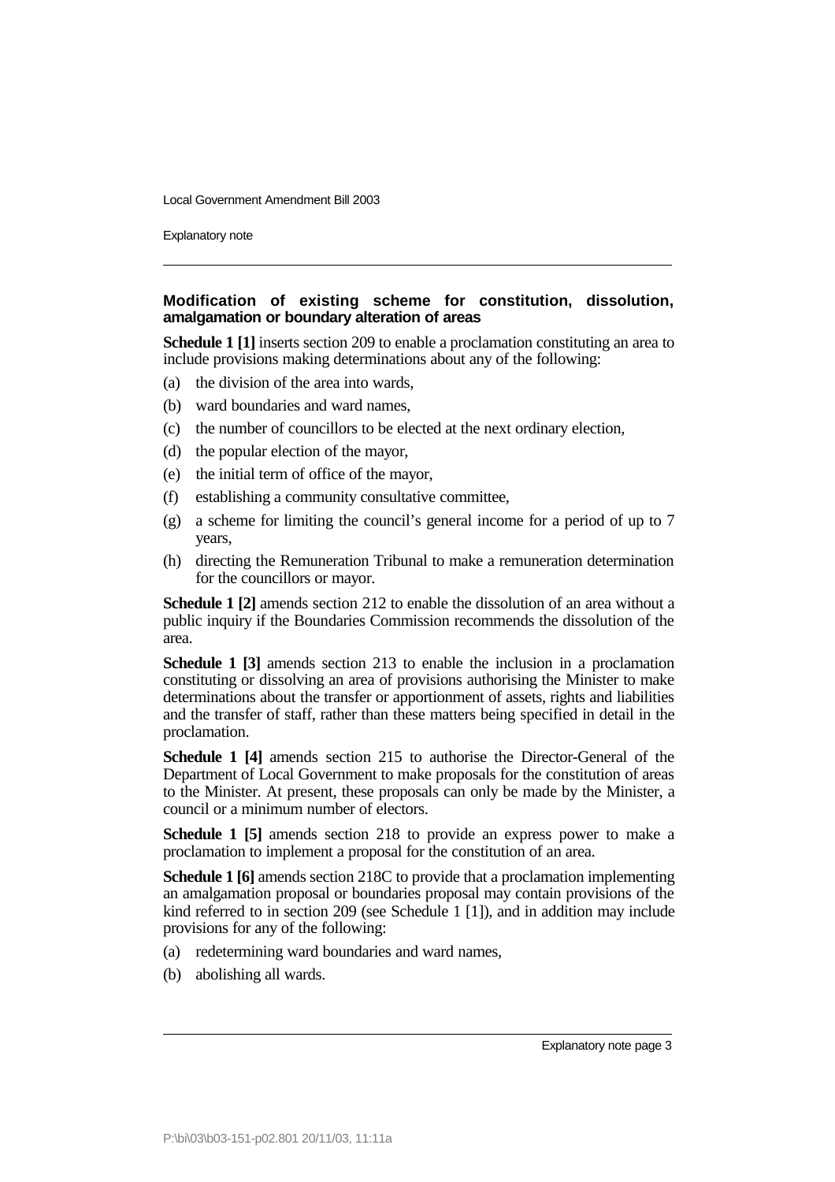### Modification of existing scheme for constitution, dissolution, amalgamation or boundary alteration of areas

**Schedule 1 [1]** inserts section 209 to enable a proclamation constituting an area to include provisions making determinations about any of the following:

(a) the division of the area into wards,

(b) ward boundaries and ward names,

(c) the number of councillors to be elected at the next ordinary election,

(d) the popular election of the mayor,

(e) the initial term of office of the mayor,

(f) establishing a community consultative committee,

(g) a scheme for limiting the council's general income for a period of up to 7 years,

(h) directing the Remuneration Tribunal to make a remuneration determination for the councillors or mayor.

**Schedule 1 [2]** amends section 212 to enable the dissolution of an area without a public inquiry if the Boundaries Commission recommends the dissolution of the area.

**Schedule 1 [3]** amends section 213 to enable the inclusion in a proclamation constituting or dissolving an area of provisions authorising the Minister to make determinations about the transfer or apportionment of assets, rights and liabilities and the transfer of staff, rather than these matters being specified in detail in the proclamation.

**Schedule 1 [4]** amends section 215 to authorise the Director-General of the Department of Local Government to make proposals for the constitution of areas to the Minister. At present, these proposals can only be made by the Minister, a council or a minimum number of electors.

**Schedule 1 [5]** amends section 218 to provide an express power to make a proclamation to implement a proposal for the constitution of an area.

**Schedule 1 [6]** amends section 218C to provide that a proclamation implementing an amalgamation proposal or boundaries proposal may contain provisions of the kind referred to in section 209 (see Schedule 1 [1]), and in addition may include provisions for any of the following:

(a) redetermining ward boundaries and ward names,

(b) abolishing all wards.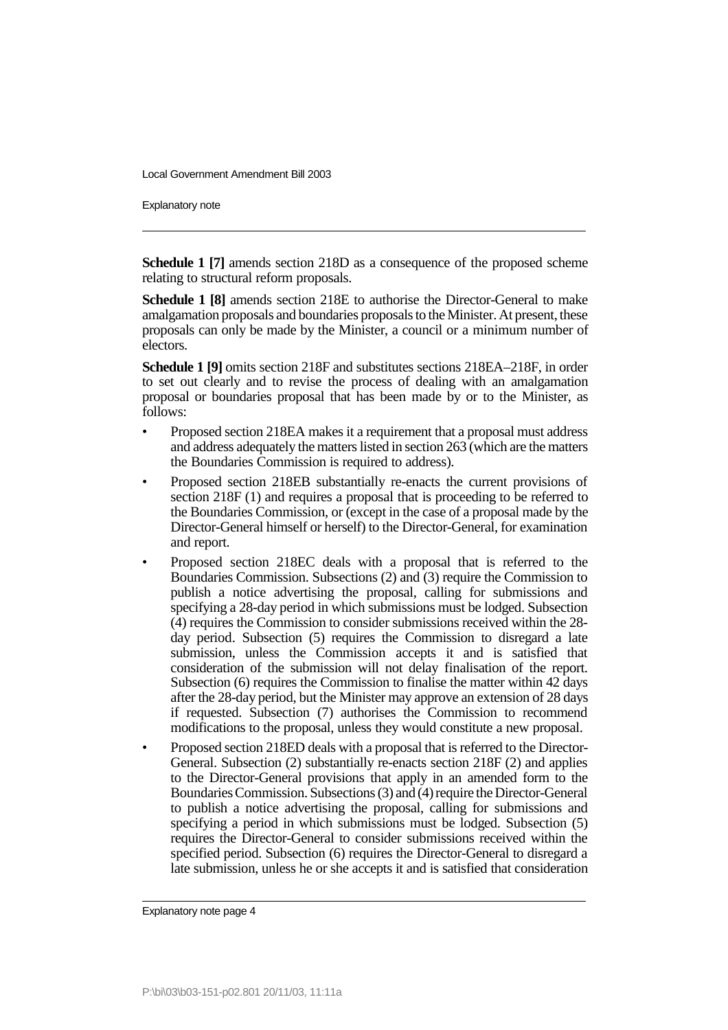**Schedule 1 [7]** amends section 218D as a consequence of the proposed scheme relating to structural reform proposals.

**Schedule 1 [8]** amends section 218E to authorise the Director-General to make amalgamation proposals and boundaries proposals to the Minister. At present, these proposals can only be made by the Minister, a council or a minimum number of electors.

**Schedule 1 [9]** omits section 218F and substitutes sections 218EA–218F, in order to set out clearly and to revise the process of dealing with an amalgamation proposal or boundaries proposal that has been made by or to the Minister, as follows:

- Proposed section 218EA makes it a requirement that a proposal must address and address adequately the matters listed in section 263 (which are the matters the Boundaries Commission is required to address).
- Proposed section 218EB substantially re-enacts the current provisions of section 218F (1) and requires a proposal that is proceeding to be referred to the Boundaries Commission, or (except in the case of a proposal made by the Director-General himself or herself) to the Director-General, for examination and report.
- Proposed section 218EC deals with a proposal that is referred to the Boundaries Commission. Subsections (2) and (3) require the Commission to publish a notice advertising the proposal, calling for submissions and specifying a 28-day period in which submissions must be lodged. Subsection (4) requires the Commission to consider submissions received within the 28-day period. Subsection (5) requires the Commission to disregard a late submission, unless the Commission accepts it and is satisfied that consideration of the submission will not delay finalisation of the report. Subsection (6) requires the Commission to finalise the matter within 42 days after the 28-day period, but the Minister may approve an extension of 28 days if requested. Subsection (7) authorises the Commission to recommend modifications to the proposal, unless they would constitute a new proposal.
- Proposed section 218ED deals with a proposal that is referred to the Director-General. Subsection (2) substantially re-enacts section 218F (2) and applies to the Director-General provisions that apply in an amended form to the Boundaries Commission. Subsections (3) and (4) require the Director-General to publish a notice advertising the proposal, calling for submissions and specifying a period in which submissions must be lodged. Subsection (5) requires the Director-General to consider submissions received within the specified period. Subsection (6) requires the Director-General to disregard a late submission, unless he or she accepts it and is satisfied that consideration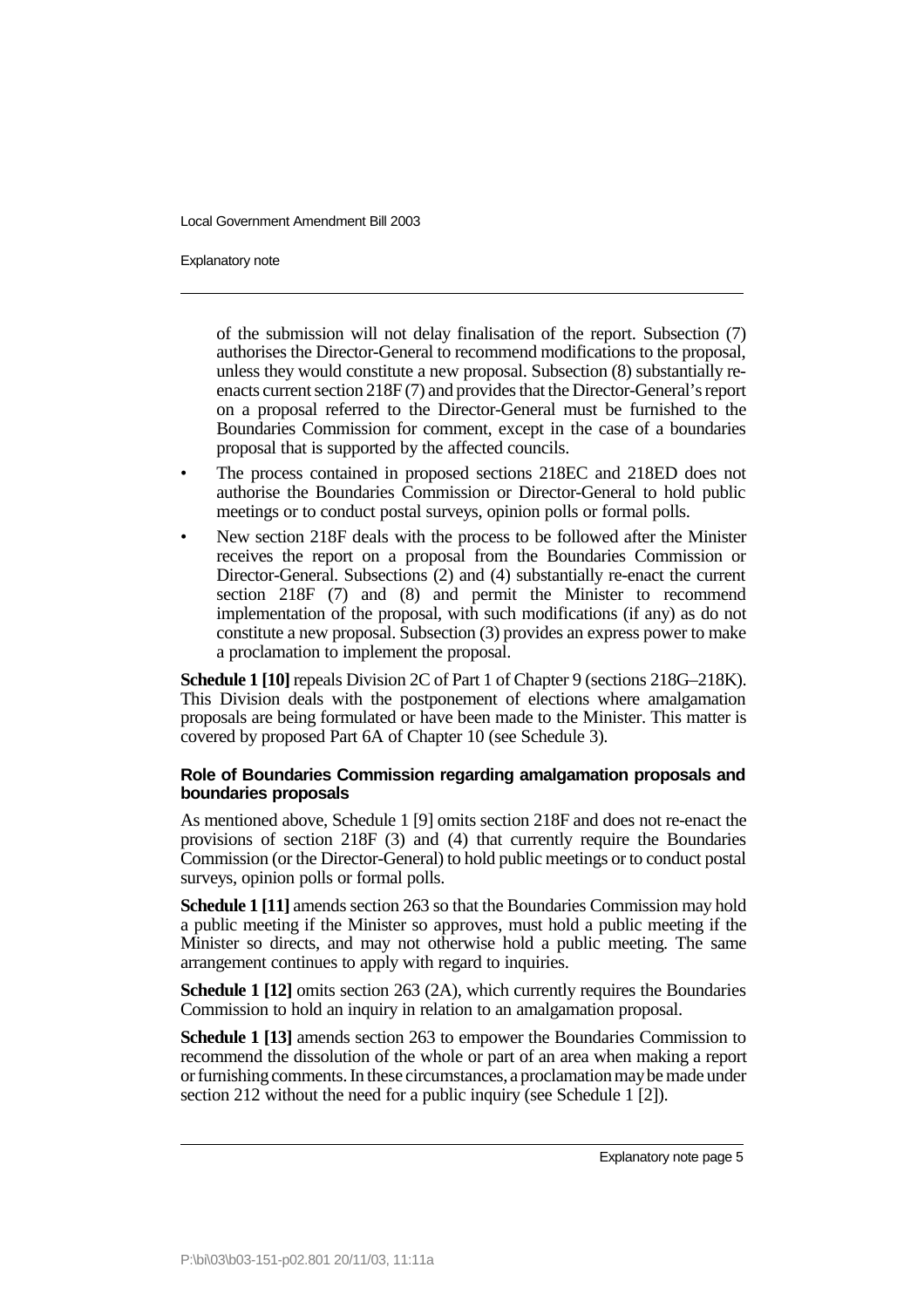of the submission will not delay finalisation of the report. Subsection (7) authorises the Director-General to recommend modifications to the proposal, unless they would constitute a new proposal. Subsection (8) substantially re-enacts current section 218F (7) and provides that the Director-General's report on a proposal referred to the Director-General must be furnished to the Boundaries Commission for comment, except in the case of a boundaries proposal that is supported by the affected councils.

- The process contained in proposed sections 218EC and 218ED does not authorise the Boundaries Commission or Director-General to hold public meetings or to conduct postal surveys, opinion polls or formal polls.
- New section 218F deals with the process to be followed after the Minister receives the report on a proposal from the Boundaries Commission or Director-General. Subsections (2) and (4) substantially re-enact the current section 218F (7) and (8) and permit the Minister to recommend implementation of the proposal, with such modifications (if any) as do not constitute a new proposal. Subsection (3) provides an express power to make a proclamation to implement the proposal.

**Schedule 1 [10]** repeals Division 2C of Part 1 of Chapter 9 (sections 218G–218K). This Division deals with the postponement of elections where amalgamation proposals are being formulated or have been made to the Minister. This matter is covered by proposed Part 6A of Chapter 10 (see Schedule 3).

**Role of Boundaries Commission regarding amalgamation proposals and boundaries proposals**

As mentioned above, Schedule 1 [9] omits section 218F and does not re-enact the provisions of section 218F (3) and (4) that currently require the Boundaries Commission (or the Director-General) to hold public meetings or to conduct postal surveys, opinion polls or formal polls.

**Schedule 1 [11]** amends section 263 so that the Boundaries Commission may hold a public meeting if the Minister so approves, must hold a public meeting if the Minister so directs, and may not otherwise hold a public meeting. The same arrangement continues to apply with regard to inquiries.

**Schedule 1 [12]** omits section 263 (2A), which currently requires the Boundaries Commission to hold an inquiry in relation to an amalgamation proposal.

**Schedule 1 [13]** amends section 263 to empower the Boundaries Commission to recommend the dissolution of the whole or part of an area when making a report or furnishing comments. In these circumstances, a proclamation may be made under section 212 without the need for a public inquiry (see Schedule 1 [2]).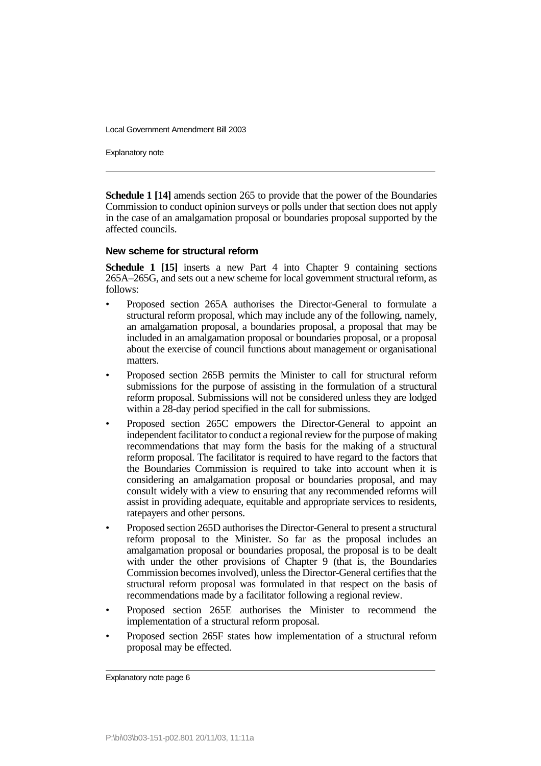**Schedule 1 [14]** amends section 265 to provide that the power of the Boundaries Commission to conduct opinion surveys or polls under that section does not apply in the case of an amalgamation proposal or boundaries proposal supported by the affected councils.

### New scheme for structural reform

**Schedule 1 [15]** inserts a new Part 4 into Chapter 9 containing sections 265A–265G, and sets out a new scheme for local government structural reform, as follows:

- Proposed section 265A authorises the Director-General to formulate a structural reform proposal, which may include any of the following, namely, an amalgamation proposal, a boundaries proposal, a proposal that may be included in an amalgamation proposal or boundaries proposal, or a proposal about the exercise of council functions about management or organisational matters.
- Proposed section 265B permits the Minister to call for structural reform submissions for the purpose of assisting in the formulation of a structural reform proposal. Submissions will not be considered unless they are lodged within a 28-day period specified in the call for submissions.
- Proposed section 265C empowers the Director-General to appoint an independent facilitator to conduct a regional review for the purpose of making recommendations that may form the basis for the making of a structural reform proposal. The facilitator is required to have regard to the factors that the Boundaries Commission is required to take into account when it is considering an amalgamation proposal or boundaries proposal, and may consult widely with a view to ensuring that any recommended reforms will assist in providing adequate, equitable and appropriate services to residents, ratepayers and other persons.
- Proposed section 265D authorises the Director-General to present a structural reform proposal to the Minister. So far as the proposal includes an amalgamation proposal or boundaries proposal, the proposal is to be dealt with under the other provisions of Chapter 9 (that is, the Boundaries Commission becomes involved), unless the Director-General certifies that the structural reform proposal was formulated in that respect on the basis of recommendations made by a facilitator following a regional review.
- Proposed section 265E authorises the Minister to recommend the implementation of a structural reform proposal.
- Proposed section 265F states how implementation of a structural reform proposal may be effected.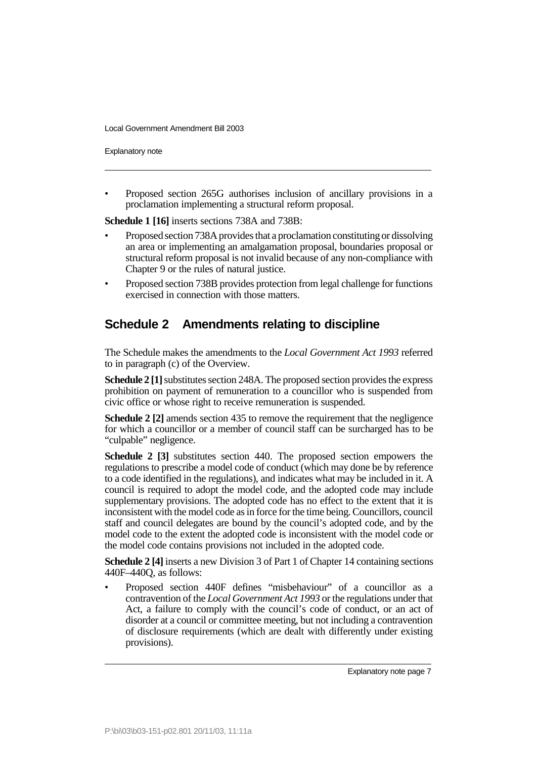- Proposed section 265G authorises inclusion of ancillary provisions in a proclamation implementing a structural reform proposal.

**Schedule 1 [16]** inserts sections 738A and 738B:

- Proposed section 738A provides that a proclamation constituting or dissolving an area or implementing an amalgamation proposal, boundaries proposal or structural reform proposal is not invalid because of any non-compliance with Chapter 9 or the rules of natural justice.
- Proposed section 738B provides protection from legal challenge for functions exercised in connection with those matters.

## Schedule 2 Amendments relating to discipline

The Schedule makes the amendments to the *Local Government Act 1993* referred to in paragraph (c) of the Overview.

**Schedule 2 [1]** substitutes section 248A. The proposed section provides the express prohibition on payment of remuneration to a councillor who is suspended from civic office or whose right to receive remuneration is suspended.

**Schedule 2 [2]** amends section 435 to remove the requirement that the negligence for which a councillor or a member of council staff can be surcharged has to be "culpable" negligence.

**Schedule 2 [3]** substitutes section 440. The proposed section empowers the regulations to prescribe a model code of conduct (which may done be by reference to a code identified in the regulations), and indicates what may be included in it. A council is required to adopt the model code, and the adopted code may include supplementary provisions. The adopted code has no effect to the extent that it is inconsistent with the model code as in force for the time being. Councillors, council staff and council delegates are bound by the council's adopted code, and by the model code to the extent the adopted code is inconsistent with the model code or the model code contains provisions not included in the adopted code.

**Schedule 2 [4]** inserts a new Division 3 of Part 1 of Chapter 14 containing sections 440F–440Q, as follows:

- Proposed section 440F defines "misbehaviour" of a councillor as a contravention of the *Local Government Act 1993* or the regulations under that Act, a failure to comply with the council's code of conduct, or an act of disorder at a council or committee meeting, but not including a contravention of disclosure requirements (which are dealt with differently under existing provisions).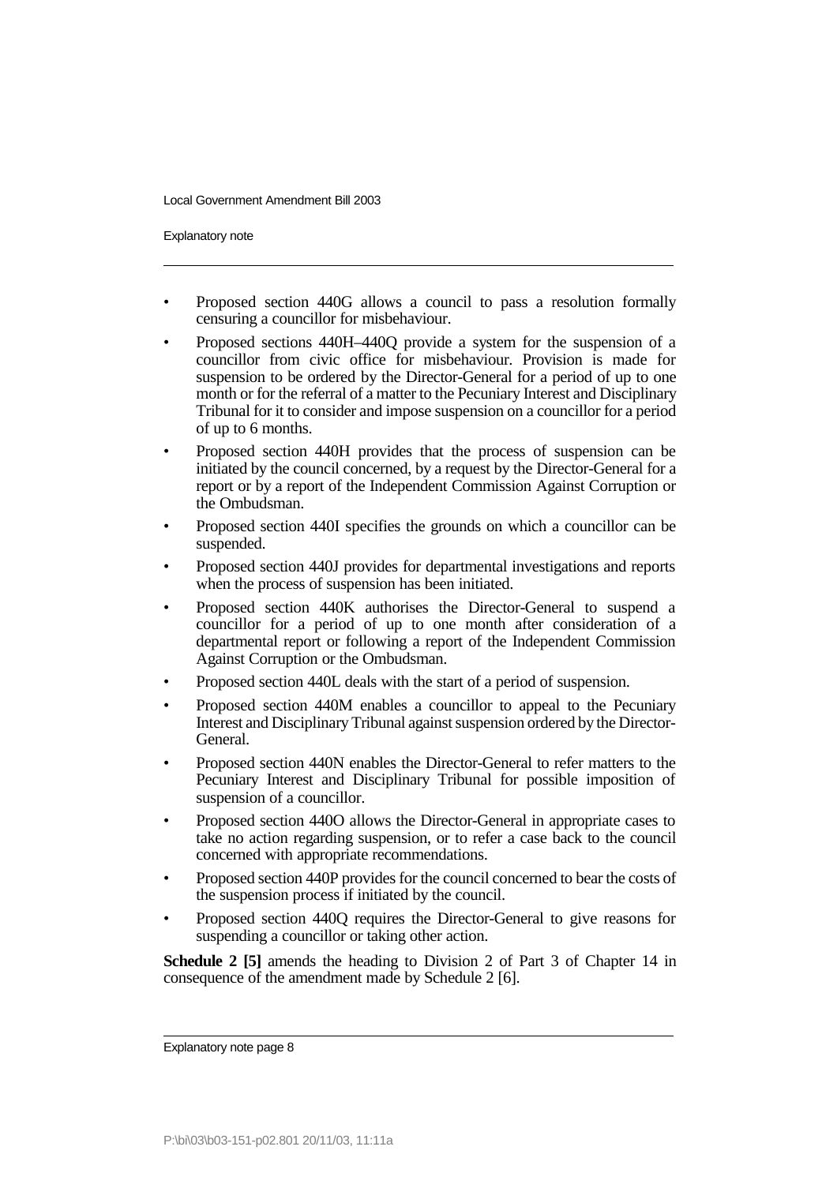- Proposed section 440G allows a council to pass a resolution formally censuring a councillor for misbehaviour.
- Proposed sections 440H–440Q provide a system for the suspension of a councillor from civic office for misbehaviour. Provision is made for suspension to be ordered by the Director-General for a period of up to one month or for the referral of a matter to the Pecuniary Interest and Disciplinary Tribunal for it to consider and impose suspension on a councillor for a period of up to 6 months.
- Proposed section 440H provides that the process of suspension can be initiated by the council concerned, by a request by the Director-General for a report or by a report of the Independent Commission Against Corruption or the Ombudsman.
- Proposed section 440I specifies the grounds on which a councillor can be suspended.
- Proposed section 440J provides for departmental investigations and reports when the process of suspension has been initiated.
- Proposed section 440K authorises the Director-General to suspend a councillor for a period of up to one month after consideration of a departmental report or following a report of the Independent Commission Against Corruption or the Ombudsman.
- Proposed section 440L deals with the start of a period of suspension.
- Proposed section 440M enables a councillor to appeal to the Pecuniary Interest and Disciplinary Tribunal against suspension ordered by the Director-General.
- Proposed section 440N enables the Director-General to refer matters to the Pecuniary Interest and Disciplinary Tribunal for possible imposition of suspension of a councillor.
- Proposed section 440O allows the Director-General in appropriate cases to take no action regarding suspension, or to refer a case back to the council concerned with appropriate recommendations.
- Proposed section 440P provides for the council concerned to bear the costs of the suspension process if initiated by the council.
- Proposed section 440Q requires the Director-General to give reasons for suspending a councillor or taking other action.

**Schedule 2 [5]** amends the heading to Division 2 of Part 3 of Chapter 14 in consequence of the amendment made by Schedule 2 [6].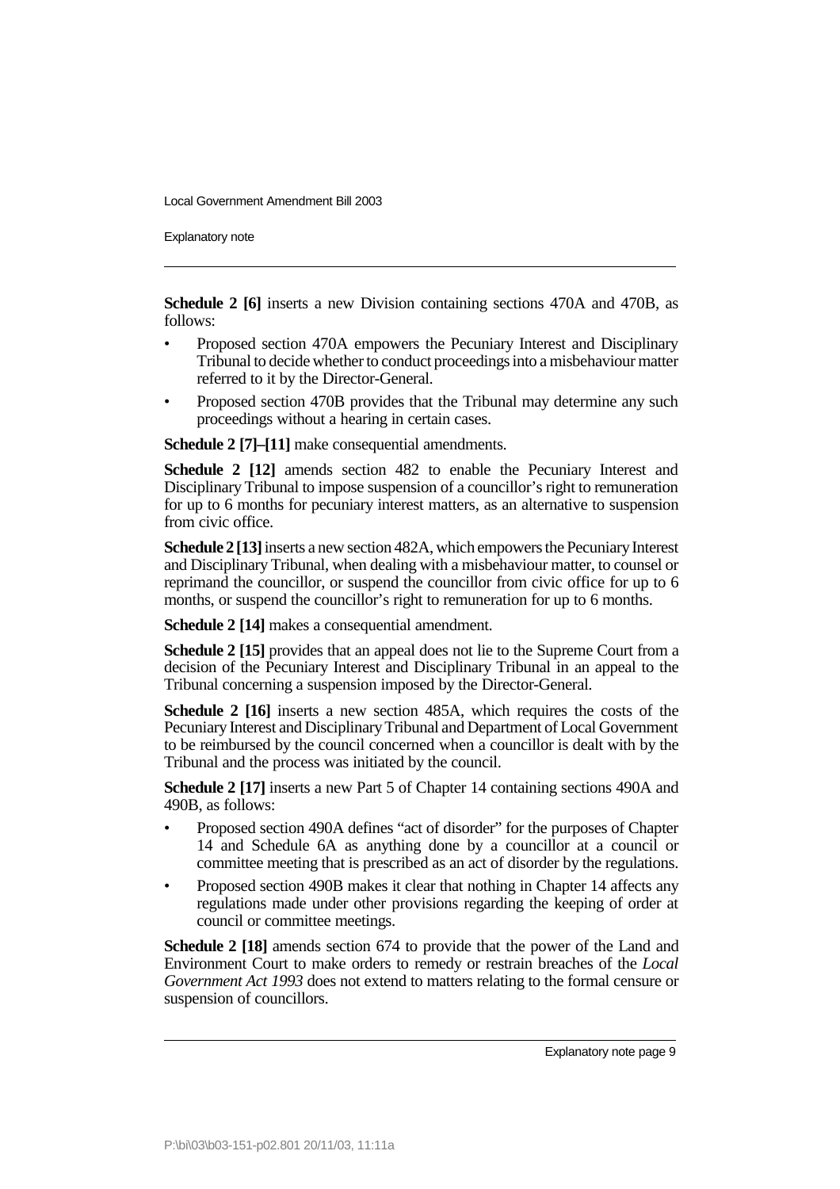**Schedule 2 [6]** inserts a new Division containing sections 470A and 470B, as follows:

- Proposed section 470A empowers the Pecuniary Interest and Disciplinary Tribunal to decide whether to conduct proceedings into a misbehaviour matter referred to it by the Director-General.
- Proposed section 470B provides that the Tribunal may determine any such proceedings without a hearing in certain cases.

**Schedule 2 [7]–[11]** make consequential amendments.

**Schedule 2 [12]** amends section 482 to enable the Pecuniary Interest and Disciplinary Tribunal to impose suspension of a councillor's right to remuneration for up to 6 months for pecuniary interest matters, as an alternative to suspension from civic office.

**Schedule 2 [13]** inserts a new section 482A, which empowers the Pecuniary Interest and Disciplinary Tribunal, when dealing with a misbehaviour matter, to counsel or reprimand the councillor, or suspend the councillor from civic office for up to 6 months, or suspend the councillor's right to remuneration for up to 6 months.

**Schedule 2 [14]** makes a consequential amendment.

**Schedule 2 [15]** provides that an appeal does not lie to the Supreme Court from a decision of the Pecuniary Interest and Disciplinary Tribunal in an appeal to the Tribunal concerning a suspension imposed by the Director-General.

**Schedule 2 [16]** inserts a new section 485A, which requires the costs of the Pecuniary Interest and Disciplinary Tribunal and Department of Local Government to be reimbursed by the council concerned when a councillor is dealt with by the Tribunal and the process was initiated by the council.

**Schedule 2 [17]** inserts a new Part 5 of Chapter 14 containing sections 490A and 490B, as follows:

- Proposed section 490A defines "act of disorder" for the purposes of Chapter 14 and Schedule 6A as anything done by a councillor at a council or committee meeting that is prescribed as an act of disorder by the regulations.
- Proposed section 490B makes it clear that nothing in Chapter 14 affects any regulations made under other provisions regarding the keeping of order at council or committee meetings.

**Schedule 2 [18]** amends section 674 to provide that the power of the Land and Environment Court to make orders to remedy or restrain breaches of the *Local Government Act 1993* does not extend to matters relating to the formal censure or suspension of councillors.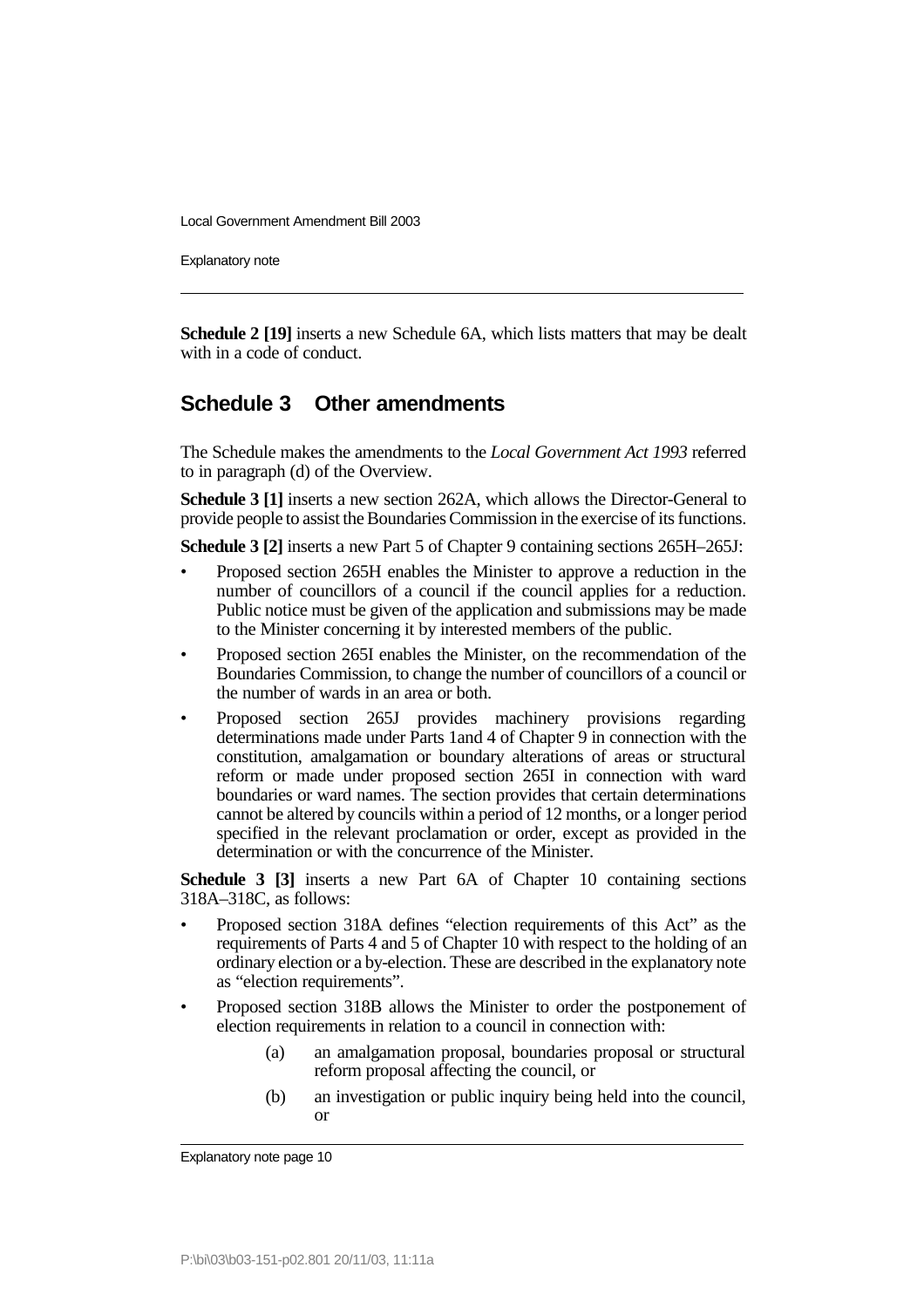**Schedule 2 [19]** inserts a new Schedule 6A, which lists matters that may be dealt with in a code of conduct.

## Schedule 3 Other amendments

The Schedule makes the amendments to the *Local Government Act 1993* referred to in paragraph (d) of the Overview.

**Schedule 3 [1]** inserts a new section 262A, which allows the Director-General to provide people to assist the Boundaries Commission in the exercise of its functions.

**Schedule 3 [2]** inserts a new Part 5 of Chapter 9 containing sections 265H–265J:

- Proposed section 265H enables the Minister to approve a reduction in the number of councillors of a council if the council applies for a reduction. Public notice must be given of the application and submissions may be made to the Minister concerning it by interested members of the public.
- Proposed section 265I enables the Minister, on the recommendation of the Boundaries Commission, to change the number of councillors of a council or the number of wards in an area or both.
- Proposed section 265J provides machinery provisions regarding determinations made under Parts 1and 4 of Chapter 9 in connection with the constitution, amalgamation or boundary alterations of areas or structural reform or made under proposed section 265I in connection with ward boundaries or ward names. The section provides that certain determinations cannot be altered by councils within a period of 12 months, or a longer period specified in the relevant proclamation or order, except as provided in the determination or with the concurrence of the Minister.

**Schedule 3 [3]** inserts a new Part 6A of Chapter 10 containing sections 318A–318C, as follows:

- Proposed section 318A defines "election requirements of this Act" as the requirements of Parts 4 and 5 of Chapter 10 with respect to the holding of an ordinary election or a by-election. These are described in the explanatory note as "election requirements".
- Proposed section 318B allows the Minister to order the postponement of election requirements in relation to a council in connection with:
  - (a) an amalgamation proposal, boundaries proposal or structural reform proposal affecting the council, or
  - (b) an investigation or public inquiry being held into the council, or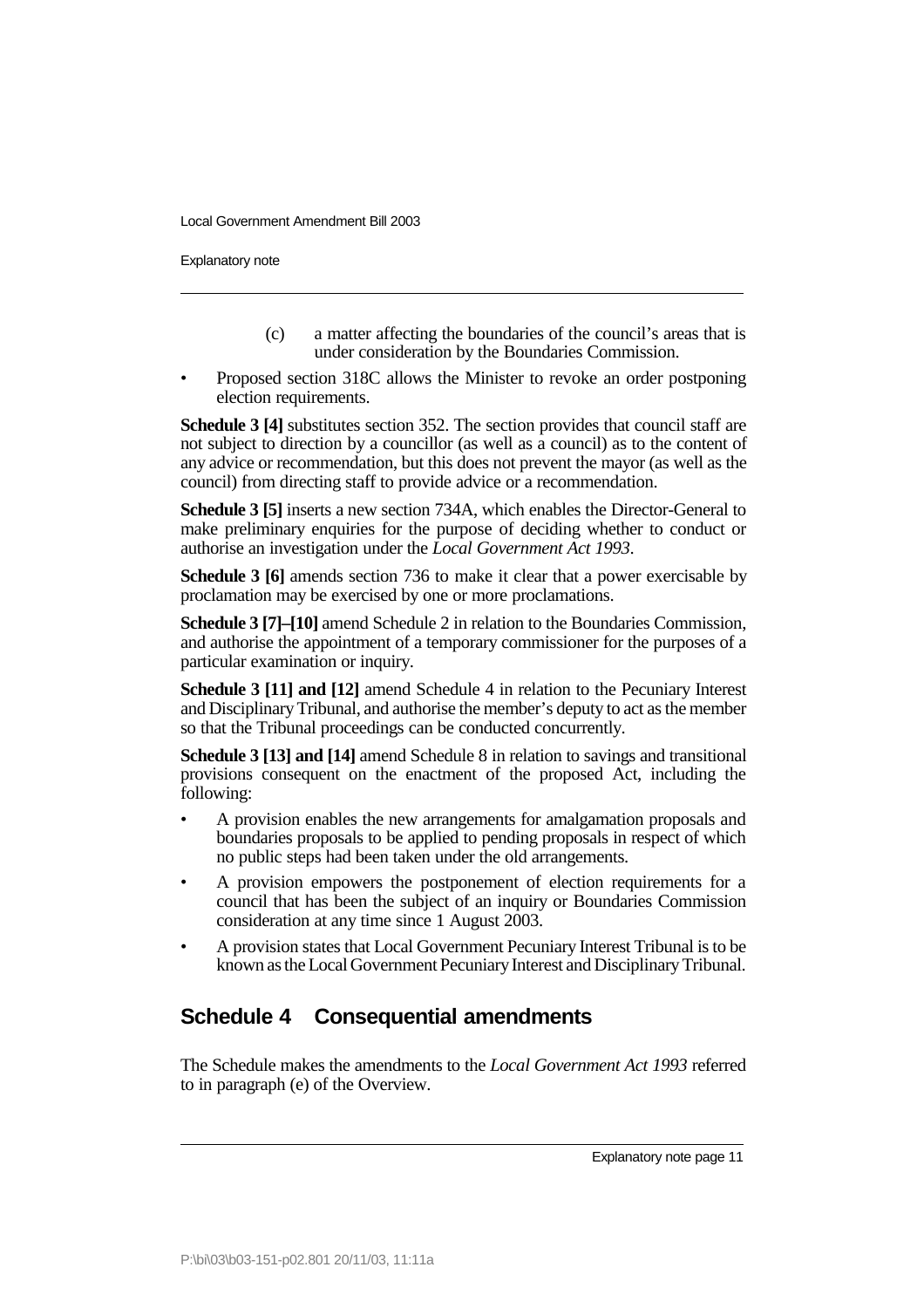(c) a matter affecting the boundaries of the council's areas that is under consideration by the Boundaries Commission.

- Proposed section 318C allows the Minister to revoke an order postponing election requirements.

**Schedule 3 [4]** substitutes section 352. The section provides that council staff are not subject to direction by a councillor (as well as a council) as to the content of any advice or recommendation, but this does not prevent the mayor (as well as the council) from directing staff to provide advice or a recommendation.

**Schedule 3 [5]** inserts a new section 734A, which enables the Director-General to make preliminary enquiries for the purpose of deciding whether to conduct or authorise an investigation under the *Local Government Act 1993*.

**Schedule 3 [6]** amends section 736 to make it clear that a power exercisable by proclamation may be exercised by one or more proclamations.

**Schedule 3 [7]–[10]** amend Schedule 2 in relation to the Boundaries Commission, and authorise the appointment of a temporary commissioner for the purposes of a particular examination or inquiry.

**Schedule 3 [11] and [12]** amend Schedule 4 in relation to the Pecuniary Interest and Disciplinary Tribunal, and authorise the member's deputy to act as the member so that the Tribunal proceedings can be conducted concurrently.

**Schedule 3 [13] and [14]** amend Schedule 8 in relation to savings and transitional provisions consequent on the enactment of the proposed Act, including the following:

- A provision enables the new arrangements for amalgamation proposals and boundaries proposals to be applied to pending proposals in respect of which no public steps had been taken under the old arrangements.
- A provision empowers the postponement of election requirements for a council that has been the subject of an inquiry or Boundaries Commission consideration at any time since 1 August 2003.
- A provision states that Local Government Pecuniary Interest Tribunal is to be known as the Local Government Pecuniary Interest and Disciplinary Tribunal.

## Schedule 4 Consequential amendments

The Schedule makes the amendments to the *Local Government Act 1993* referred to in paragraph (e) of the Overview.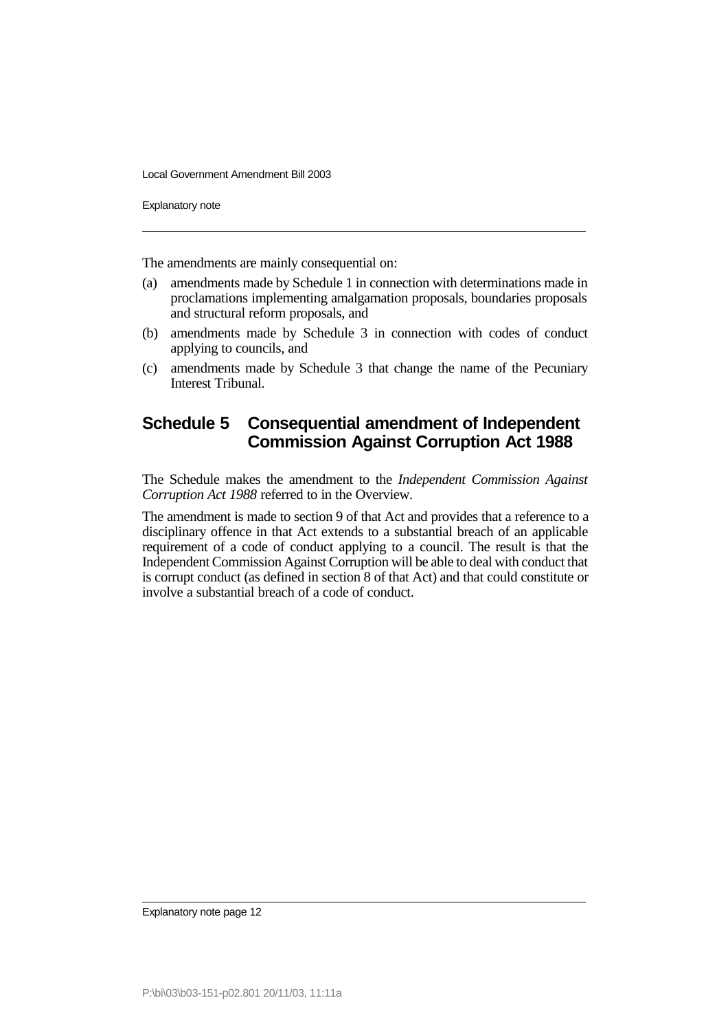The amendments are mainly consequential on:

(a) amendments made by Schedule 1 in connection with determinations made in proclamations implementing amalgamation proposals, boundaries proposals and structural reform proposals, and

(b) amendments made by Schedule 3 in connection with codes of conduct applying to councils, and

(c) amendments made by Schedule 3 that change the name of the Pecuniary Interest Tribunal.

## Schedule 5 Consequential amendment of Independent Commission Against Corruption Act 1988

The Schedule makes the amendment to the *Independent Commission Against Corruption Act 1988* referred to in the Overview.

The amendment is made to section 9 of that Act and provides that a reference to a disciplinary offence in that Act extends to a substantial breach of an applicable requirement of a code of conduct applying to a council. The result is that the Independent Commission Against Corruption will be able to deal with conduct that is corrupt conduct (as defined in section 8 of that Act) and that could constitute or involve a substantial breach of a code of conduct.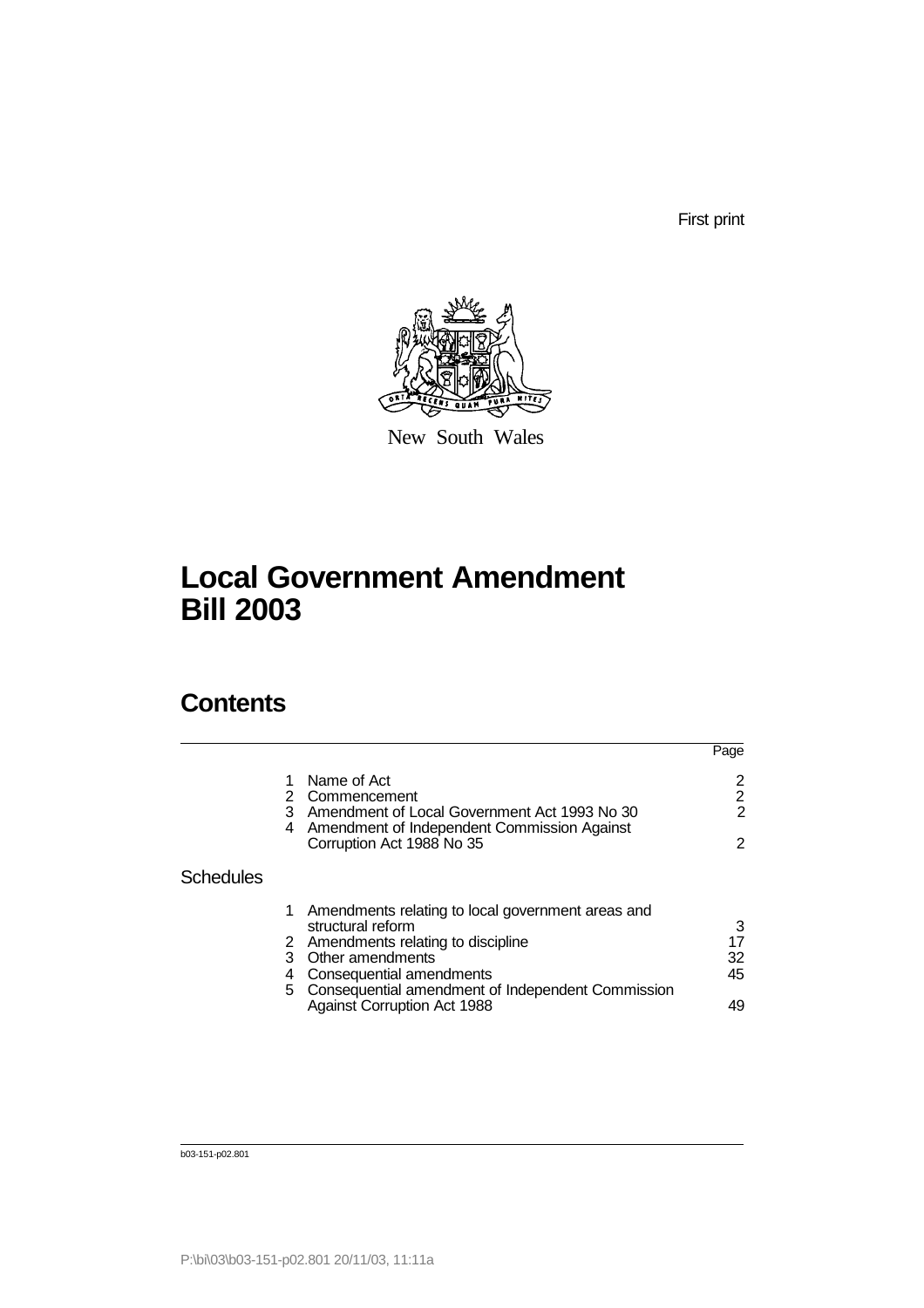First print

New South Wales

# Local Government Amendment Bill 2003

## Contents

| | | Page |
|---|---|---|
| 1 | Name of Act | 2 |
| 2 | Commencement | 2 |
| 3 | Amendment of Local Government Act 1993 No 30 | 2 |
| 4 | Amendment of Independent Commission Against Corruption Act 1988 No 35 | 2 |

**Schedules**

| | | |
|---|---|---|
| 1 | Amendments relating to local government areas and structural reform | 3 |
| 2 | Amendments relating to discipline | 17 |
| 3 | Other amendments | 32 |
| 4 | Consequential amendments | 45 |
| 5 | Consequential amendment of Independent Commission Against Corruption Act 1988 | 49 |

b03-151-p02.801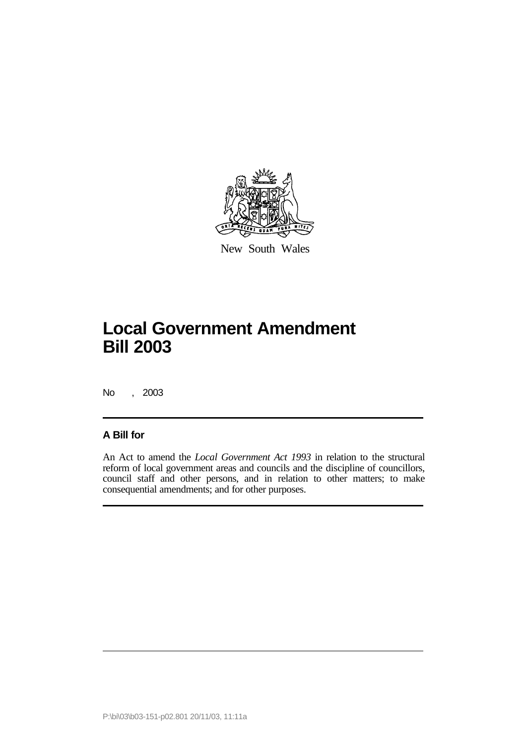New South Wales

# Local Government Amendment Bill 2003

No , 2003

## A Bill for

An Act to amend the *Local Government Act 1993* in relation to the structural reform of local government areas and councils and the discipline of councillors, council staff and other persons, and in relation to other matters; to make consequential amendments; and for other purposes.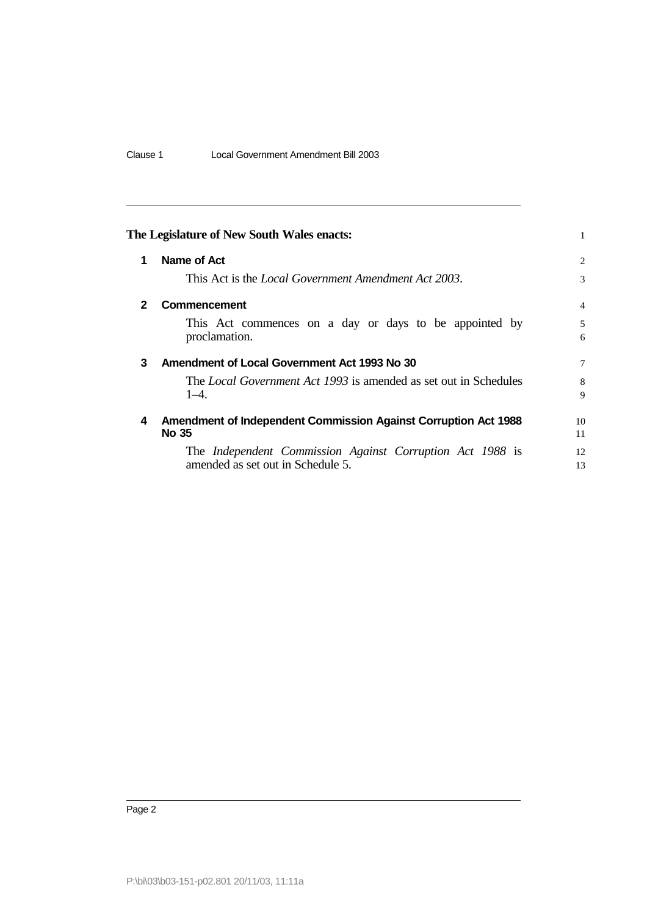**The Legislature of New South Wales enacts:**

## 1 Name of Act

This Act is the *Local Government Amendment Act 2003*.

## 2 Commencement

This Act commences on a day or days to be appointed by proclamation.

## 3 Amendment of Local Government Act 1993 No 30

The *Local Government Act 1993* is amended as set out in Schedules 1–4.

## 4 Amendment of Independent Commission Against Corruption Act 1988 No 35

The *Independent Commission Against Corruption Act 1988* is amended as set out in Schedule 5.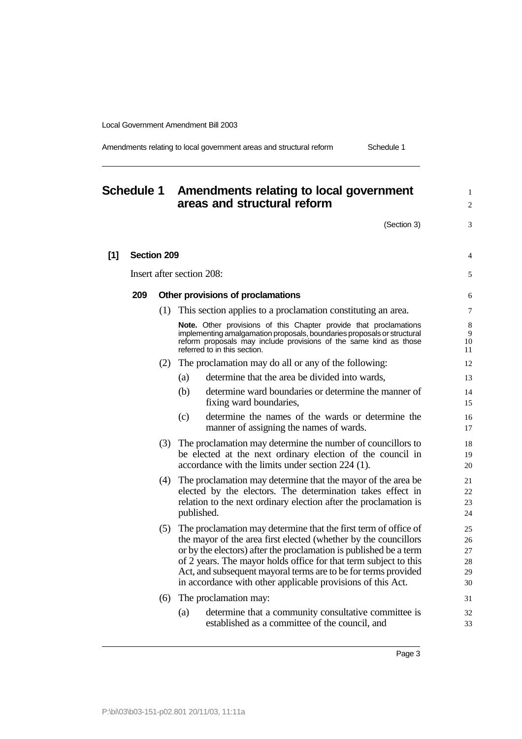# Schedule 1 Amendments relating to local government areas and structural reform

(Section 3)

**[1] Section 209**

Insert after section 208:

### 209 Other provisions of proclamations

(1) This section applies to a proclamation constituting an area.

**Note.** Other provisions of this Chapter provide that proclamations implementing amalgamation proposals, boundaries proposals or structural reform proposals may include provisions of the same kind as those referred to in this section.

(2) The proclamation may do all or any of the following:

(a) determine that the area be divided into wards,

(b) determine ward boundaries or determine the manner of fixing ward boundaries,

(c) determine the names of the wards or determine the manner of assigning the names of wards.

(3) The proclamation may determine the number of councillors to be elected at the next ordinary election of the council in accordance with the limits under section 224 (1).

(4) The proclamation may determine that the mayor of the area be elected by the electors. The determination takes effect in relation to the next ordinary election after the proclamation is published.

(5) The proclamation may determine that the first term of office of the mayor of the area first elected (whether by the councillors or by the electors) after the proclamation is published be a term of 2 years. The mayor holds office for that term subject to this Act, and subsequent mayoral terms are to be for terms provided in accordance with other applicable provisions of this Act.

(6) The proclamation may:

(a) determine that a community consultative committee is established as a committee of the council, and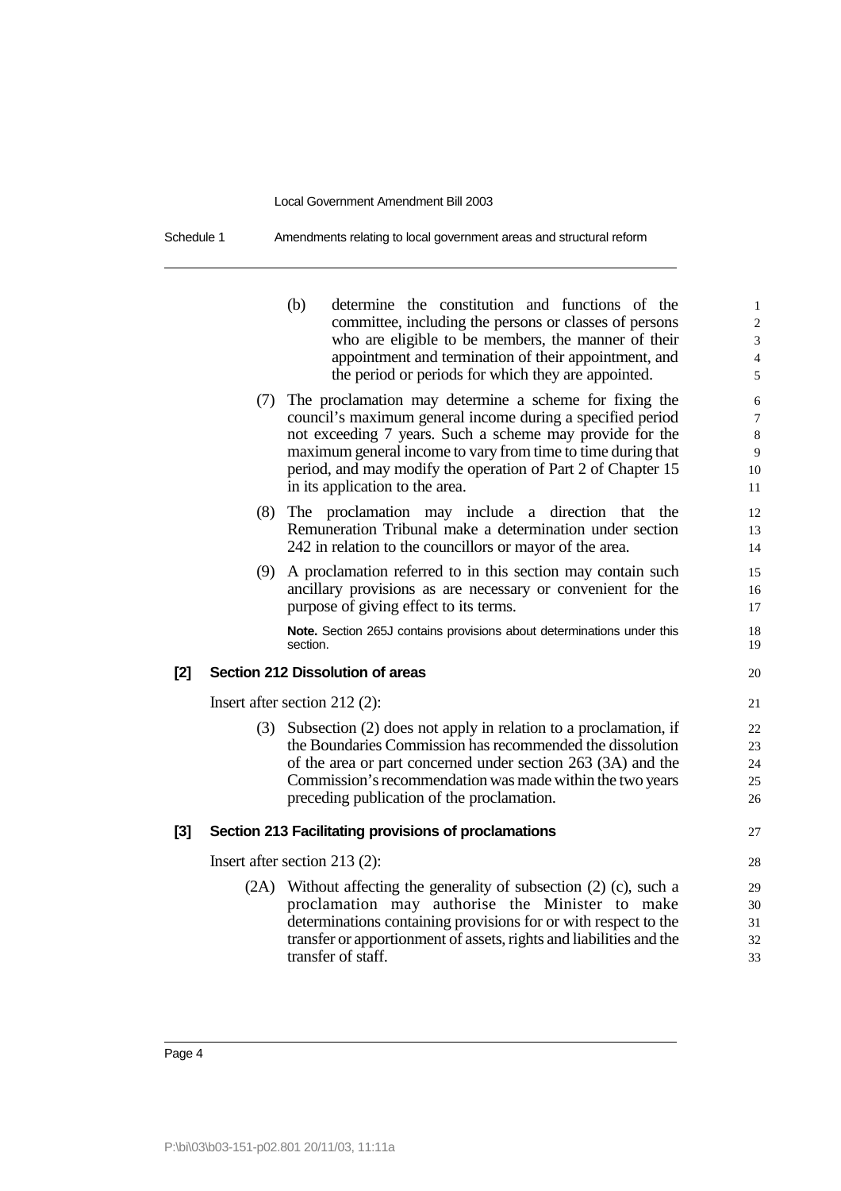(b) determine the constitution and functions of the committee, including the persons or classes of persons who are eligible to be members, the manner of their appointment and termination of their appointment, and the period or periods for which they are appointed.

(7) The proclamation may determine a scheme for fixing the council's maximum general income during a specified period not exceeding 7 years. Such a scheme may provide for the maximum general income to vary from time to time during that period, and may modify the operation of Part 2 of Chapter 15 in its application to the area.

(8) The proclamation may include a direction that the Remuneration Tribunal make a determination under section 242 in relation to the councillors or mayor of the area.

(9) A proclamation referred to in this section may contain such ancillary provisions as are necessary or convenient for the purpose of giving effect to its terms.

**Note.** Section 265J contains provisions about determinations under this section.

**[2] Section 212 Dissolution of areas**

Insert after section 212 (2):

(3) Subsection (2) does not apply in relation to a proclamation, if the Boundaries Commission has recommended the dissolution of the area or part concerned under section 263 (3A) and the Commission's recommendation was made within the two years preceding publication of the proclamation.

**[3] Section 213 Facilitating provisions of proclamations**

Insert after section 213 (2):

(2A) Without affecting the generality of subsection (2) (c), such a proclamation may authorise the Minister to make determinations containing provisions for or with respect to the transfer or apportionment of assets, rights and liabilities and the transfer of staff.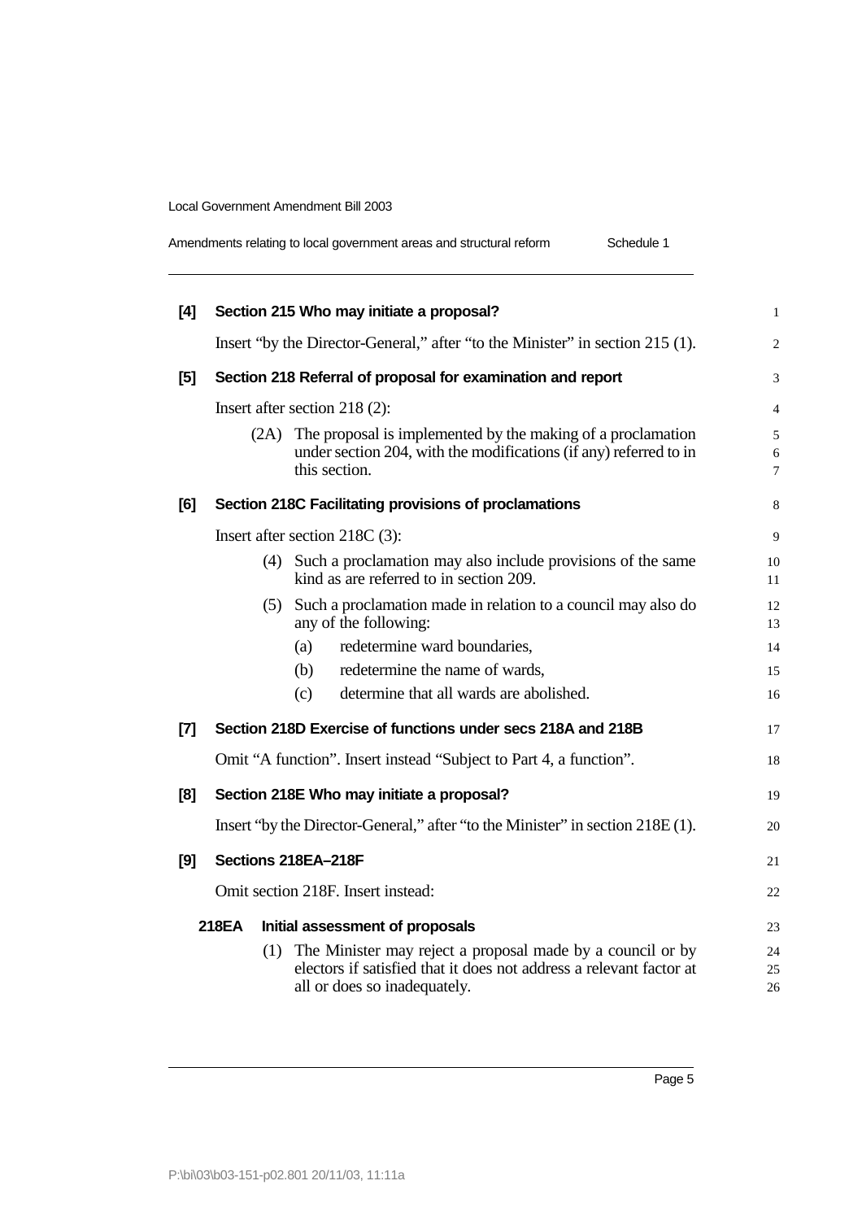**[4] Section 215 Who may initiate a proposal?**

Insert "by the Director-General," after "to the Minister" in section 215 (1).

**[5] Section 218 Referral of proposal for examination and report**

Insert after section 218 (2):

(2A) The proposal is implemented by the making of a proclamation under section 204, with the modifications (if any) referred to in this section.

**[6] Section 218C Facilitating provisions of proclamations**

Insert after section 218C (3):

(4) Such a proclamation may also include provisions of the same kind as are referred to in section 209.

(5) Such a proclamation made in relation to a council may also do any of the following:

(a) redetermine ward boundaries,

(b) redetermine the name of wards,

(c) determine that all wards are abolished.

**[7] Section 218D Exercise of functions under secs 218A and 218B**

Omit "A function". Insert instead "Subject to Part 4, a function".

**[8] Section 218E Who may initiate a proposal?**

Insert "by the Director-General," after "to the Minister" in section 218E (1).

**[9] Sections 218EA–218F**

Omit section 218F. Insert instead:

**218EA Initial assessment of proposals**

(1) The Minister may reject a proposal made by a council or by electors if satisfied that it does not address a relevant factor at all or does so inadequately.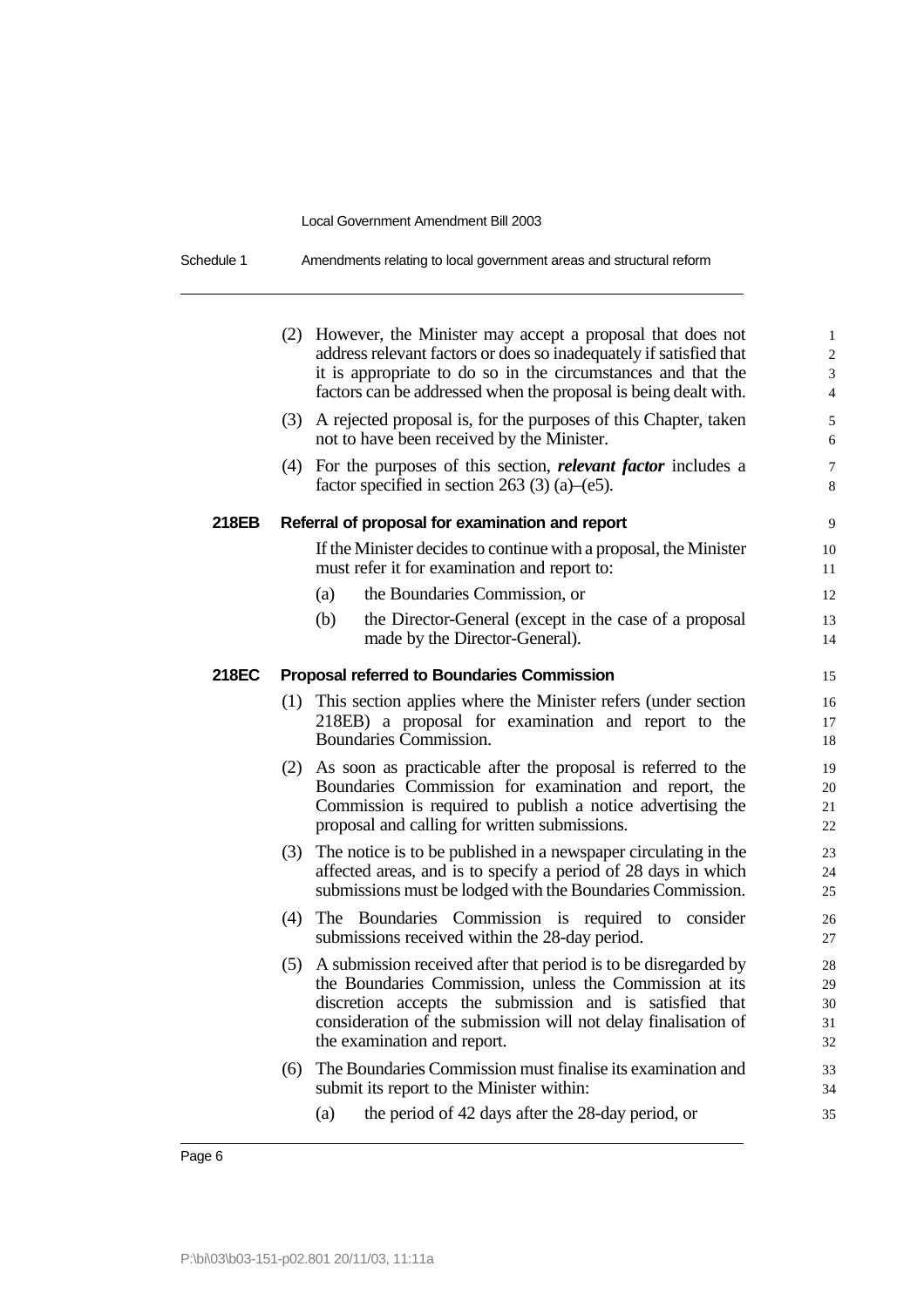(2) However, the Minister may accept a proposal that does not address relevant factors or does so inadequately if satisfied that it is appropriate to do so in the circumstances and that the factors can be addressed when the proposal is being dealt with.

(3) A rejected proposal is, for the purposes of this Chapter, taken not to have been received by the Minister.

(4) For the purposes of this section, ***relevant factor*** includes a factor specified in section 263 (3) (a)–(e5).

**218EB Referral of proposal for examination and report**

If the Minister decides to continue with a proposal, the Minister must refer it for examination and report to:

(a) the Boundaries Commission, or

(b) the Director-General (except in the case of a proposal made by the Director-General).

**218EC Proposal referred to Boundaries Commission**

(1) This section applies where the Minister refers (under section 218EB) a proposal for examination and report to the Boundaries Commission.

(2) As soon as practicable after the proposal is referred to the Boundaries Commission for examination and report, the Commission is required to publish a notice advertising the proposal and calling for written submissions.

(3) The notice is to be published in a newspaper circulating in the affected areas, and is to specify a period of 28 days in which submissions must be lodged with the Boundaries Commission.

(4) The Boundaries Commission is required to consider submissions received within the 28-day period.

(5) A submission received after that period is to be disregarded by the Boundaries Commission, unless the Commission at its discretion accepts the submission and is satisfied that consideration of the submission will not delay finalisation of the examination and report.

(6) The Boundaries Commission must finalise its examination and submit its report to the Minister within:

(a) the period of 42 days after the 28-day period, or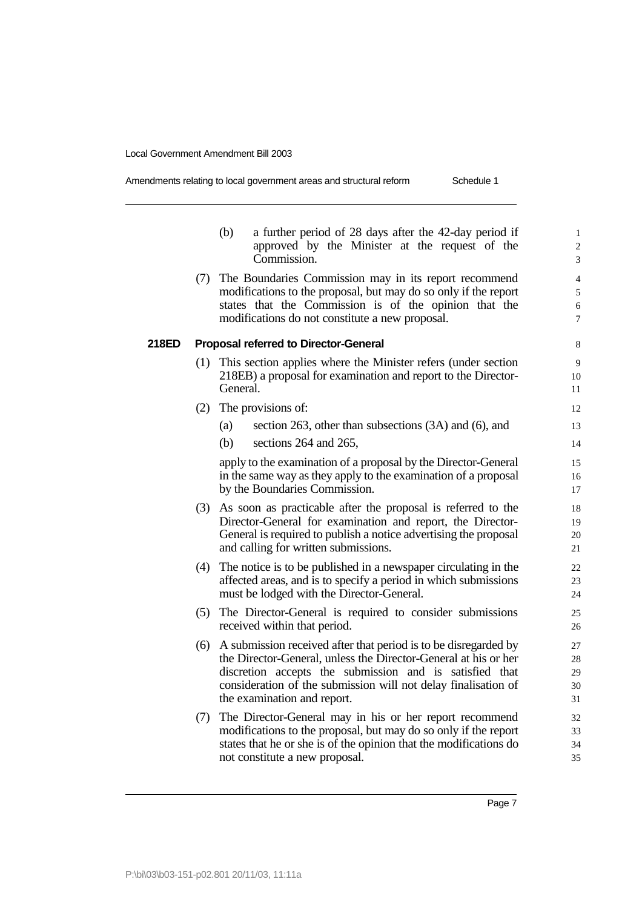(b) a further period of 28 days after the 42-day period if approved by the Minister at the request of the Commission.

(7) The Boundaries Commission may in its report recommend modifications to the proposal, but may do so only if the report states that the Commission is of the opinion that the modifications do not constitute a new proposal.

### 218ED Proposal referred to Director-General

(1) This section applies where the Minister refers (under section 218EB) a proposal for examination and report to the Director-General.

(2) The provisions of:

(a) section 263, other than subsections (3A) and (6), and

(b) sections 264 and 265,

apply to the examination of a proposal by the Director-General in the same way as they apply to the examination of a proposal by the Boundaries Commission.

(3) As soon as practicable after the proposal is referred to the Director-General for examination and report, the Director-General is required to publish a notice advertising the proposal and calling for written submissions.

(4) The notice is to be published in a newspaper circulating in the affected areas, and is to specify a period in which submissions must be lodged with the Director-General.

(5) The Director-General is required to consider submissions received within that period.

(6) A submission received after that period is to be disregarded by the Director-General, unless the Director-General at his or her discretion accepts the submission and is satisfied that consideration of the submission will not delay finalisation of the examination and report.

(7) The Director-General may in his or her report recommend modifications to the proposal, but may do so only if the report states that he or she is of the opinion that the modifications do not constitute a new proposal.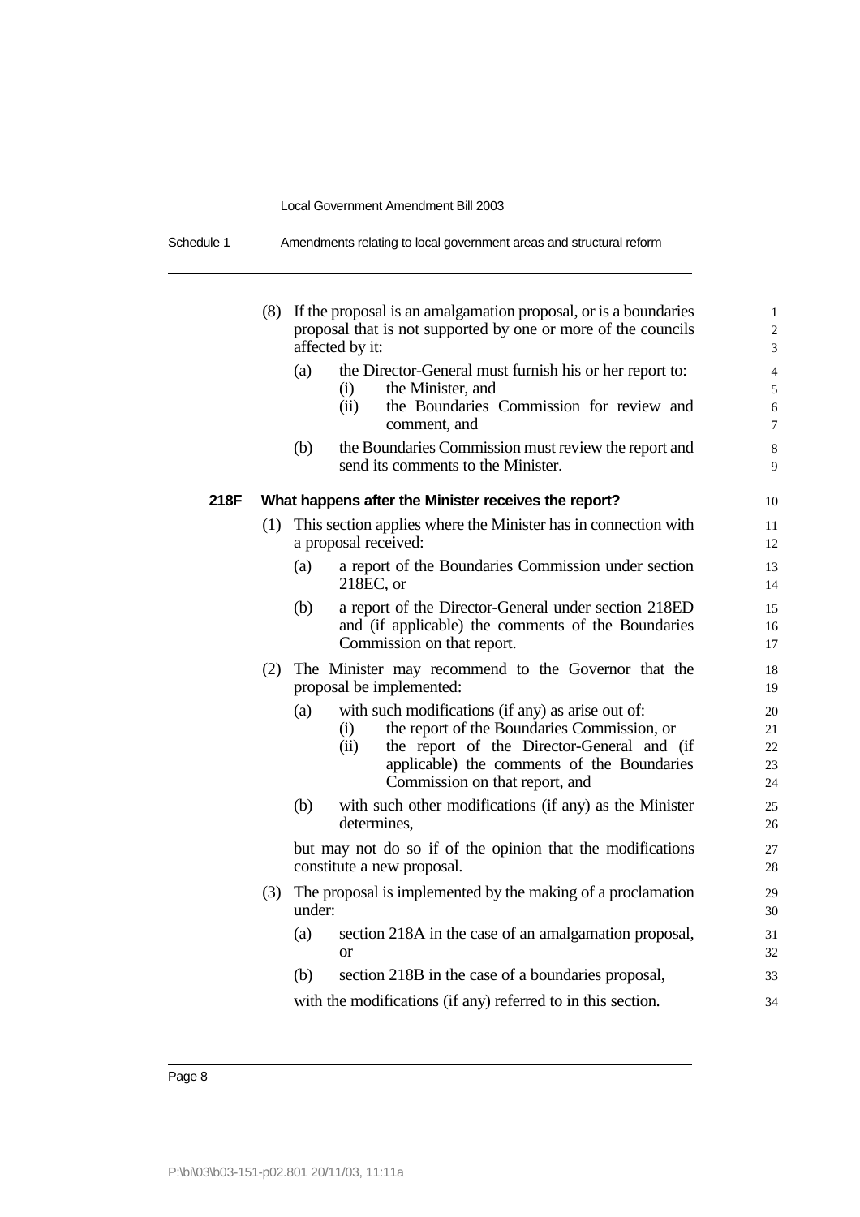(8) If the proposal is an amalgamation proposal, or is a boundaries proposal that is not supported by one or more of the councils affected by it:

   (a) the Director-General must furnish his or her report to:

      (i) the Minister, and

      (ii) the Boundaries Commission for review and comment, and

   (b) the Boundaries Commission must review the report and send its comments to the Minister.

### 218F What happens after the Minister receives the report?

(1) This section applies where the Minister has in connection with a proposal received:

   (a) a report of the Boundaries Commission under section 218EC, or

   (b) a report of the Director-General under section 218ED and (if applicable) the comments of the Boundaries Commission on that report.

(2) The Minister may recommend to the Governor that the proposal be implemented:

   (a) with such modifications (if any) as arise out of:

      (i) the report of the Boundaries Commission, or

      (ii) the report of the Director-General and (if applicable) the comments of the Boundaries Commission on that report, and

   (b) with such other modifications (if any) as the Minister determines,

   but may not do so if of the opinion that the modifications constitute a new proposal.

(3) The proposal is implemented by the making of a proclamation under:

   (a) section 218A in the case of an amalgamation proposal, or

   (b) section 218B in the case of a boundaries proposal,

   with the modifications (if any) referred to in this section.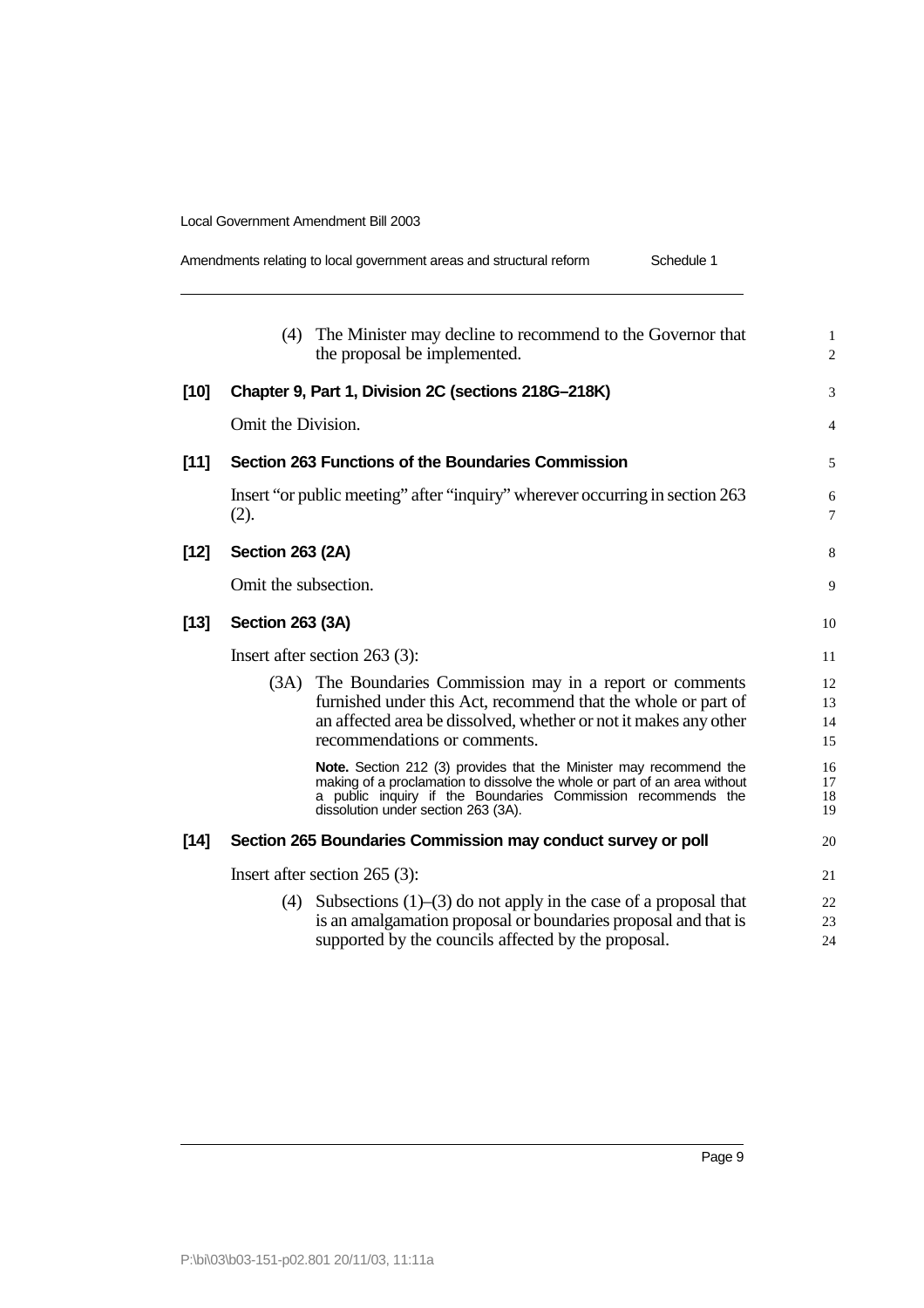(4) The Minister may decline to recommend to the Governor that the proposal be implemented.

**[10] Chapter 9, Part 1, Division 2C (sections 218G–218K)**

Omit the Division.

**[11] Section 263 Functions of the Boundaries Commission**

Insert "or public meeting" after "inquiry" wherever occurring in section 263 (2).

**[12] Section 263 (2A)**

Omit the subsection.

**[13] Section 263 (3A)**

Insert after section 263 (3):

(3A) The Boundaries Commission may in a report or comments furnished under this Act, recommend that the whole or part of an affected area be dissolved, whether or not it makes any other recommendations or comments.

**Note.** Section 212 (3) provides that the Minister may recommend the making of a proclamation to dissolve the whole or part of an area without a public inquiry if the Boundaries Commission recommends the dissolution under section 263 (3A).

**[14] Section 265 Boundaries Commission may conduct survey or poll**

Insert after section 265 (3):

(4) Subsections (1)–(3) do not apply in the case of a proposal that is an amalgamation proposal or boundaries proposal and that is supported by the councils affected by the proposal.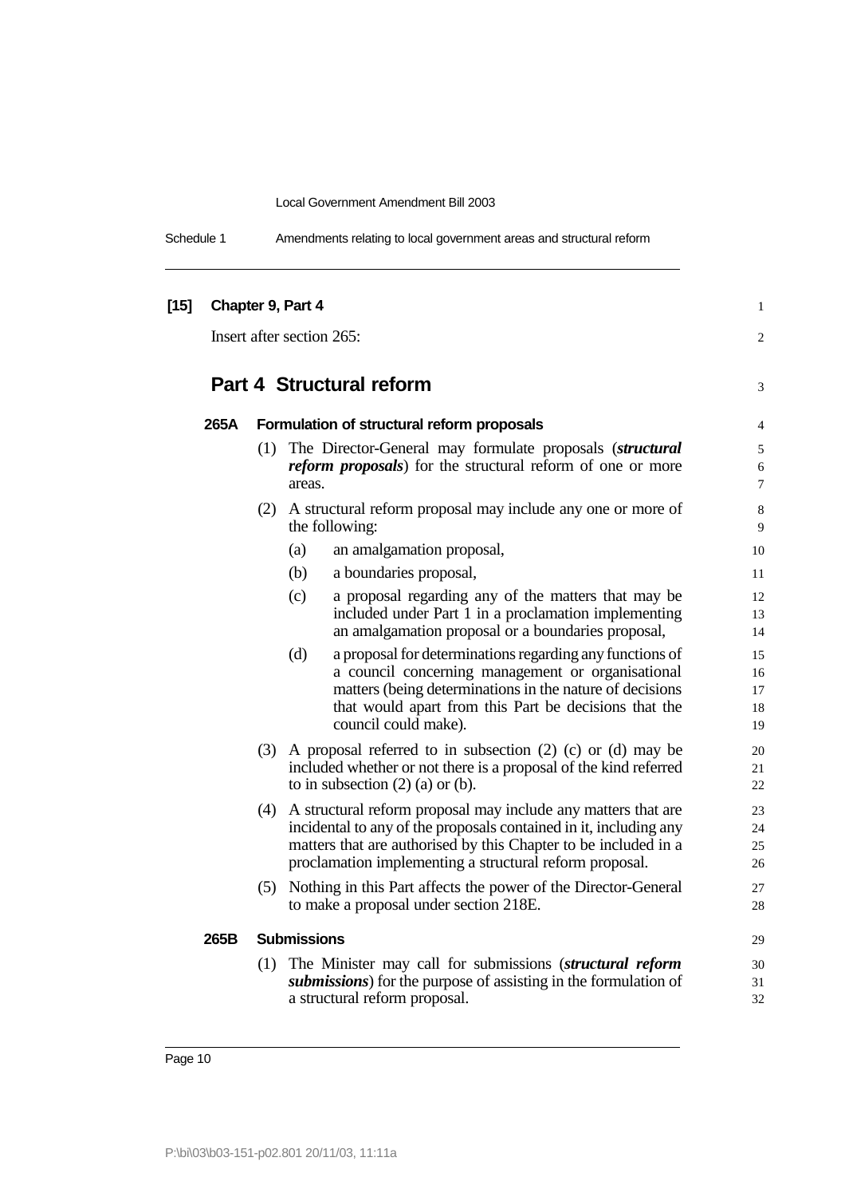**[15] Chapter 9, Part 4**

Insert after section 265:

## Part 4 Structural reform

**265A Formulation of structural reform proposals**

(1) The Director-General may formulate proposals (***structural reform proposals***) for the structural reform of one or more areas.

(2) A structural reform proposal may include any one or more of the following:

(a) an amalgamation proposal,

(b) a boundaries proposal,

(c) a proposal regarding any of the matters that may be included under Part 1 in a proclamation implementing an amalgamation proposal or a boundaries proposal,

(d) a proposal for determinations regarding any functions of a council concerning management or organisational matters (being determinations in the nature of decisions that would apart from this Part be decisions that the council could make).

(3) A proposal referred to in subsection (2) (c) or (d) may be included whether or not there is a proposal of the kind referred to in subsection (2) (a) or (b).

(4) A structural reform proposal may include any matters that are incidental to any of the proposals contained in it, including any matters that are authorised by this Chapter to be included in a proclamation implementing a structural reform proposal.

(5) Nothing in this Part affects the power of the Director-General to make a proposal under section 218E.

**265B Submissions**

(1) The Minister may call for submissions (***structural reform submissions***) for the purpose of assisting in the formulation of a structural reform proposal.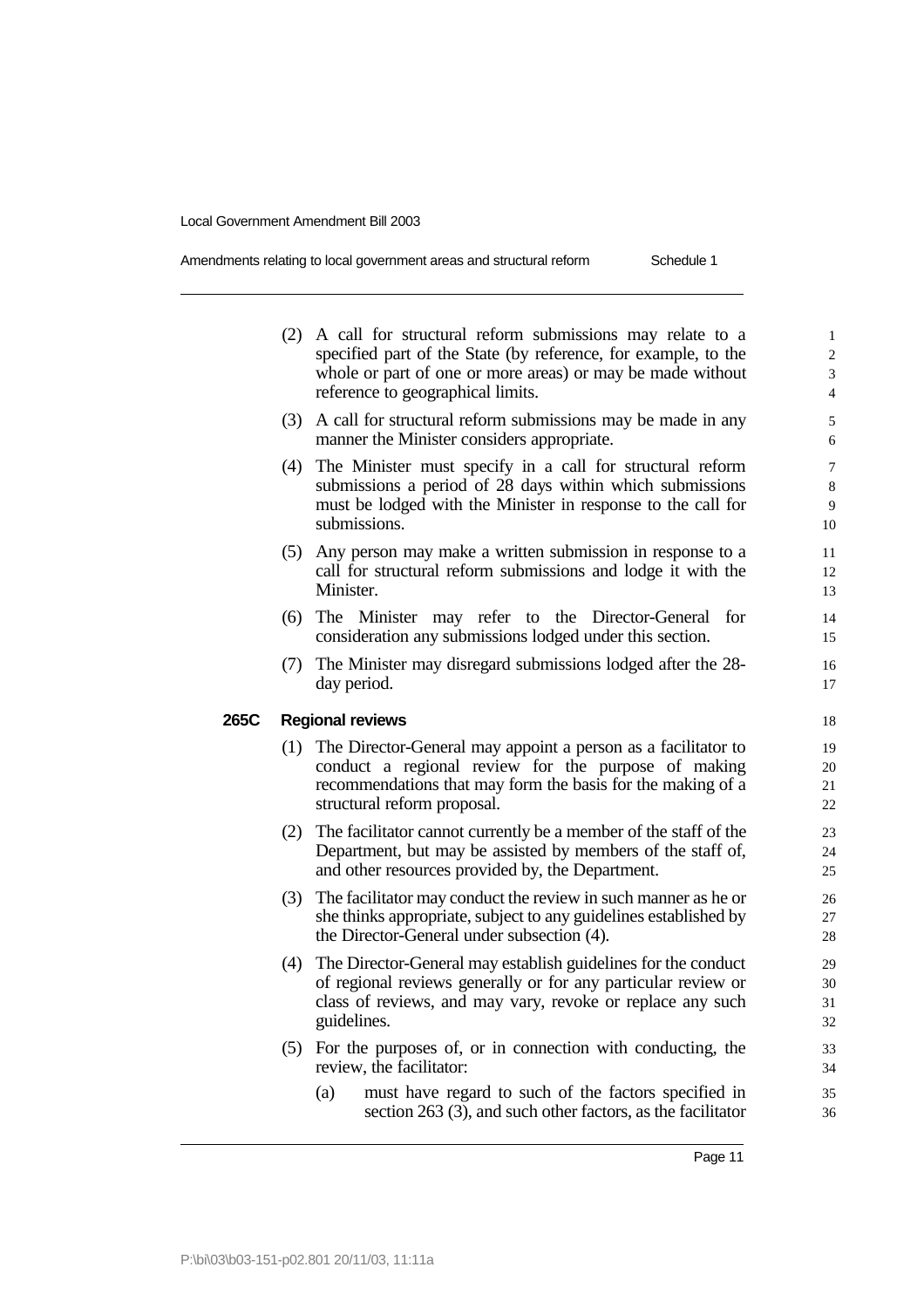(2) A call for structural reform submissions may relate to a specified part of the State (by reference, for example, to the whole or part of one or more areas) or may be made without reference to geographical limits.

(3) A call for structural reform submissions may be made in any manner the Minister considers appropriate.

(4) The Minister must specify in a call for structural reform submissions a period of 28 days within which submissions must be lodged with the Minister in response to the call for submissions.

(5) Any person may make a written submission in response to a call for structural reform submissions and lodge it with the Minister.

(6) The Minister may refer to the Director-General for consideration any submissions lodged under this section.

(7) The Minister may disregard submissions lodged after the 28-day period.

**265C Regional reviews**

(1) The Director-General may appoint a person as a facilitator to conduct a regional review for the purpose of making recommendations that may form the basis for the making of a structural reform proposal.

(2) The facilitator cannot currently be a member of the staff of the Department, but may be assisted by members of the staff of, and other resources provided by, the Department.

(3) The facilitator may conduct the review in such manner as he or she thinks appropriate, subject to any guidelines established by the Director-General under subsection (4).

(4) The Director-General may establish guidelines for the conduct of regional reviews generally or for any particular review or class of reviews, and may vary, revoke or replace any such guidelines.

(5) For the purposes of, or in connection with conducting, the review, the facilitator:

(a) must have regard to such of the factors specified in section 263 (3), and such other factors, as the facilitator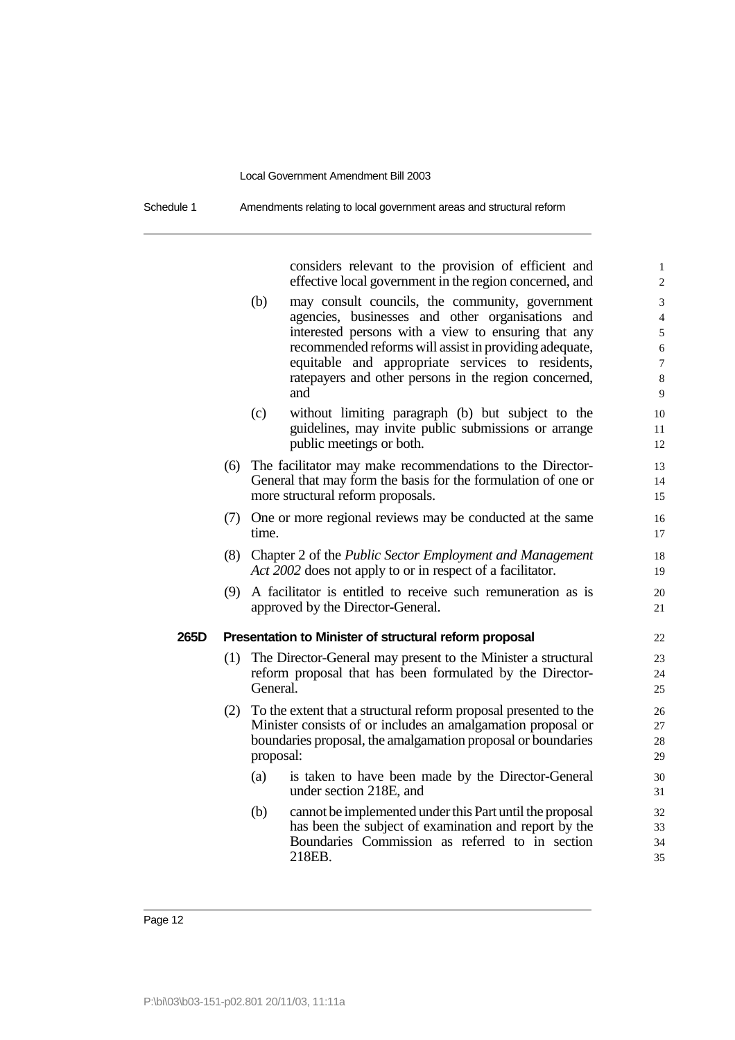considers relevant to the provision of efficient and effective local government in the region concerned, and

(b) may consult councils, the community, government agencies, businesses and other organisations and interested persons with a view to ensuring that any recommended reforms will assist in providing adequate, equitable and appropriate services to residents, ratepayers and other persons in the region concerned, and

(c) without limiting paragraph (b) but subject to the guidelines, may invite public submissions or arrange public meetings or both.

(6) The facilitator may make recommendations to the Director-General that may form the basis for the formulation of one or more structural reform proposals.

(7) One or more regional reviews may be conducted at the same time.

(8) Chapter 2 of the *Public Sector Employment and Management Act 2002* does not apply to or in respect of a facilitator.

(9) A facilitator is entitled to receive such remuneration as is approved by the Director-General.

**265D Presentation to Minister of structural reform proposal**

(1) The Director-General may present to the Minister a structural reform proposal that has been formulated by the Director-General.

(2) To the extent that a structural reform proposal presented to the Minister consists of or includes an amalgamation proposal or boundaries proposal, the amalgamation proposal or boundaries proposal:

(a) is taken to have been made by the Director-General under section 218E, and

(b) cannot be implemented under this Part until the proposal has been the subject of examination and report by the Boundaries Commission as referred to in section 218EB.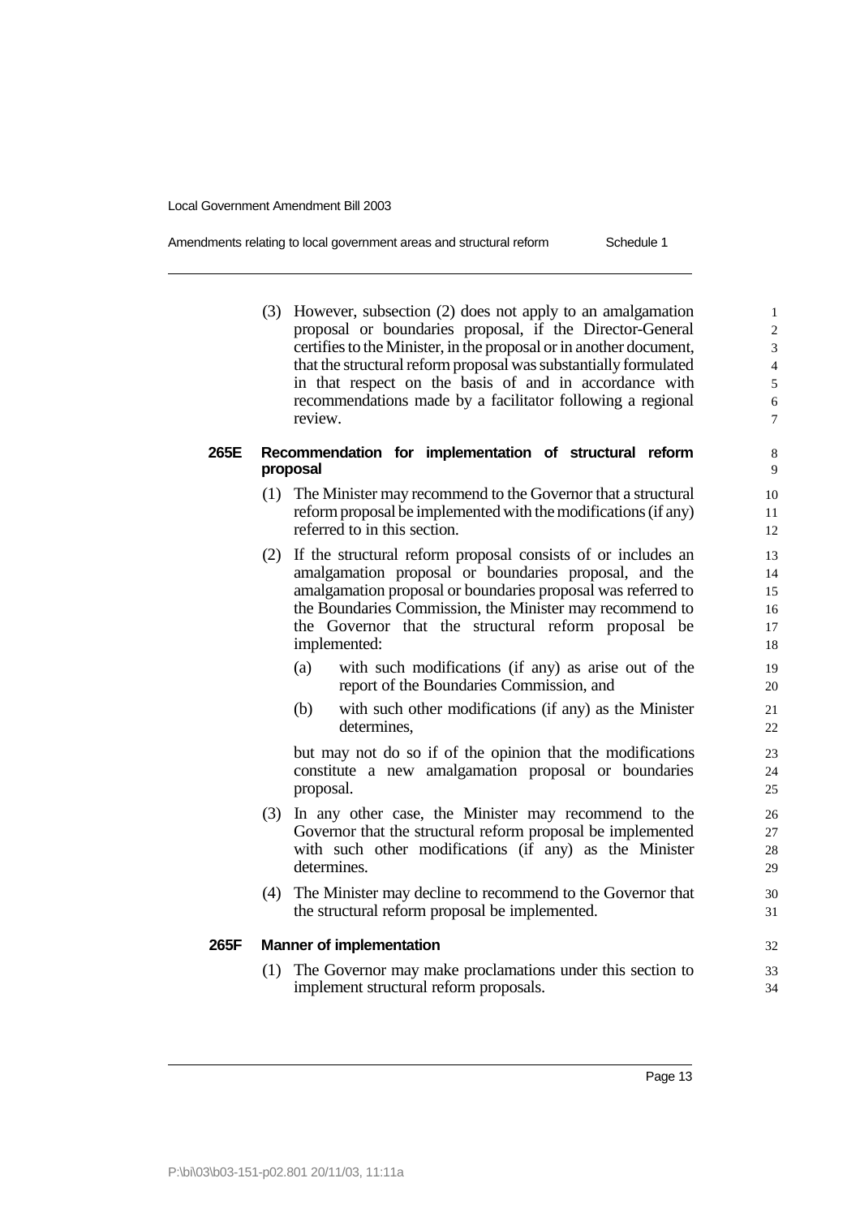(3) However, subsection (2) does not apply to an amalgamation proposal or boundaries proposal, if the Director-General certifies to the Minister, in the proposal or in another document, that the structural reform proposal was substantially formulated in that respect on the basis of and in accordance with recommendations made by a facilitator following a regional review.

### 265E Recommendation for implementation of structural reform proposal

(1) The Minister may recommend to the Governor that a structural reform proposal be implemented with the modifications (if any) referred to in this section.

(2) If the structural reform proposal consists of or includes an amalgamation proposal or boundaries proposal, and the amalgamation proposal or boundaries proposal was referred to the Boundaries Commission, the Minister may recommend to the Governor that the structural reform proposal be implemented:

(a) with such modifications (if any) as arise out of the report of the Boundaries Commission, and

(b) with such other modifications (if any) as the Minister determines,

but may not do so if of the opinion that the modifications constitute a new amalgamation proposal or boundaries proposal.

(3) In any other case, the Minister may recommend to the Governor that the structural reform proposal be implemented with such other modifications (if any) as the Minister determines.

(4) The Minister may decline to recommend to the Governor that the structural reform proposal be implemented.

### 265F Manner of implementation

(1) The Governor may make proclamations under this section to implement structural reform proposals.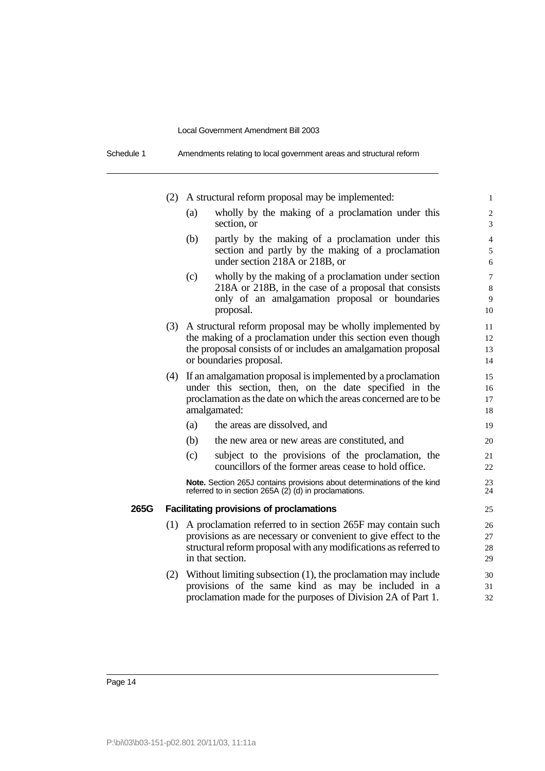(2) A structural reform proposal may be implemented:

(a) wholly by the making of a proclamation under this section, or

(b) partly by the making of a proclamation under this section and partly by the making of a proclamation under section 218A or 218B, or

(c) wholly by the making of a proclamation under section 218A or 218B, in the case of a proposal that consists only of an amalgamation proposal or boundaries proposal.

(3) A structural reform proposal may be wholly implemented by the making of a proclamation under this section even though the proposal consists of or includes an amalgamation proposal or boundaries proposal.

(4) If an amalgamation proposal is implemented by a proclamation under this section, then, on the date specified in the proclamation as the date on which the areas concerned are to be amalgamated:

(a) the areas are dissolved, and

(b) the new area or new areas are constituted, and

(c) subject to the provisions of the proclamation, the councillors of the former areas cease to hold office.

**Note.** Section 265J contains provisions about determinations of the kind referred to in section 265A (2) (d) in proclamations.

**265G Facilitating provisions of proclamations**

(1) A proclamation referred to in section 265F may contain such provisions as are necessary or convenient to give effect to the structural reform proposal with any modifications as referred to in that section.

(2) Without limiting subsection (1), the proclamation may include provisions of the same kind as may be included in a proclamation made for the purposes of Division 2A of Part 1.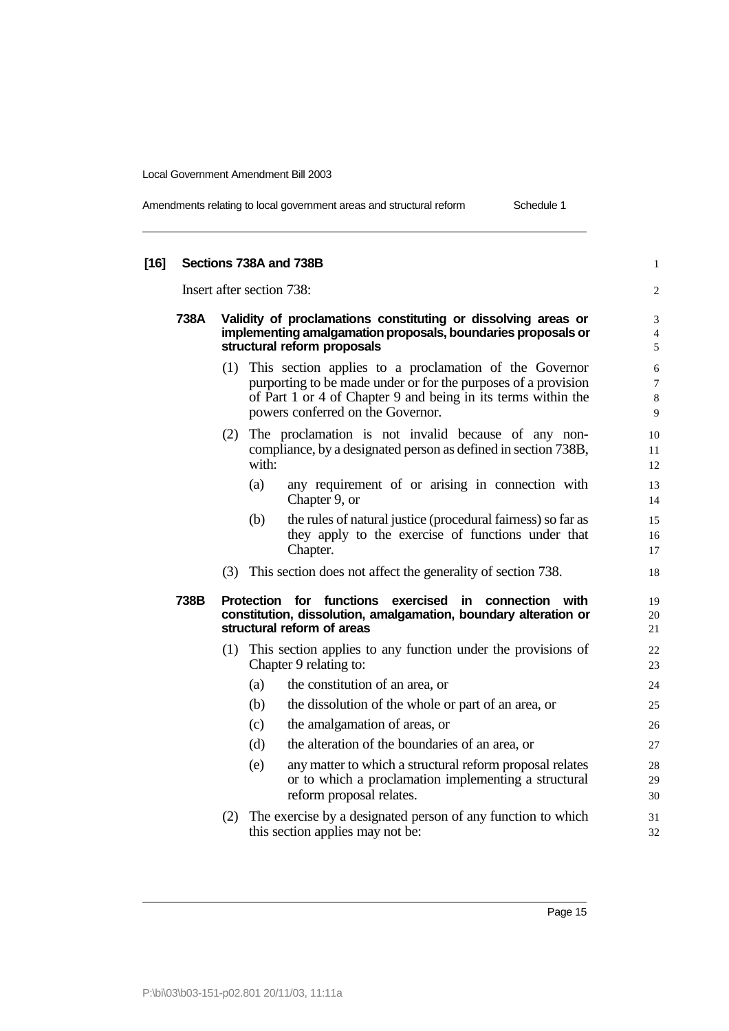**[16] Sections 738A and 738B**

Insert after section 738:

**738A Validity of proclamations constituting or dissolving areas or implementing amalgamation proposals, boundaries proposals or structural reform proposals**

(1) This section applies to a proclamation of the Governor purporting to be made under or for the purposes of a provision of Part 1 or 4 of Chapter 9 and being in its terms within the powers conferred on the Governor.

(2) The proclamation is not invalid because of any non-compliance, by a designated person as defined in section 738B, with:

- (a) any requirement of or arising in connection with Chapter 9, or
- (b) the rules of natural justice (procedural fairness) so far as they apply to the exercise of functions under that Chapter.

(3) This section does not affect the generality of section 738.

**738B Protection for functions exercised in connection with constitution, dissolution, amalgamation, boundary alteration or structural reform of areas**

(1) This section applies to any function under the provisions of Chapter 9 relating to:

- (a) the constitution of an area, or
- (b) the dissolution of the whole or part of an area, or
- (c) the amalgamation of areas, or
- (d) the alteration of the boundaries of an area, or
- (e) any matter to which a structural reform proposal relates or to which a proclamation implementing a structural reform proposal relates.

(2) The exercise by a designated person of any function to which this section applies may not be: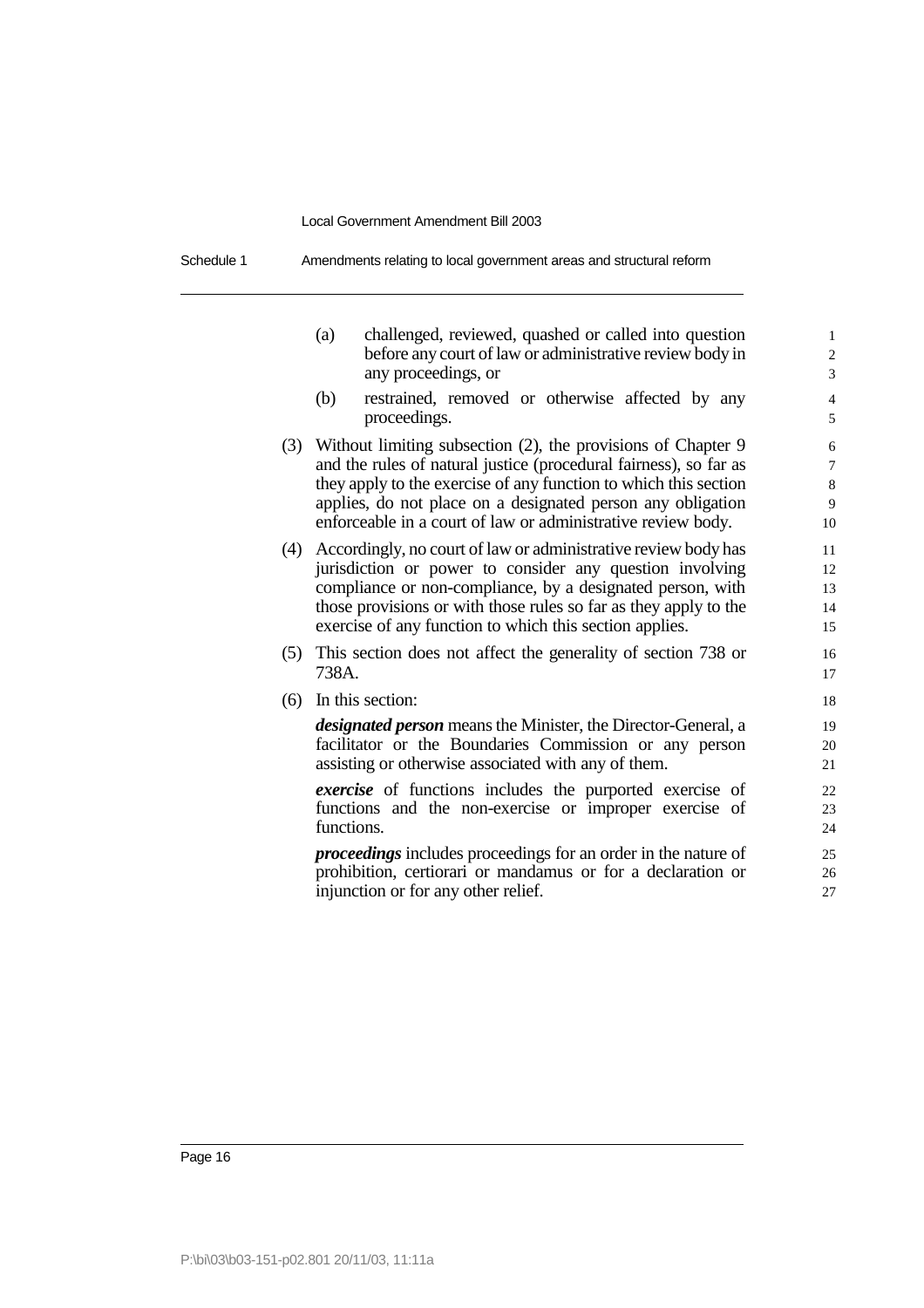(a) challenged, reviewed, quashed or called into question before any court of law or administrative review body in any proceedings, or

(b) restrained, removed or otherwise affected by any proceedings.

(3) Without limiting subsection (2), the provisions of Chapter 9 and the rules of natural justice (procedural fairness), so far as they apply to the exercise of any function to which this section applies, do not place on a designated person any obligation enforceable in a court of law or administrative review body.

(4) Accordingly, no court of law or administrative review body has jurisdiction or power to consider any question involving compliance or non-compliance, by a designated person, with those provisions or with those rules so far as they apply to the exercise of any function to which this section applies.

(5) This section does not affect the generality of section 738 or 738A.

(6) In this section:

***designated person*** means the Minister, the Director-General, a facilitator or the Boundaries Commission or any person assisting or otherwise associated with any of them.

***exercise*** of functions includes the purported exercise of functions and the non-exercise or improper exercise of functions.

***proceedings*** includes proceedings for an order in the nature of prohibition, certiorari or mandamus or for a declaration or injunction or for any other relief.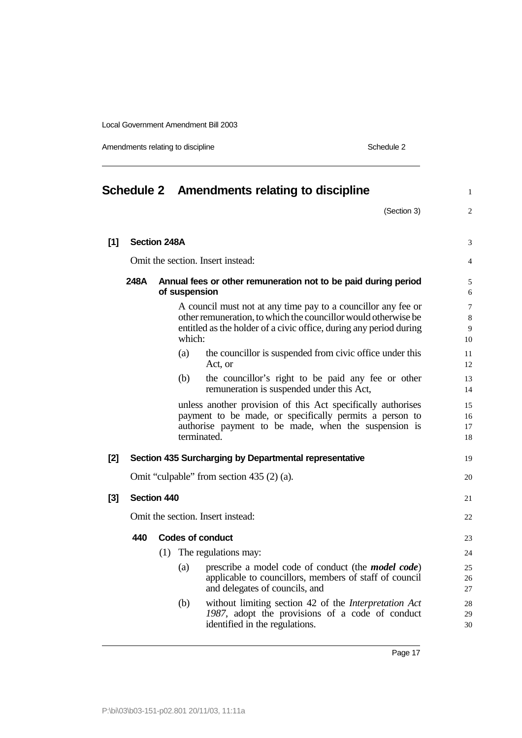# Schedule 2 Amendments relating to discipline

(Section 3)

**[1] Section 248A**

Omit the section. Insert instead:

**248A Annual fees or other remuneration not to be paid during period of suspension**

A council must not at any time pay to a councillor any fee or other remuneration, to which the councillor would otherwise be entitled as the holder of a civic office, during any period during which:

(a) the councillor is suspended from civic office under this Act, or

(b) the councillor's right to be paid any fee or other remuneration is suspended under this Act,

unless another provision of this Act specifically authorises payment to be made, or specifically permits a person to authorise payment to be made, when the suspension is terminated.

**[2] Section 435 Surcharging by Departmental representative**

Omit "culpable" from section 435 (2) (a).

**[3] Section 440**

Omit the section. Insert instead:

**440 Codes of conduct**

(1) The regulations may:

(a) prescribe a model code of conduct (the ***model code***) applicable to councillors, members of staff of council and delegates of councils, and

(b) without limiting section 42 of the *Interpretation Act 1987*, adopt the provisions of a code of conduct identified in the regulations.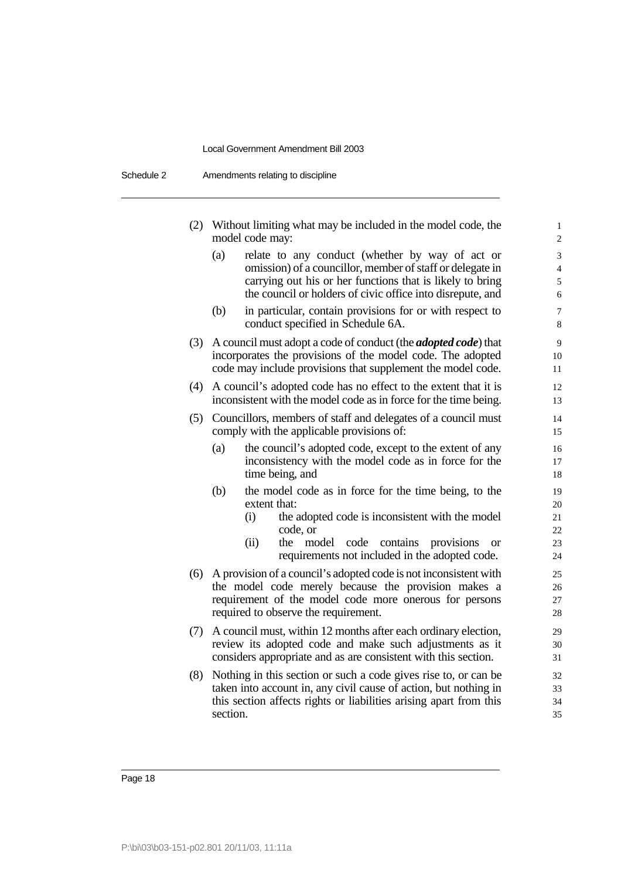(2) Without limiting what may be included in the model code, the model code may:

(a) relate to any conduct (whether by way of act or omission) of a councillor, member of staff or delegate in carrying out his or her functions that is likely to bring the council or holders of civic office into disrepute, and

(b) in particular, contain provisions for or with respect to conduct specified in Schedule 6A.

(3) A council must adopt a code of conduct (the ***adopted code***) that incorporates the provisions of the model code. The adopted code may include provisions that supplement the model code.

(4) A council's adopted code has no effect to the extent that it is inconsistent with the model code as in force for the time being.

(5) Councillors, members of staff and delegates of a council must comply with the applicable provisions of:

(a) the council's adopted code, except to the extent of any inconsistency with the model code as in force for the time being, and

(b) the model code as in force for the time being, to the extent that:

(i) the adopted code is inconsistent with the model code, or

(ii) the model code contains provisions or requirements not included in the adopted code.

(6) A provision of a council's adopted code is not inconsistent with the model code merely because the provision makes a requirement of the model code more onerous for persons required to observe the requirement.

(7) A council must, within 12 months after each ordinary election, review its adopted code and make such adjustments as it considers appropriate and as are consistent with this section.

(8) Nothing in this section or such a code gives rise to, or can be taken into account in, any civil cause of action, but nothing in this section affects rights or liabilities arising apart from this section.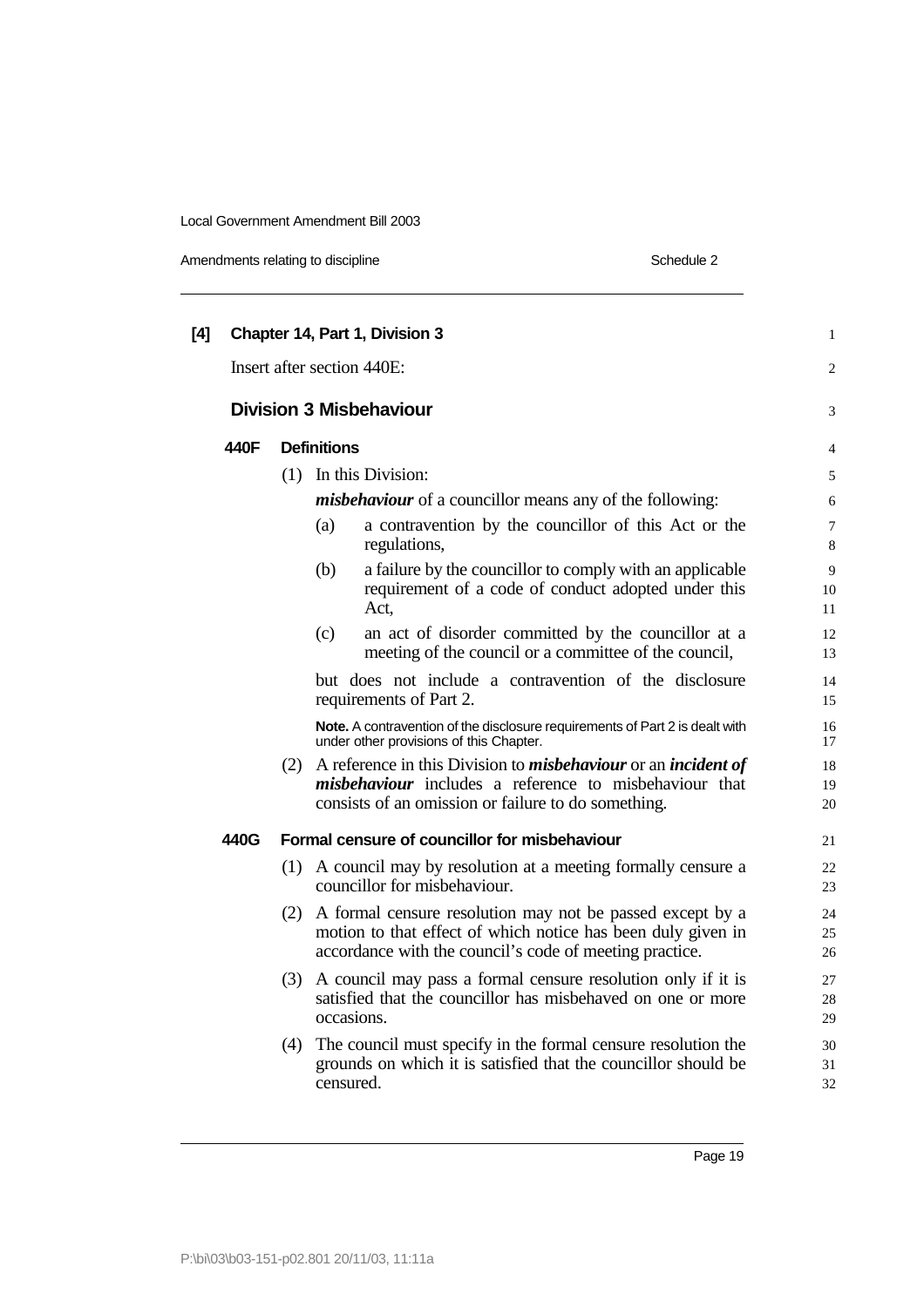**[4] Chapter 14, Part 1, Division 3**

Insert after section 440E:

## Division 3 Misbehaviour

### 440F Definitions

(1) In this Division:

***misbehaviour*** of a councillor means any of the following:

(a) a contravention by the councillor of this Act or the regulations,

(b) a failure by the councillor to comply with an applicable requirement of a code of conduct adopted under this Act,

(c) an act of disorder committed by the councillor at a meeting of the council or a committee of the council,

but does not include a contravention of the disclosure requirements of Part 2.

**Note.** A contravention of the disclosure requirements of Part 2 is dealt with under other provisions of this Chapter.

(2) A reference in this Division to ***misbehaviour*** or an ***incident of misbehaviour*** includes a reference to misbehaviour that consists of an omission or failure to do something.

### 440G Formal censure of councillor for misbehaviour

(1) A council may by resolution at a meeting formally censure a councillor for misbehaviour.

(2) A formal censure resolution may not be passed except by a motion to that effect of which notice has been duly given in accordance with the council's code of meeting practice.

(3) A council may pass a formal censure resolution only if it is satisfied that the councillor has misbehaved on one or more occasions.

(4) The council must specify in the formal censure resolution the grounds on which it is satisfied that the councillor should be censured.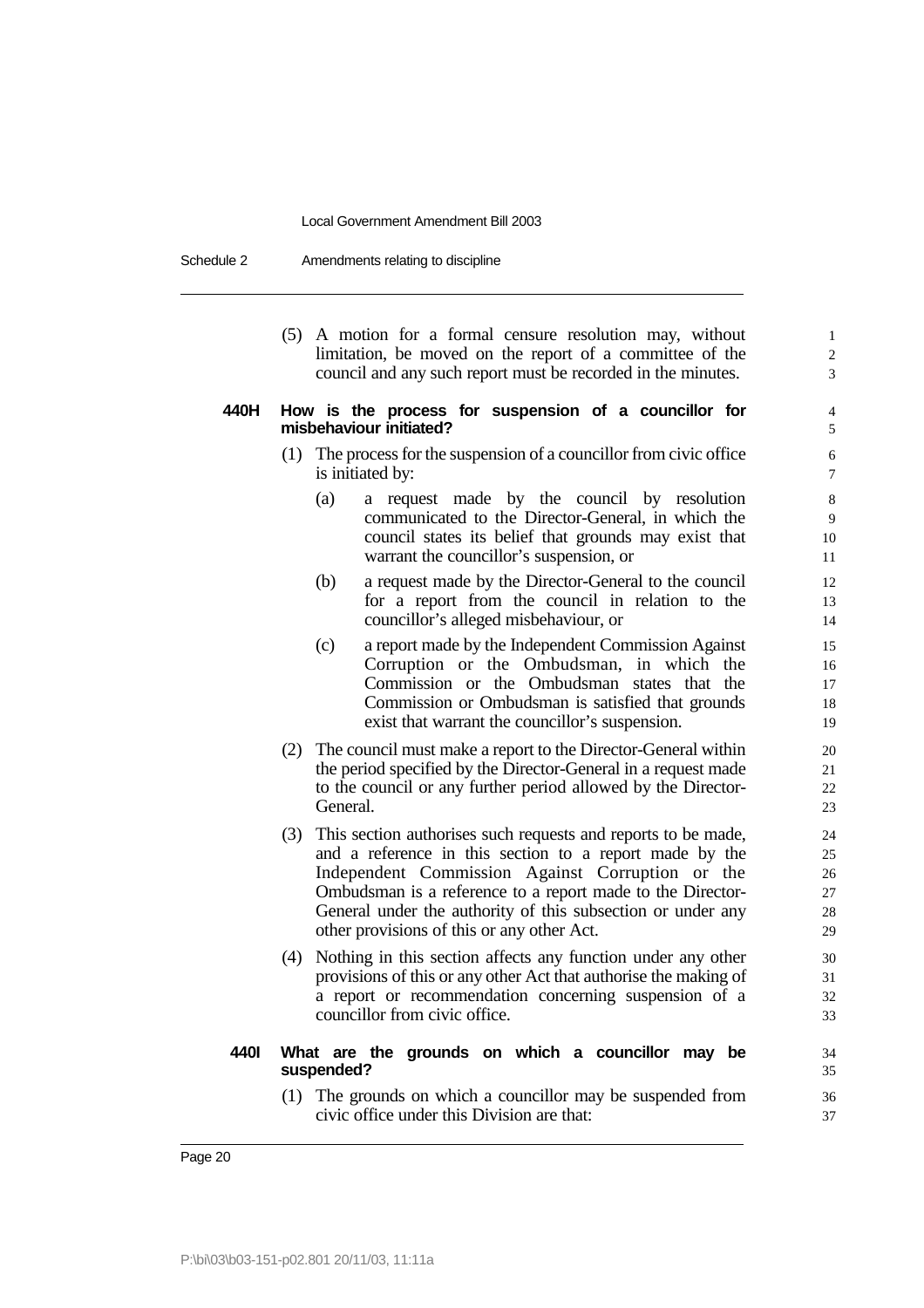(5) A motion for a formal censure resolution may, without limitation, be moved on the report of a committee of the council and any such report must be recorded in the minutes.

### 440H How is the process for suspension of a councillor for misbehaviour initiated?

(1) The process for the suspension of a councillor from civic office is initiated by:

(a) a request made by the council by resolution communicated to the Director-General, in which the council states its belief that grounds may exist that warrant the councillor's suspension, or

(b) a request made by the Director-General to the council for a report from the council in relation to the councillor's alleged misbehaviour, or

(c) a report made by the Independent Commission Against Corruption or the Ombudsman, in which the Commission or the Ombudsman states that the Commission or Ombudsman is satisfied that grounds exist that warrant the councillor's suspension.

(2) The council must make a report to the Director-General within the period specified by the Director-General in a request made to the council or any further period allowed by the Director-General.

(3) This section authorises such requests and reports to be made, and a reference in this section to a report made by the Independent Commission Against Corruption or the Ombudsman is a reference to a report made to the Director-General under the authority of this subsection or under any other provisions of this or any other Act.

(4) Nothing in this section affects any function under any other provisions of this or any other Act that authorise the making of a report or recommendation concerning suspension of a councillor from civic office.

### 440I What are the grounds on which a councillor may be suspended?

(1) The grounds on which a councillor may be suspended from civic office under this Division are that: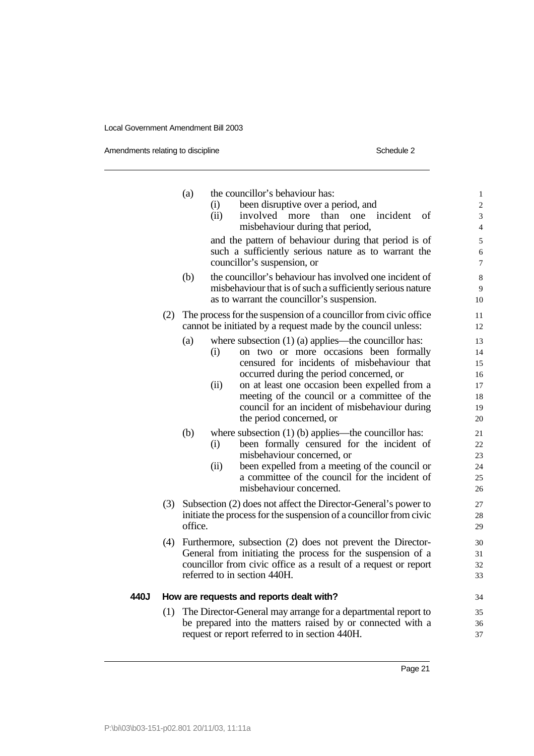(a) the councillor's behaviour has:

  (i) been disruptive over a period, and

  (ii) involved more than one incident of misbehaviour during that period,

  and the pattern of behaviour during that period is of such a sufficiently serious nature as to warrant the councillor's suspension, or

(b) the councillor's behaviour has involved one incident of misbehaviour that is of such a sufficiently serious nature as to warrant the councillor's suspension.

(2) The process for the suspension of a councillor from civic office cannot be initiated by a request made by the council unless:

(a) where subsection (1) (a) applies—the councillor has:

  (i) on two or more occasions been formally censured for incidents of misbehaviour that occurred during the period concerned, or

  (ii) on at least one occasion been expelled from a meeting of the council or a committee of the council for an incident of misbehaviour during the period concerned, or

(b) where subsection (1) (b) applies—the councillor has:

  (i) been formally censured for the incident of misbehaviour concerned, or

  (ii) been expelled from a meeting of the council or a committee of the council for the incident of misbehaviour concerned.

(3) Subsection (2) does not affect the Director-General's power to initiate the process for the suspension of a councillor from civic office.

(4) Furthermore, subsection (2) does not prevent the Director-General from initiating the process for the suspension of a councillor from civic office as a result of a request or report referred to in section 440H.

**440J How are requests and reports dealt with?**

(1) The Director-General may arrange for a departmental report to be prepared into the matters raised by or connected with a request or report referred to in section 440H.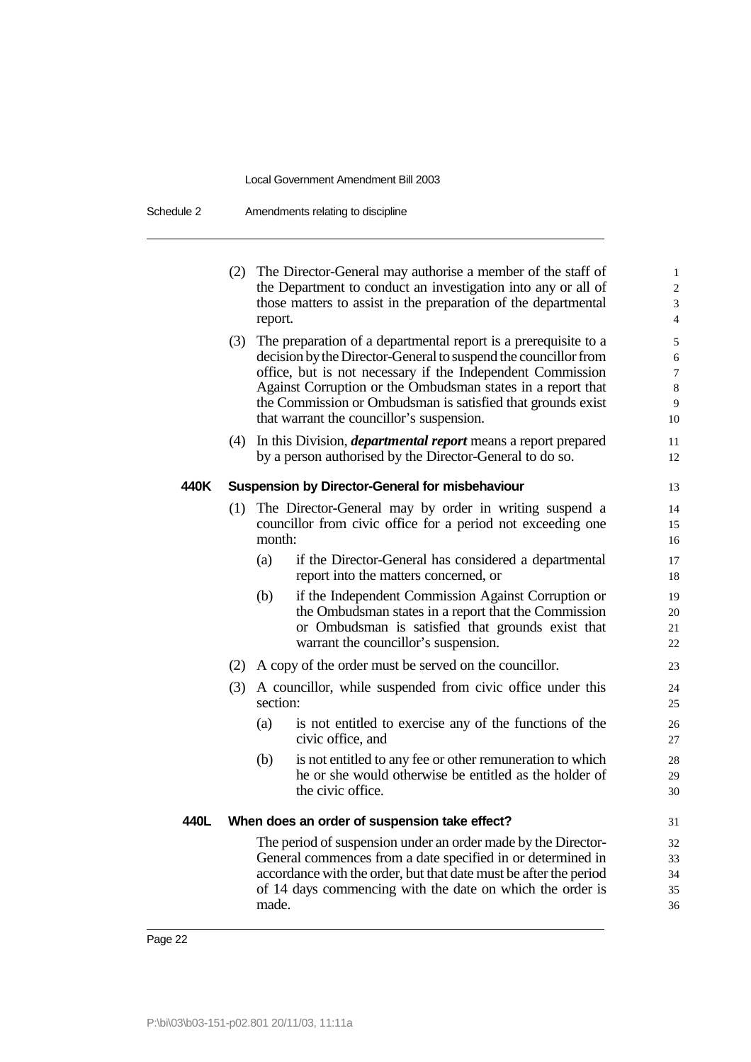(2) The Director-General may authorise a member of the staff of the Department to conduct an investigation into any or all of those matters to assist in the preparation of the departmental report.

(3) The preparation of a departmental report is a prerequisite to a decision by the Director-General to suspend the councillor from office, but is not necessary if the Independent Commission Against Corruption or the Ombudsman states in a report that the Commission or Ombudsman is satisfied that grounds exist that warrant the councillor's suspension.

(4) In this Division, ***departmental report*** means a report prepared by a person authorised by the Director-General to do so.

**440K Suspension by Director-General for misbehaviour**

(1) The Director-General may by order in writing suspend a councillor from civic office for a period not exceeding one month:

(a) if the Director-General has considered a departmental report into the matters concerned, or

(b) if the Independent Commission Against Corruption or the Ombudsman states in a report that the Commission or Ombudsman is satisfied that grounds exist that warrant the councillor's suspension.

(2) A copy of the order must be served on the councillor.

(3) A councillor, while suspended from civic office under this section:

(a) is not entitled to exercise any of the functions of the civic office, and

(b) is not entitled to any fee or other remuneration to which he or she would otherwise be entitled as the holder of the civic office.

**440L When does an order of suspension take effect?**

The period of suspension under an order made by the Director-General commences from a date specified in or determined in accordance with the order, but that date must be after the period of 14 days commencing with the date on which the order is made.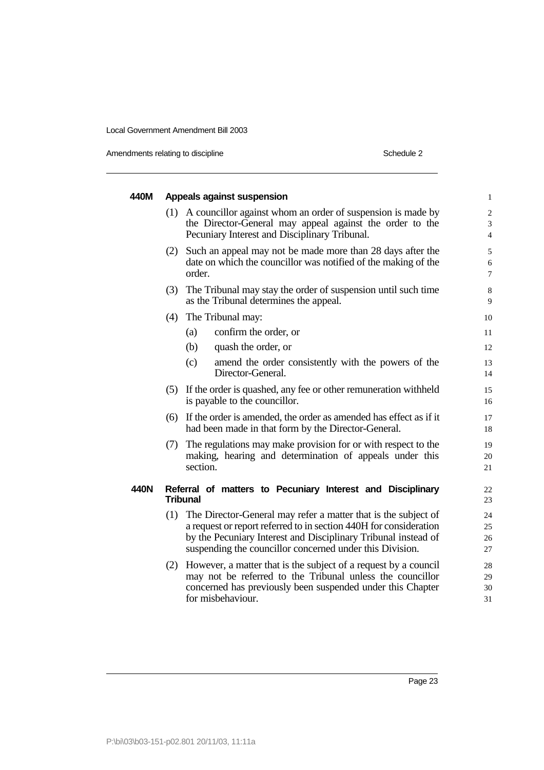### 440M Appeals against suspension

(1) A councillor against whom an order of suspension is made by the Director-General may appeal against the order to the Pecuniary Interest and Disciplinary Tribunal.

(2) Such an appeal may not be made more than 28 days after the date on which the councillor was notified of the making of the order.

(3) The Tribunal may stay the order of suspension until such time as the Tribunal determines the appeal.

(4) The Tribunal may:

- (a) confirm the order, or
- (b) quash the order, or
- (c) amend the order consistently with the powers of the Director-General.

(5) If the order is quashed, any fee or other remuneration withheld is payable to the councillor.

(6) If the order is amended, the order as amended has effect as if it had been made in that form by the Director-General.

(7) The regulations may make provision for or with respect to the making, hearing and determination of appeals under this section.

### 440N Referral of matters to Pecuniary Interest and Disciplinary Tribunal

(1) The Director-General may refer a matter that is the subject of a request or report referred to in section 440H for consideration by the Pecuniary Interest and Disciplinary Tribunal instead of suspending the councillor concerned under this Division.

(2) However, a matter that is the subject of a request by a council may not be referred to the Tribunal unless the councillor concerned has previously been suspended under this Chapter for misbehaviour.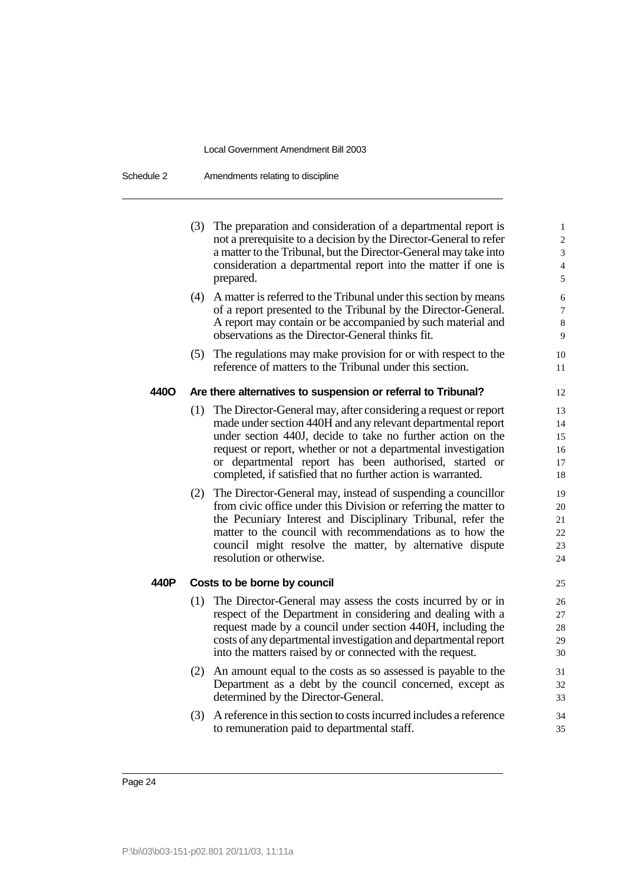(3) The preparation and consideration of a departmental report is not a prerequisite to a decision by the Director-General to refer a matter to the Tribunal, but the Director-General may take into consideration a departmental report into the matter if one is prepared.

(4) A matter is referred to the Tribunal under this section by means of a report presented to the Tribunal by the Director-General. A report may contain or be accompanied by such material and observations as the Director-General thinks fit.

(5) The regulations may make provision for or with respect to the reference of matters to the Tribunal under this section.

**440O Are there alternatives to suspension or referral to Tribunal?**

(1) The Director-General may, after considering a request or report made under section 440H and any relevant departmental report under section 440J, decide to take no further action on the request or report, whether or not a departmental investigation or departmental report has been authorised, started or completed, if satisfied that no further action is warranted.

(2) The Director-General may, instead of suspending a councillor from civic office under this Division or referring the matter to the Pecuniary Interest and Disciplinary Tribunal, refer the matter to the council with recommendations as to how the council might resolve the matter, by alternative dispute resolution or otherwise.

**440P Costs to be borne by council**

(1) The Director-General may assess the costs incurred by or in respect of the Department in considering and dealing with a request made by a council under section 440H, including the costs of any departmental investigation and departmental report into the matters raised by or connected with the request.

(2) An amount equal to the costs as so assessed is payable to the Department as a debt by the council concerned, except as determined by the Director-General.

(3) A reference in this section to costs incurred includes a reference to remuneration paid to departmental staff.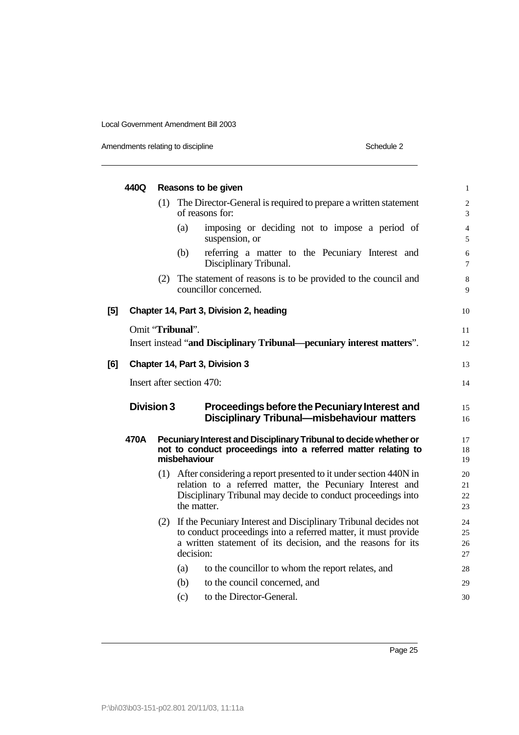**440Q Reasons to be given**

(1) The Director-General is required to prepare a written statement of reasons for:

(a) imposing or deciding not to impose a period of suspension, or

(b) referring a matter to the Pecuniary Interest and Disciplinary Tribunal.

(2) The statement of reasons is to be provided to the council and councillor concerned.

**[5] Chapter 14, Part 3, Division 2, heading**

Omit "**Tribunal**".

Insert instead "**and Disciplinary Tribunal—pecuniary interest matters**".

**[6] Chapter 14, Part 3, Division 3**

Insert after section 470:

## Division 3 Proceedings before the Pecuniary Interest and Disciplinary Tribunal—misbehaviour matters

**470A Pecuniary Interest and Disciplinary Tribunal to decide whether or not to conduct proceedings into a referred matter relating to misbehaviour**

(1) After considering a report presented to it under section 440N in relation to a referred matter, the Pecuniary Interest and Disciplinary Tribunal may decide to conduct proceedings into the matter.

(2) If the Pecuniary Interest and Disciplinary Tribunal decides not to conduct proceedings into a referred matter, it must provide a written statement of its decision, and the reasons for its decision:

(a) to the councillor to whom the report relates, and

(b) to the council concerned, and

(c) to the Director-General.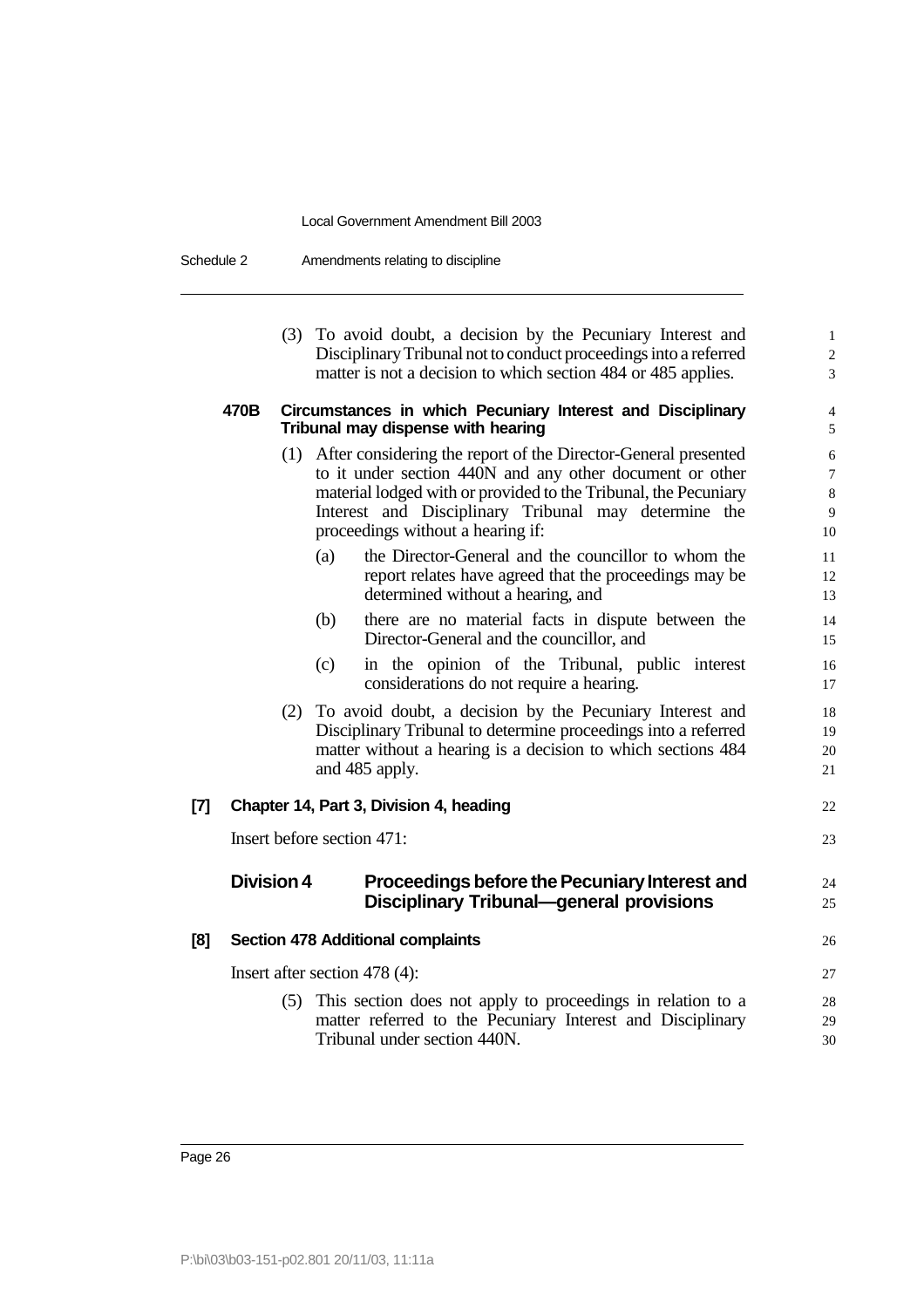(3) To avoid doubt, a decision by the Pecuniary Interest and Disciplinary Tribunal not to conduct proceedings into a referred matter is not a decision to which section 484 or 485 applies.

**470B Circumstances in which Pecuniary Interest and Disciplinary Tribunal may dispense with hearing**

(1) After considering the report of the Director-General presented to it under section 440N and any other document or other material lodged with or provided to the Tribunal, the Pecuniary Interest and Disciplinary Tribunal may determine the proceedings without a hearing if:

(a) the Director-General and the councillor to whom the report relates have agreed that the proceedings may be determined without a hearing, and

(b) there are no material facts in dispute between the Director-General and the councillor, and

(c) in the opinion of the Tribunal, public interest considerations do not require a hearing.

(2) To avoid doubt, a decision by the Pecuniary Interest and Disciplinary Tribunal to determine proceedings into a referred matter without a hearing is a decision to which sections 484 and 485 apply.

**[7] Chapter 14, Part 3, Division 4, heading**

Insert before section 471:

## Division 4 Proceedings before the Pecuniary Interest and Disciplinary Tribunal—general provisions

**[8] Section 478 Additional complaints**

Insert after section 478 (4):

(5) This section does not apply to proceedings in relation to a matter referred to the Pecuniary Interest and Disciplinary Tribunal under section 440N.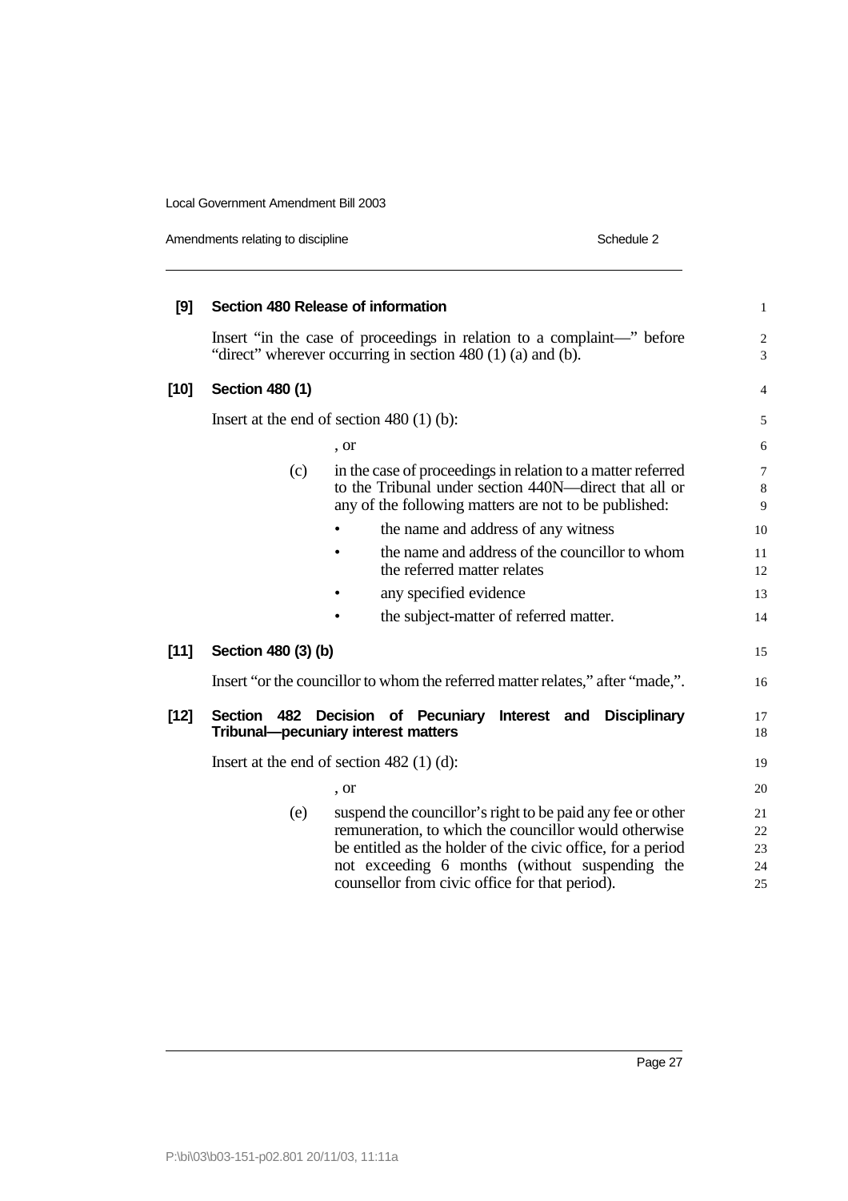**[9] Section 480 Release of information**

Insert "in the case of proceedings in relation to a complaint—" before "direct" wherever occurring in section 480 (1) (a) and (b).

**[10] Section 480 (1)**

Insert at the end of section 480 (1) (b):

, or

(c) in the case of proceedings in relation to a matter referred to the Tribunal under section 440N—direct that all or any of the following matters are not to be published:

- the name and address of any witness
- the name and address of the councillor to whom the referred matter relates
- any specified evidence
- the subject-matter of referred matter.

**[11] Section 480 (3) (b)**

Insert "or the councillor to whom the referred matter relates," after "made,".

**[12] Section 482 Decision of Pecuniary Interest and Disciplinary Tribunal—pecuniary interest matters**

Insert at the end of section 482 (1) (d):

, or

(e) suspend the councillor's right to be paid any fee or other remuneration, to which the councillor would otherwise be entitled as the holder of the civic office, for a period not exceeding 6 months (without suspending the counsellor from civic office for that period).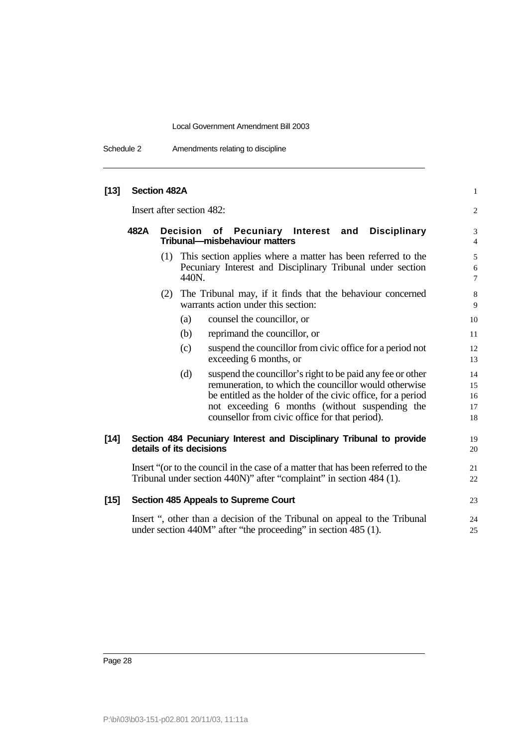**[13] Section 482A**

Insert after section 482:

**482A Decision of Pecuniary Interest and Disciplinary Tribunal—misbehaviour matters**

(1) This section applies where a matter has been referred to the Pecuniary Interest and Disciplinary Tribunal under section 440N.

(2) The Tribunal may, if it finds that the behaviour concerned warrants action under this section:

(a) counsel the councillor, or

(b) reprimand the councillor, or

(c) suspend the councillor from civic office for a period not exceeding 6 months, or

(d) suspend the councillor's right to be paid any fee or other remuneration, to which the councillor would otherwise be entitled as the holder of the civic office, for a period not exceeding 6 months (without suspending the counsellor from civic office for that period).

**[14] Section 484 Pecuniary Interest and Disciplinary Tribunal to provide details of its decisions**

Insert "(or to the council in the case of a matter that has been referred to the Tribunal under section 440N)" after "complaint" in section 484 (1).

**[15] Section 485 Appeals to Supreme Court**

Insert ", other than a decision of the Tribunal on appeal to the Tribunal under section 440M" after "the proceeding" in section 485 (1).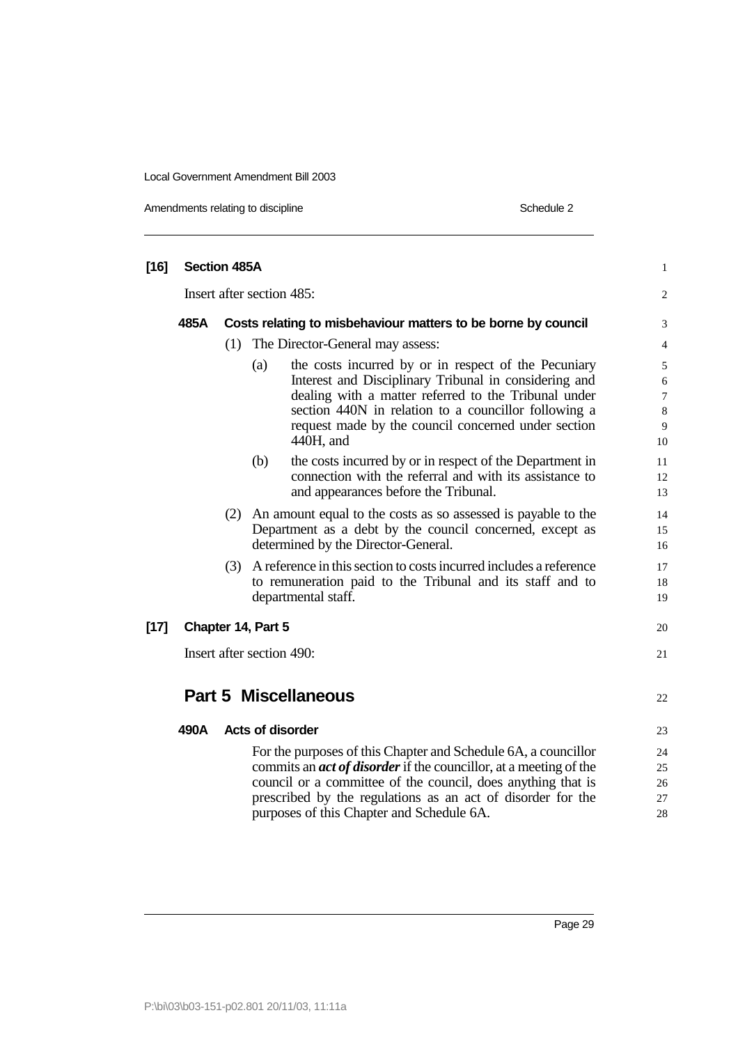**[16] Section 485A**

Insert after section 485:

**485A Costs relating to misbehaviour matters to be borne by council**

(1) The Director-General may assess:

(a) the costs incurred by or in respect of the Pecuniary Interest and Disciplinary Tribunal in considering and dealing with a matter referred to the Tribunal under section 440N in relation to a councillor following a request made by the council concerned under section 440H, and

(b) the costs incurred by or in respect of the Department in connection with the referral and with its assistance to and appearances before the Tribunal.

(2) An amount equal to the costs as so assessed is payable to the Department as a debt by the council concerned, except as determined by the Director-General.

(3) A reference in this section to costs incurred includes a reference to remuneration paid to the Tribunal and its staff and to departmental staff.

**[17] Chapter 14, Part 5**

Insert after section 490:

## Part 5 Miscellaneous

**490A Acts of disorder**

For the purposes of this Chapter and Schedule 6A, a councillor commits an ***act of disorder*** if the councillor, at a meeting of the council or a committee of the council, does anything that is prescribed by the regulations as an act of disorder for the purposes of this Chapter and Schedule 6A.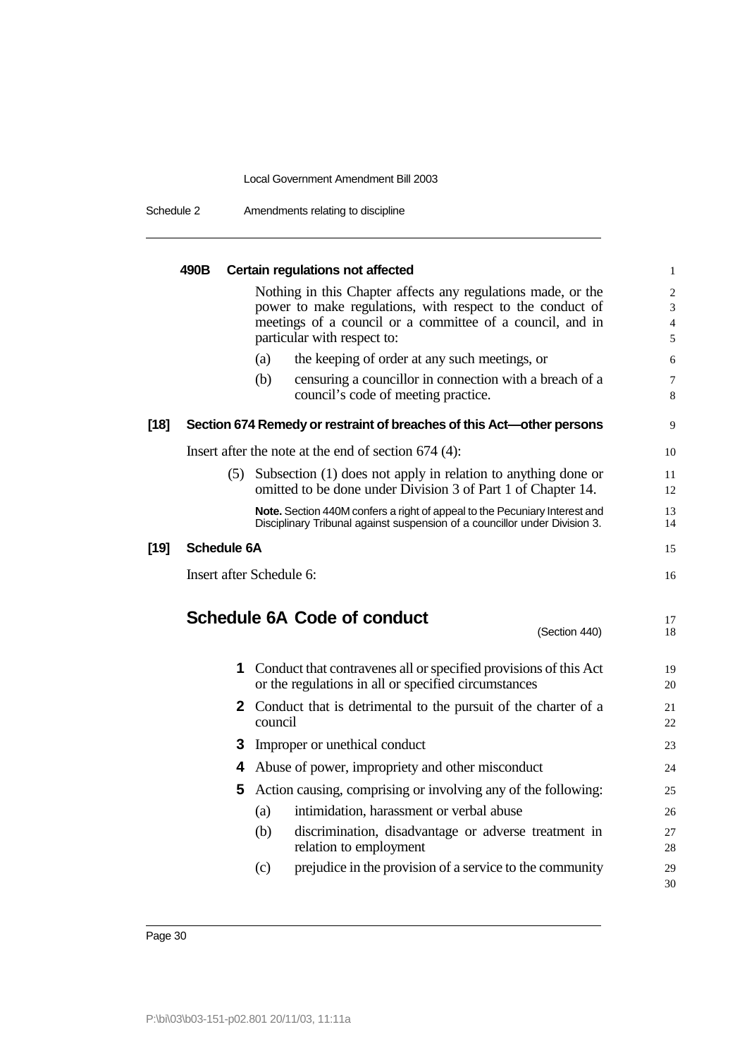#### 490B Certain regulations not affected

Nothing in this Chapter affects any regulations made, or the power to make regulations, with respect to the conduct of meetings of a council or a committee of a council, and in particular with respect to:

(a) the keeping of order at any such meetings, or

(b) censuring a councillor in connection with a breach of a council's code of meeting practice.

### [18] Section 674 Remedy or restraint of breaches of this Act—other persons

Insert after the note at the end of section 674 (4):

(5) Subsection (1) does not apply in relation to anything done or omitted to be done under Division 3 of Part 1 of Chapter 14.

**Note.** Section 440M confers a right of appeal to the Pecuniary Interest and Disciplinary Tribunal against suspension of a councillor under Division 3.

### [19] Schedule 6A

Insert after Schedule 6:

## Schedule 6A Code of conduct

(Section 440)

**1** Conduct that contravenes all or specified provisions of this Act or the regulations in all or specified circumstances

**2** Conduct that is detrimental to the pursuit of the charter of a council

**3** Improper or unethical conduct

**4** Abuse of power, impropriety and other misconduct

**5** Action causing, comprising or involving any of the following:

(a) intimidation, harassment or verbal abuse

(b) discrimination, disadvantage or adverse treatment in relation to employment

(c) prejudice in the provision of a service to the community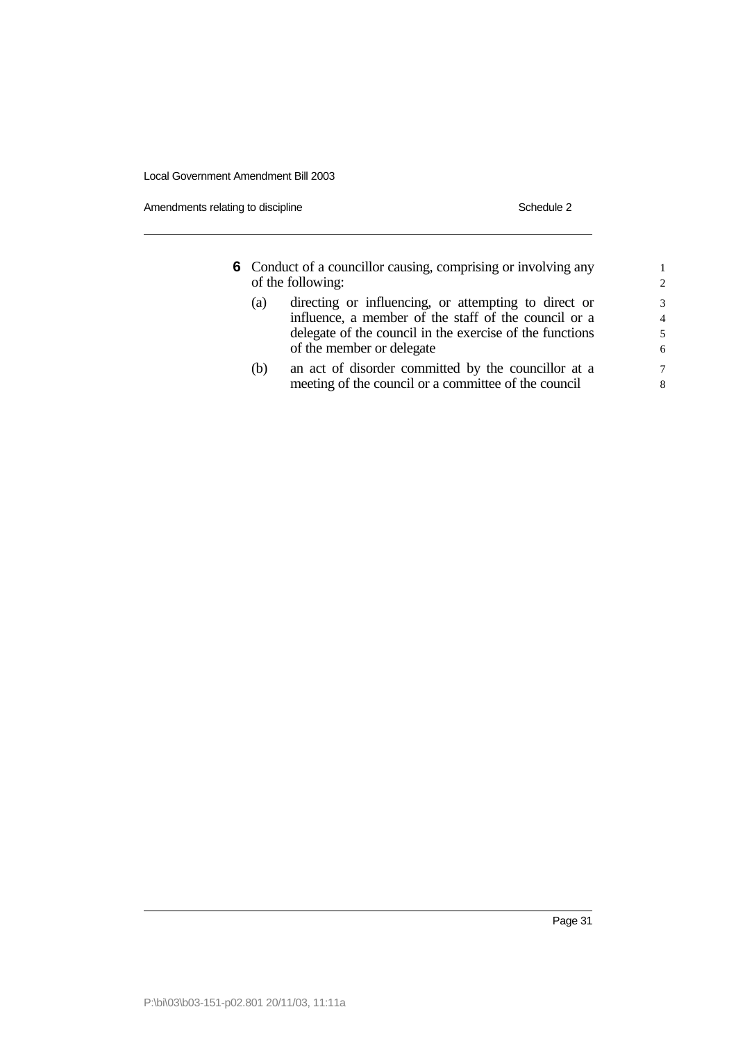**6** Conduct of a councillor causing, comprising or involving any of the following:

(a) directing or influencing, or attempting to direct or influence, a member of the staff of the council or a delegate of the council in the exercise of the functions of the member or delegate

(b) an act of disorder committed by the councillor at a meeting of the council or a committee of the council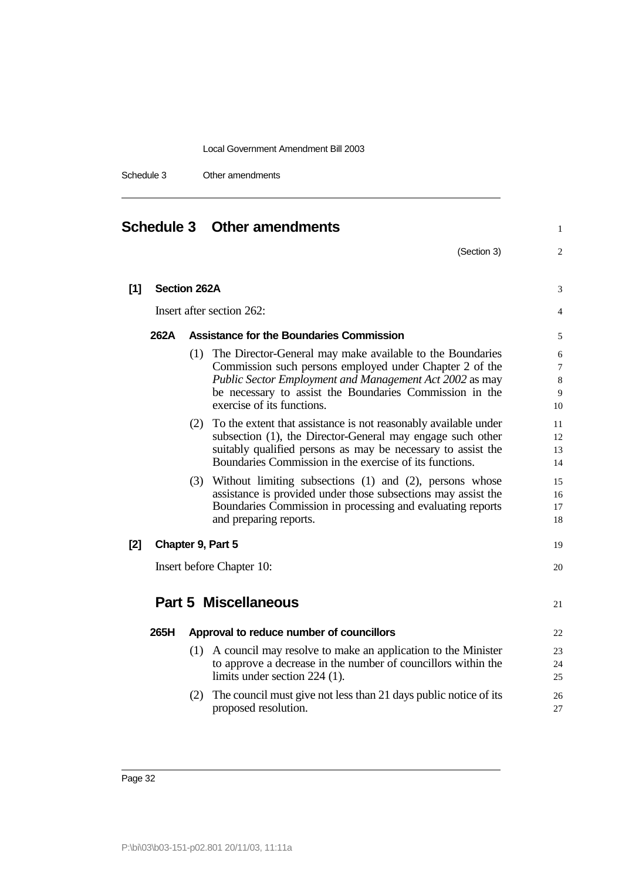# Schedule 3 Other amendments

(Section 3)

**[1] Section 262A**

Insert after section 262:

### 262A Assistance for the Boundaries Commission

(1) The Director-General may make available to the Boundaries Commission such persons employed under Chapter 2 of the *Public Sector Employment and Management Act 2002* as may be necessary to assist the Boundaries Commission in the exercise of its functions.

(2) To the extent that assistance is not reasonably available under subsection (1), the Director-General may engage such other suitably qualified persons as may be necessary to assist the Boundaries Commission in the exercise of its functions.

(3) Without limiting subsections (1) and (2), persons whose assistance is provided under those subsections may assist the Boundaries Commission in processing and evaluating reports and preparing reports.

**[2] Chapter 9, Part 5**

Insert before Chapter 10:

## Part 5 Miscellaneous

### 265H Approval to reduce number of councillors

(1) A council may resolve to make an application to the Minister to approve a decrease in the number of councillors within the limits under section 224 (1).

(2) The council must give not less than 21 days public notice of its proposed resolution.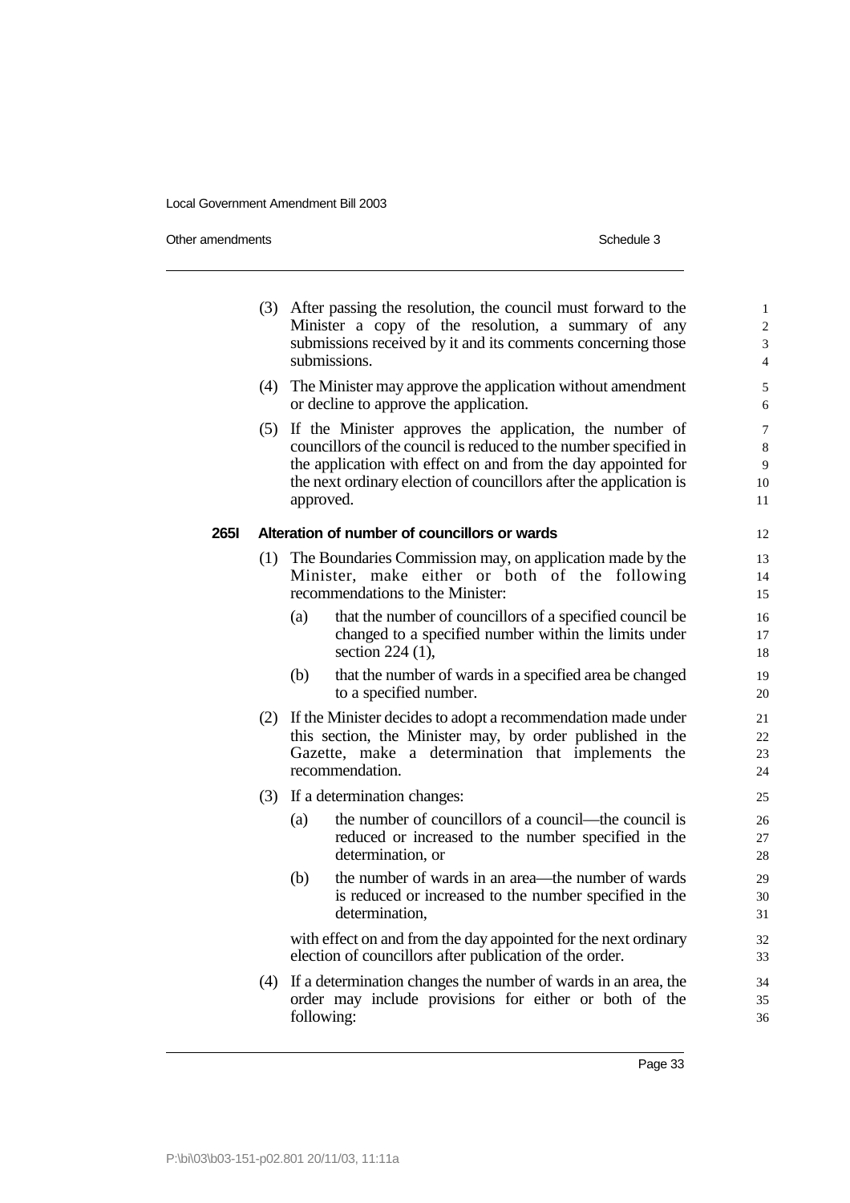(3) After passing the resolution, the council must forward to the Minister a copy of the resolution, a summary of any submissions received by it and its comments concerning those submissions.

(4) The Minister may approve the application without amendment or decline to approve the application.

(5) If the Minister approves the application, the number of councillors of the council is reduced to the number specified in the application with effect on and from the day appointed for the next ordinary election of councillors after the application is approved.

**265I Alteration of number of councillors or wards**

(1) The Boundaries Commission may, on application made by the Minister, make either or both of the following recommendations to the Minister:

- (a) that the number of councillors of a specified council be changed to a specified number within the limits under section 224 (1),
- (b) that the number of wards in a specified area be changed to a specified number.

(2) If the Minister decides to adopt a recommendation made under this section, the Minister may, by order published in the Gazette, make a determination that implements the recommendation.

(3) If a determination changes:

- (a) the number of councillors of a council—the council is reduced or increased to the number specified in the determination, or
- (b) the number of wards in an area—the number of wards is reduced or increased to the number specified in the determination,

with effect on and from the day appointed for the next ordinary election of councillors after publication of the order.

(4) If a determination changes the number of wards in an area, the order may include provisions for either or both of the following: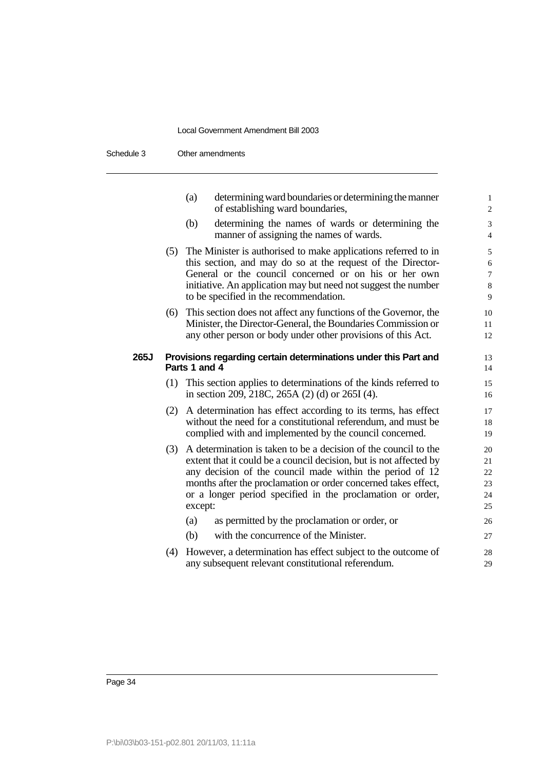(a) determining ward boundaries or determining the manner of establishing ward boundaries,

(b) determining the names of wards or determining the manner of assigning the names of wards.

(5) The Minister is authorised to make applications referred to in this section, and may do so at the request of the Director-General or the council concerned or on his or her own initiative. An application may but need not suggest the number to be specified in the recommendation.

(6) This section does not affect any functions of the Governor, the Minister, the Director-General, the Boundaries Commission or any other person or body under other provisions of this Act.

### 265J Provisions regarding certain determinations under this Part and Parts 1 and 4

(1) This section applies to determinations of the kinds referred to in section 209, 218C, 265A (2) (d) or 265I (4).

(2) A determination has effect according to its terms, has effect without the need for a constitutional referendum, and must be complied with and implemented by the council concerned.

(3) A determination is taken to be a decision of the council to the extent that it could be a council decision, but is not affected by any decision of the council made within the period of 12 months after the proclamation or order concerned takes effect, or a longer period specified in the proclamation or order, except:

(a) as permitted by the proclamation or order, or

(b) with the concurrence of the Minister.

(4) However, a determination has effect subject to the outcome of any subsequent relevant constitutional referendum.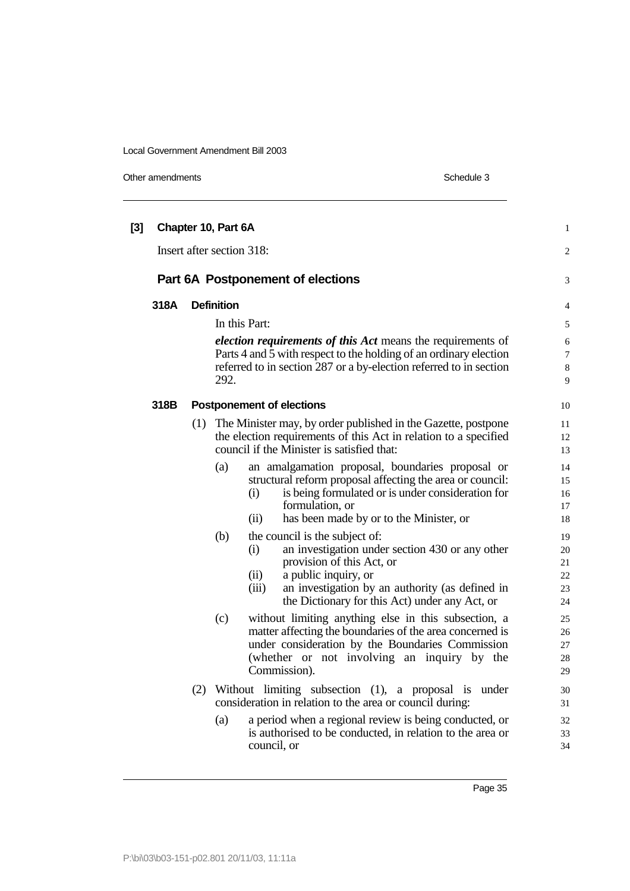**[3] Chapter 10, Part 6A**

Insert after section 318:

## Part 6A Postponement of elections

### 318A Definition

In this Part:

***election requirements of this Act*** means the requirements of Parts 4 and 5 with respect to the holding of an ordinary election referred to in section 287 or a by-election referred to in section 292.

### 318B Postponement of elections

(1) The Minister may, by order published in the Gazette, postpone the election requirements of this Act in relation to a specified council if the Minister is satisfied that:

- (a) an amalgamation proposal, boundaries proposal or structural reform proposal affecting the area or council:
  - (i) is being formulated or is under consideration for formulation, or
  - (ii) has been made by or to the Minister, or
- (b) the council is the subject of:
  - (i) an investigation under section 430 or any other provision of this Act, or
  - (ii) a public inquiry, or
  - (iii) an investigation by an authority (as defined in the Dictionary for this Act) under any Act, or
- (c) without limiting anything else in this subsection, a matter affecting the boundaries of the area concerned is under consideration by the Boundaries Commission (whether or not involving an inquiry by the Commission).

(2) Without limiting subsection (1), a proposal is under consideration in relation to the area or council during:

- (a) a period when a regional review is being conducted, or is authorised to be conducted, in relation to the area or council, or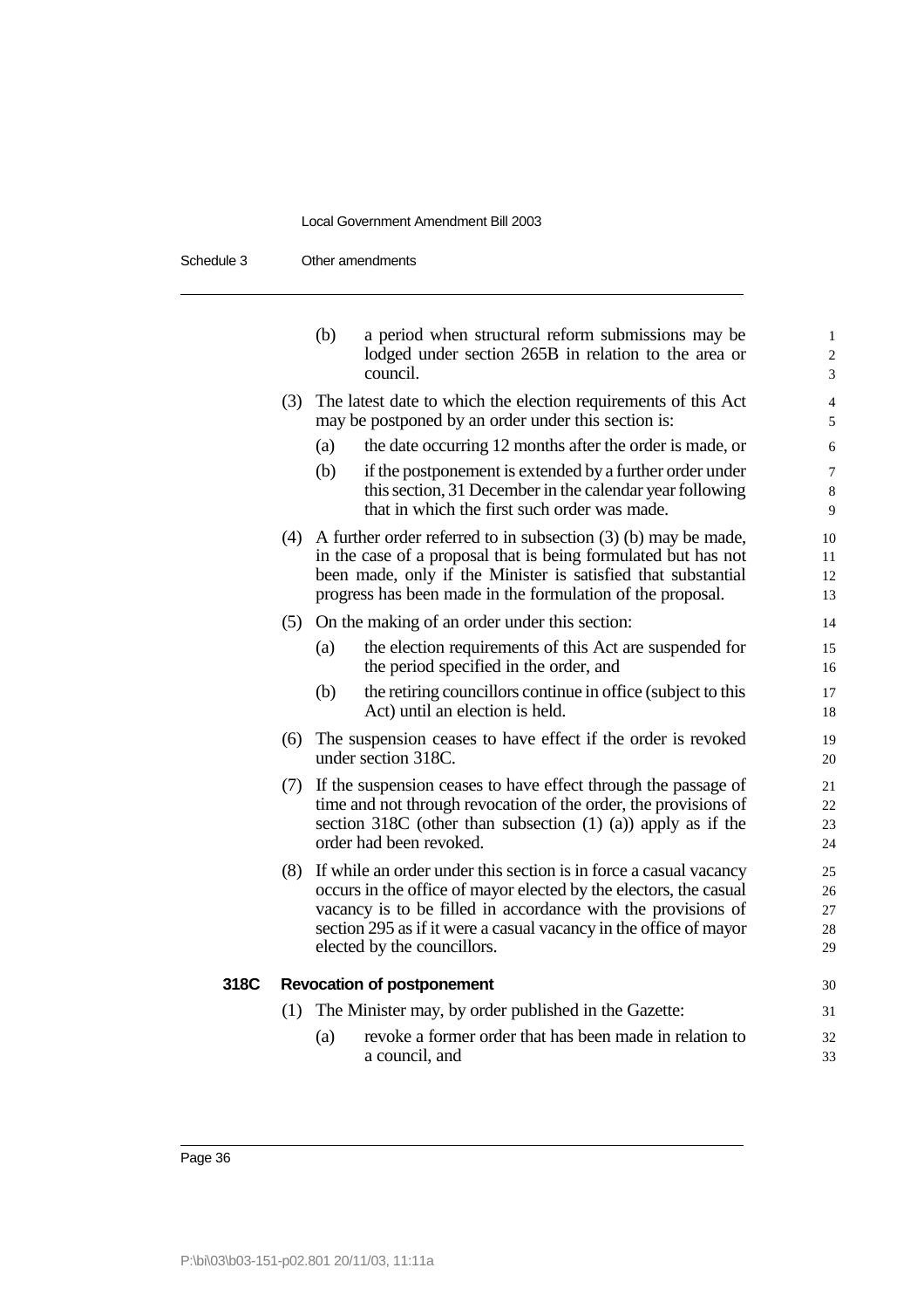(b) a period when structural reform submissions may be lodged under section 265B in relation to the area or council.

(3) The latest date to which the election requirements of this Act may be postponed by an order under this section is:

(a) the date occurring 12 months after the order is made, or

(b) if the postponement is extended by a further order under this section, 31 December in the calendar year following that in which the first such order was made.

(4) A further order referred to in subsection (3) (b) may be made, in the case of a proposal that is being formulated but has not been made, only if the Minister is satisfied that substantial progress has been made in the formulation of the proposal.

(5) On the making of an order under this section:

(a) the election requirements of this Act are suspended for the period specified in the order, and

(b) the retiring councillors continue in office (subject to this Act) until an election is held.

(6) The suspension ceases to have effect if the order is revoked under section 318C.

(7) If the suspension ceases to have effect through the passage of time and not through revocation of the order, the provisions of section 318C (other than subsection (1) (a)) apply as if the order had been revoked.

(8) If while an order under this section is in force a casual vacancy occurs in the office of mayor elected by the electors, the casual vacancy is to be filled in accordance with the provisions of section 295 as if it were a casual vacancy in the office of mayor elected by the councillors.

**318C Revocation of postponement**

(1) The Minister may, by order published in the Gazette:

(a) revoke a former order that has been made in relation to a council, and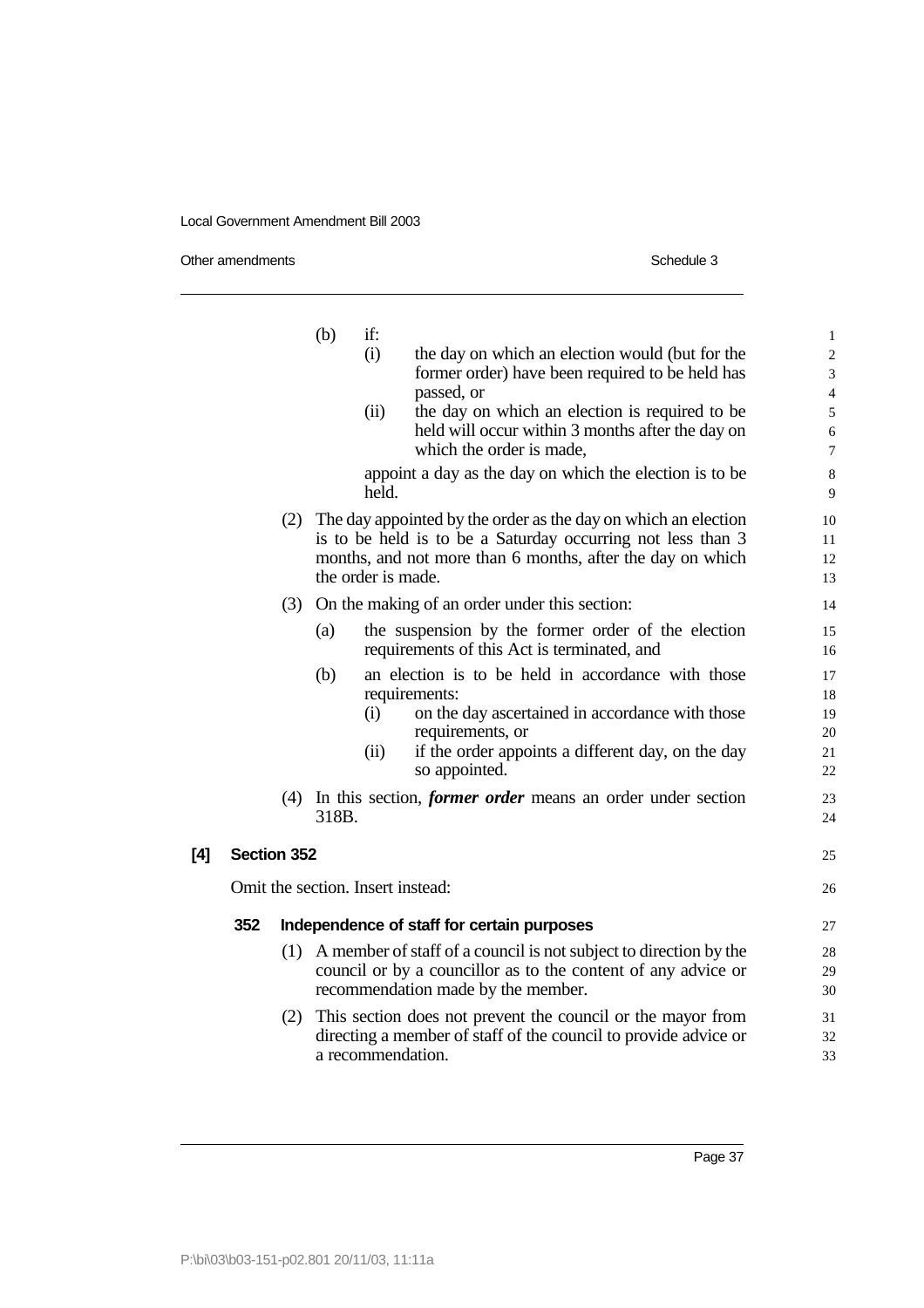(b) if:

(i) the day on which an election would (but for the former order) have been required to be held has passed, or

(ii) the day on which an election is required to be held will occur within 3 months after the day on which the order is made,

appoint a day as the day on which the election is to be held.

(2) The day appointed by the order as the day on which an election is to be held is to be a Saturday occurring not less than 3 months, and not more than 6 months, after the day on which the order is made.

(3) On the making of an order under this section:

(a) the suspension by the former order of the election requirements of this Act is terminated, and

(b) an election is to be held in accordance with those requirements:

(i) on the day ascertained in accordance with those requirements, or

(ii) if the order appoints a different day, on the day so appointed.

(4) In this section, ***former order*** means an order under section 318B.

**[4] Section 352**

Omit the section. Insert instead:

**352 Independence of staff for certain purposes**

(1) A member of staff of a council is not subject to direction by the council or by a councillor as to the content of any advice or recommendation made by the member.

(2) This section does not prevent the council or the mayor from directing a member of staff of the council to provide advice or a recommendation.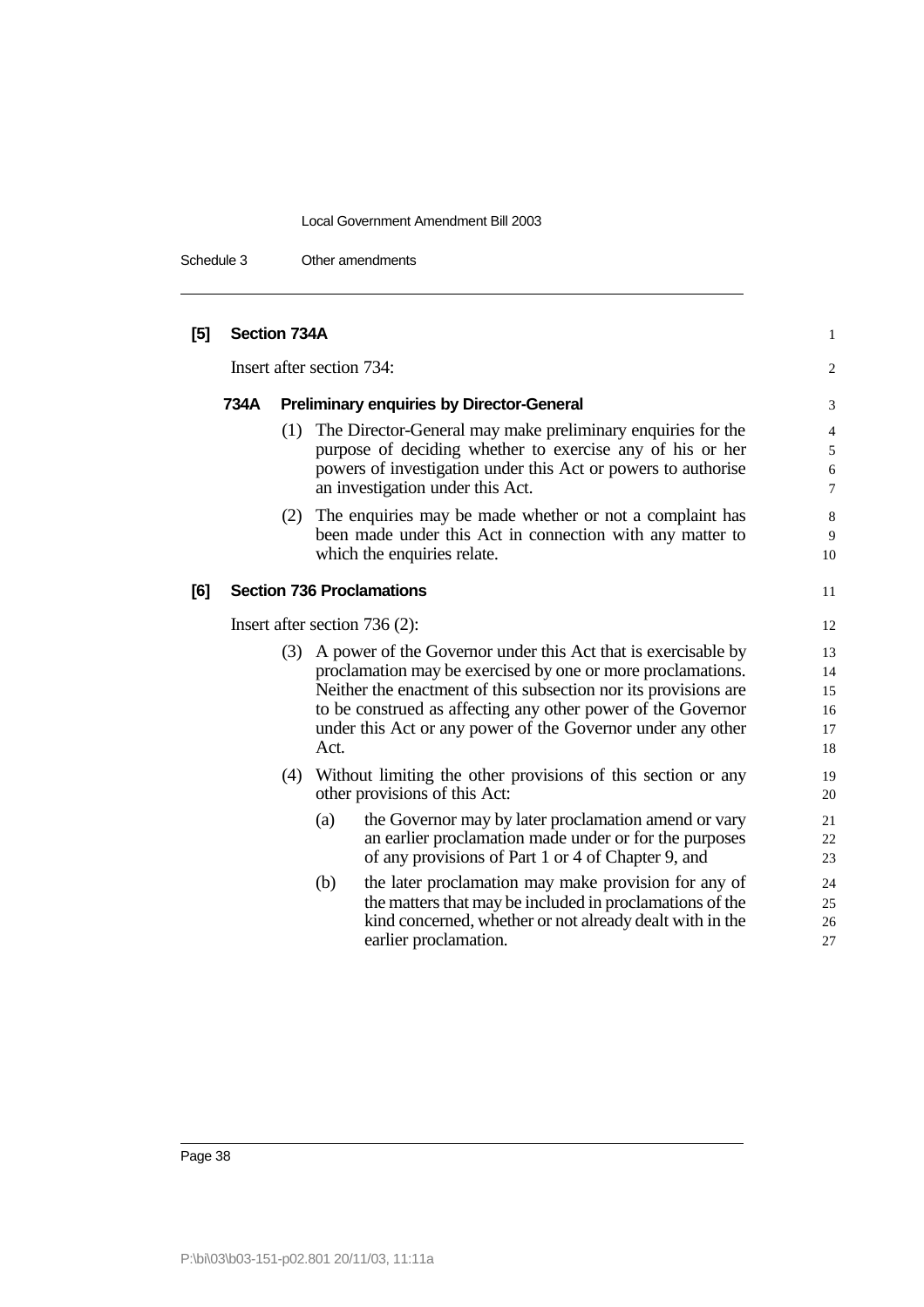**[5] Section 734A**

Insert after section 734:

**734A Preliminary enquiries by Director-General**

(1) The Director-General may make preliminary enquiries for the purpose of deciding whether to exercise any of his or her powers of investigation under this Act or powers to authorise an investigation under this Act.

(2) The enquiries may be made whether or not a complaint has been made under this Act in connection with any matter to which the enquiries relate.

**[6] Section 736 Proclamations**

Insert after section 736 (2):

(3) A power of the Governor under this Act that is exercisable by proclamation may be exercised by one or more proclamations. Neither the enactment of this subsection nor its provisions are to be construed as affecting any other power of the Governor under this Act or any power of the Governor under any other Act.

(4) Without limiting the other provisions of this section or any other provisions of this Act:

(a) the Governor may by later proclamation amend or vary an earlier proclamation made under or for the purposes of any provisions of Part 1 or 4 of Chapter 9, and

(b) the later proclamation may make provision for any of the matters that may be included in proclamations of the kind concerned, whether or not already dealt with in the earlier proclamation.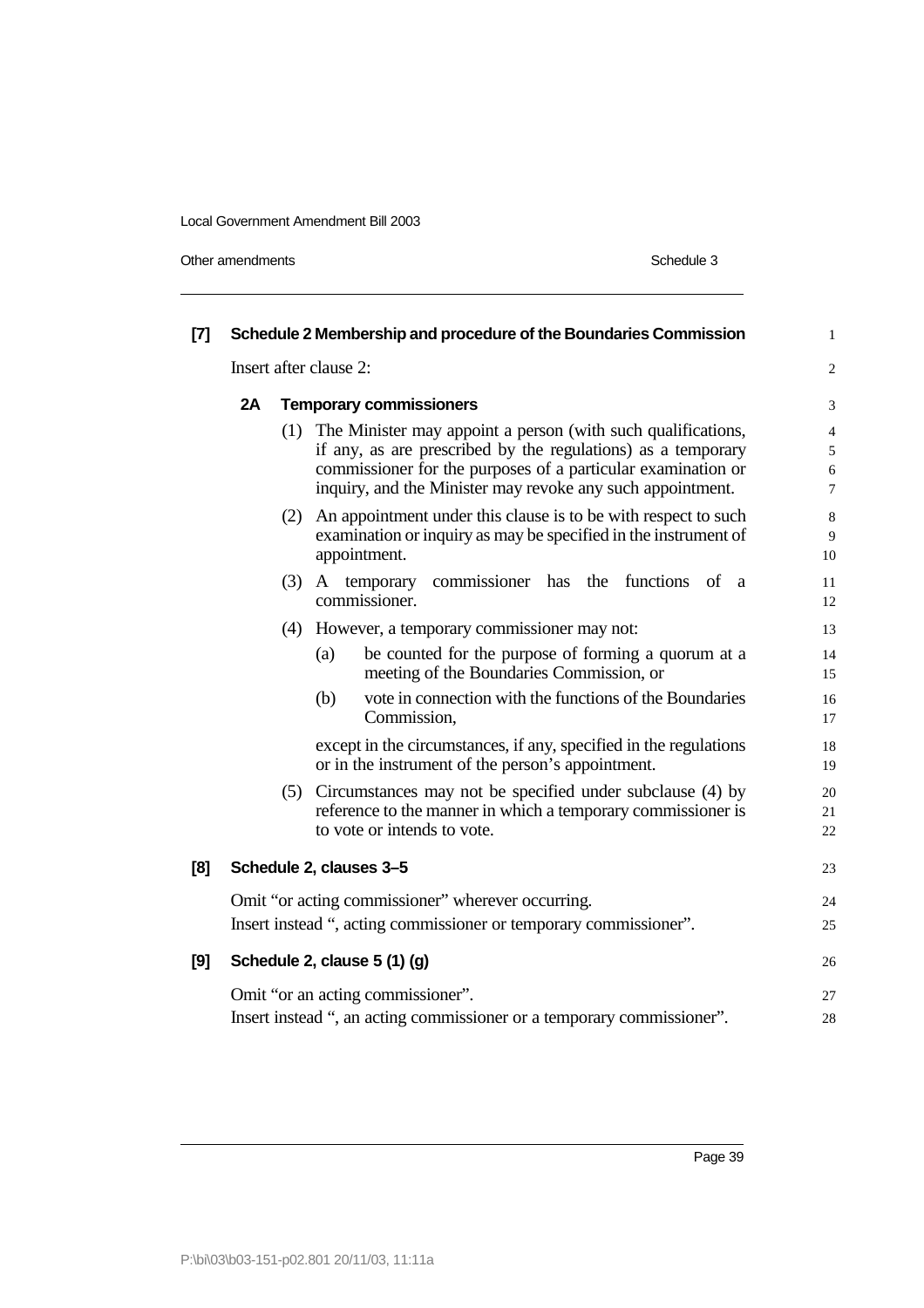**[7] Schedule 2 Membership and procedure of the Boundaries Commission**

Insert after clause 2:

**2A Temporary commissioners**

(1) The Minister may appoint a person (with such qualifications, if any, as are prescribed by the regulations) as a temporary commissioner for the purposes of a particular examination or inquiry, and the Minister may revoke any such appointment.

(2) An appointment under this clause is to be with respect to such examination or inquiry as may be specified in the instrument of appointment.

(3) A temporary commissioner has the functions of a commissioner.

(4) However, a temporary commissioner may not:

- (a) be counted for the purpose of forming a quorum at a meeting of the Boundaries Commission, or
- (b) vote in connection with the functions of the Boundaries Commission,

except in the circumstances, if any, specified in the regulations or in the instrument of the person's appointment.

(5) Circumstances may not be specified under subclause (4) by reference to the manner in which a temporary commissioner is to vote or intends to vote.

**[8] Schedule 2, clauses 3–5**

Omit "or acting commissioner" wherever occurring.

Insert instead ", acting commissioner or temporary commissioner".

**[9] Schedule 2, clause 5 (1) (g)**

Omit "or an acting commissioner".

Insert instead ", an acting commissioner or a temporary commissioner".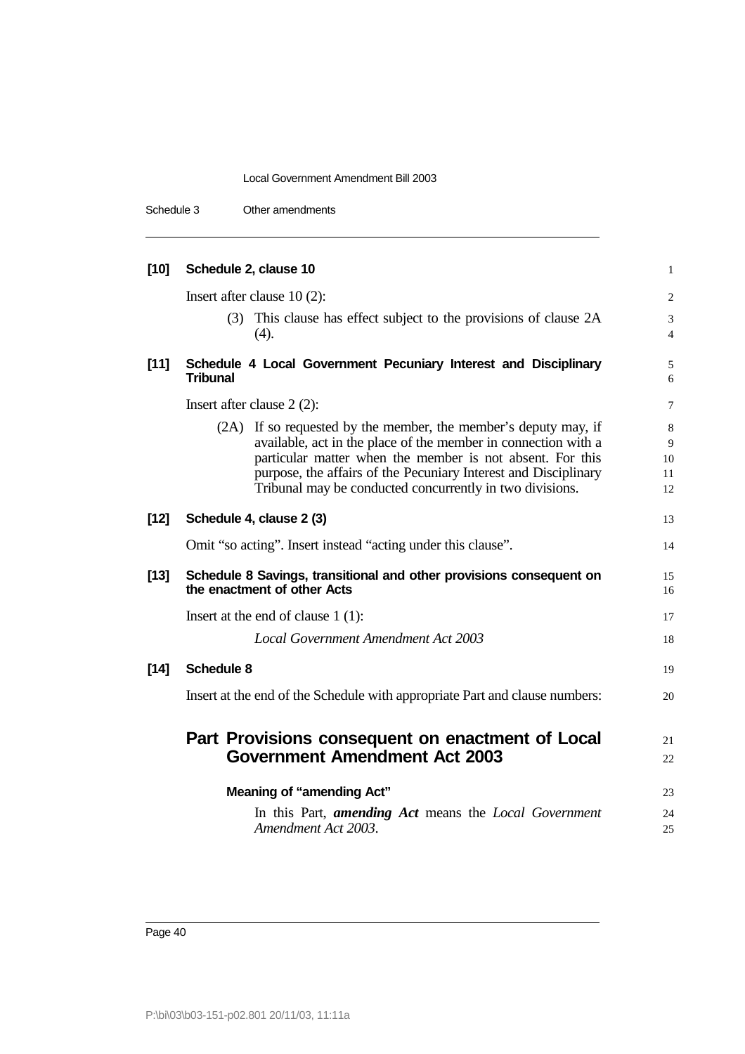**[10] Schedule 2, clause 10**

Insert after clause 10 (2):

(3) This clause has effect subject to the provisions of clause 2A (4).

**[11] Schedule 4 Local Government Pecuniary Interest and Disciplinary Tribunal**

Insert after clause 2 (2):

(2A) If so requested by the member, the member's deputy may, if available, act in the place of the member in connection with a particular matter when the member is not absent. For this purpose, the affairs of the Pecuniary Interest and Disciplinary Tribunal may be conducted concurrently in two divisions.

**[12] Schedule 4, clause 2 (3)**

Omit "so acting". Insert instead "acting under this clause".

**[13] Schedule 8 Savings, transitional and other provisions consequent on the enactment of other Acts**

Insert at the end of clause 1 (1):

*Local Government Amendment Act 2003*

**[14] Schedule 8**

Insert at the end of the Schedule with appropriate Part and clause numbers:

## Part Provisions consequent on enactment of Local Government Amendment Act 2003

**Meaning of "amending Act"**

In this Part, ***amending Act*** means the *Local Government Amendment Act 2003*.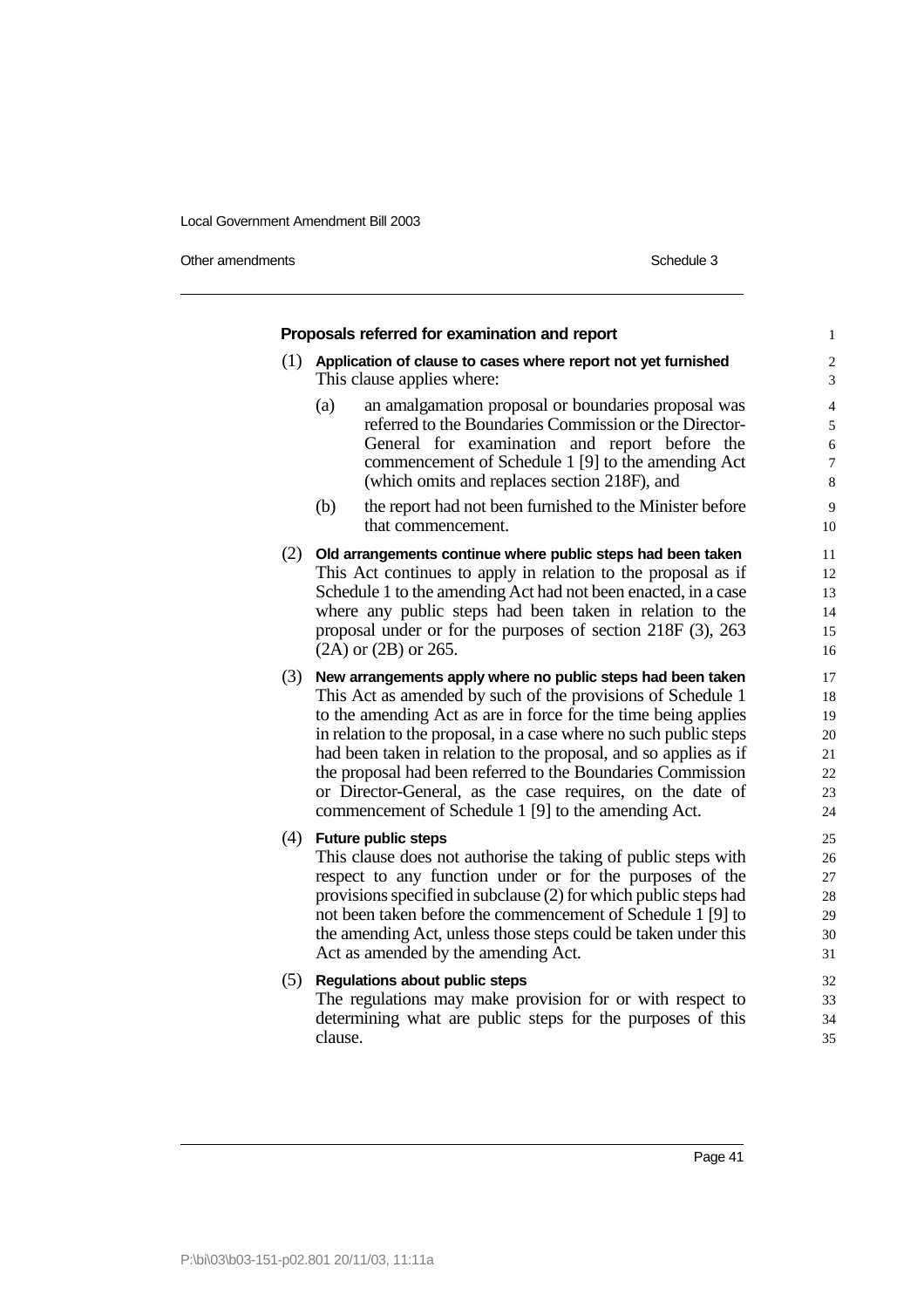**Proposals referred for examination and report**

(1) **Application of clause to cases where report not yet furnished**

This clause applies where:

(a) an amalgamation proposal or boundaries proposal was referred to the Boundaries Commission or the Director-General for examination and report before the commencement of Schedule 1 [9] to the amending Act (which omits and replaces section 218F), and

(b) the report had not been furnished to the Minister before that commencement.

(2) **Old arrangements continue where public steps had been taken**

This Act continues to apply in relation to the proposal as if Schedule 1 to the amending Act had not been enacted, in a case where any public steps had been taken in relation to the proposal under or for the purposes of section 218F (3), 263 (2A) or (2B) or 265.

(3) **New arrangements apply where no public steps had been taken**

This Act as amended by such of the provisions of Schedule 1 to the amending Act as are in force for the time being applies in relation to the proposal, in a case where no such public steps had been taken in relation to the proposal, and so applies as if the proposal had been referred to the Boundaries Commission or Director-General, as the case requires, on the date of commencement of Schedule 1 [9] to the amending Act.

(4) **Future public steps**

This clause does not authorise the taking of public steps with respect to any function under or for the purposes of the provisions specified in subclause (2) for which public steps had not been taken before the commencement of Schedule 1 [9] to the amending Act, unless those steps could be taken under this Act as amended by the amending Act.

(5) **Regulations about public steps**

The regulations may make provision for or with respect to determining what are public steps for the purposes of this clause.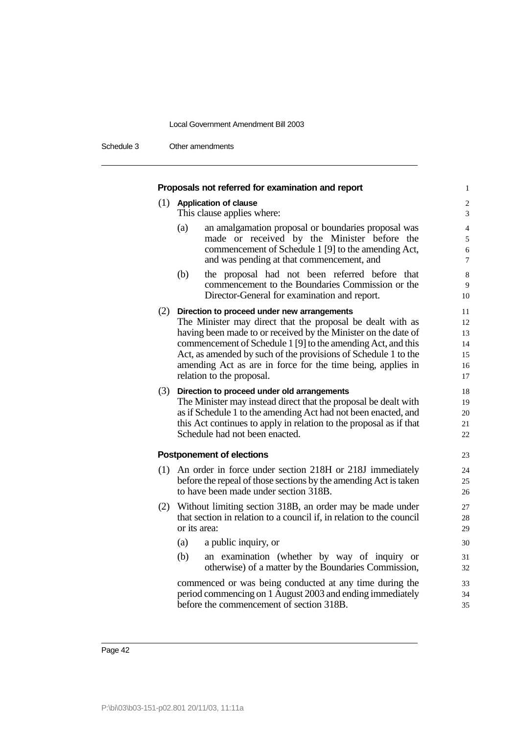**Proposals not referred for examination and report**

(1) **Application of clause**

This clause applies where:

(a) an amalgamation proposal or boundaries proposal was made or received by the Minister before the commencement of Schedule 1 [9] to the amending Act, and was pending at that commencement, and

(b) the proposal had not been referred before that commencement to the Boundaries Commission or the Director-General for examination and report.

(2) **Direction to proceed under new arrangements**

The Minister may direct that the proposal be dealt with as having been made to or received by the Minister on the date of commencement of Schedule 1 [9] to the amending Act, and this Act, as amended by such of the provisions of Schedule 1 to the amending Act as are in force for the time being, applies in relation to the proposal.

(3) **Direction to proceed under old arrangements**

The Minister may instead direct that the proposal be dealt with as if Schedule 1 to the amending Act had not been enacted, and this Act continues to apply in relation to the proposal as if that Schedule had not been enacted.

**Postponement of elections**

(1) An order in force under section 218H or 218J immediately before the repeal of those sections by the amending Act is taken to have been made under section 318B.

(2) Without limiting section 318B, an order may be made under that section in relation to a council if, in relation to the council or its area:

(a) a public inquiry, or

(b) an examination (whether by way of inquiry or otherwise) of a matter by the Boundaries Commission,

commenced or was being conducted at any time during the period commencing on 1 August 2003 and ending immediately before the commencement of section 318B.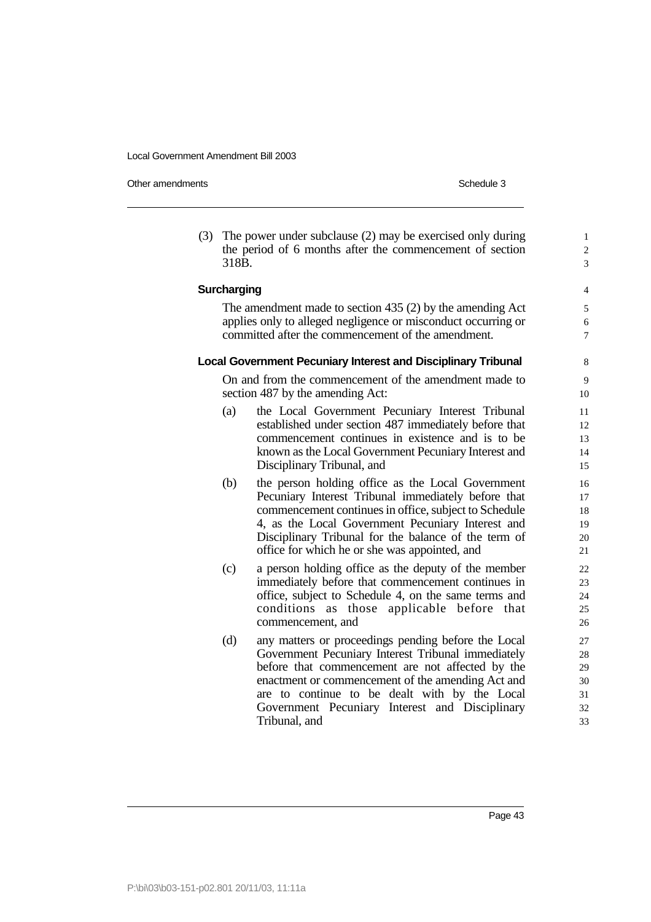(3) The power under subclause (2) may be exercised only during the period of 6 months after the commencement of section 318B.

**Surcharging**

The amendment made to section 435 (2) by the amending Act applies only to alleged negligence or misconduct occurring or committed after the commencement of the amendment.

**Local Government Pecuniary Interest and Disciplinary Tribunal**

On and from the commencement of the amendment made to section 487 by the amending Act:

(a) the Local Government Pecuniary Interest Tribunal established under section 487 immediately before that commencement continues in existence and is to be known as the Local Government Pecuniary Interest and Disciplinary Tribunal, and

(b) the person holding office as the Local Government Pecuniary Interest Tribunal immediately before that commencement continues in office, subject to Schedule 4, as the Local Government Pecuniary Interest and Disciplinary Tribunal for the balance of the term of office for which he or she was appointed, and

(c) a person holding office as the deputy of the member immediately before that commencement continues in office, subject to Schedule 4, on the same terms and conditions as those applicable before that commencement, and

(d) any matters or proceedings pending before the Local Government Pecuniary Interest Tribunal immediately before that commencement are not affected by the enactment or commencement of the amending Act and are to continue to be dealt with by the Local Government Pecuniary Interest and Disciplinary Tribunal, and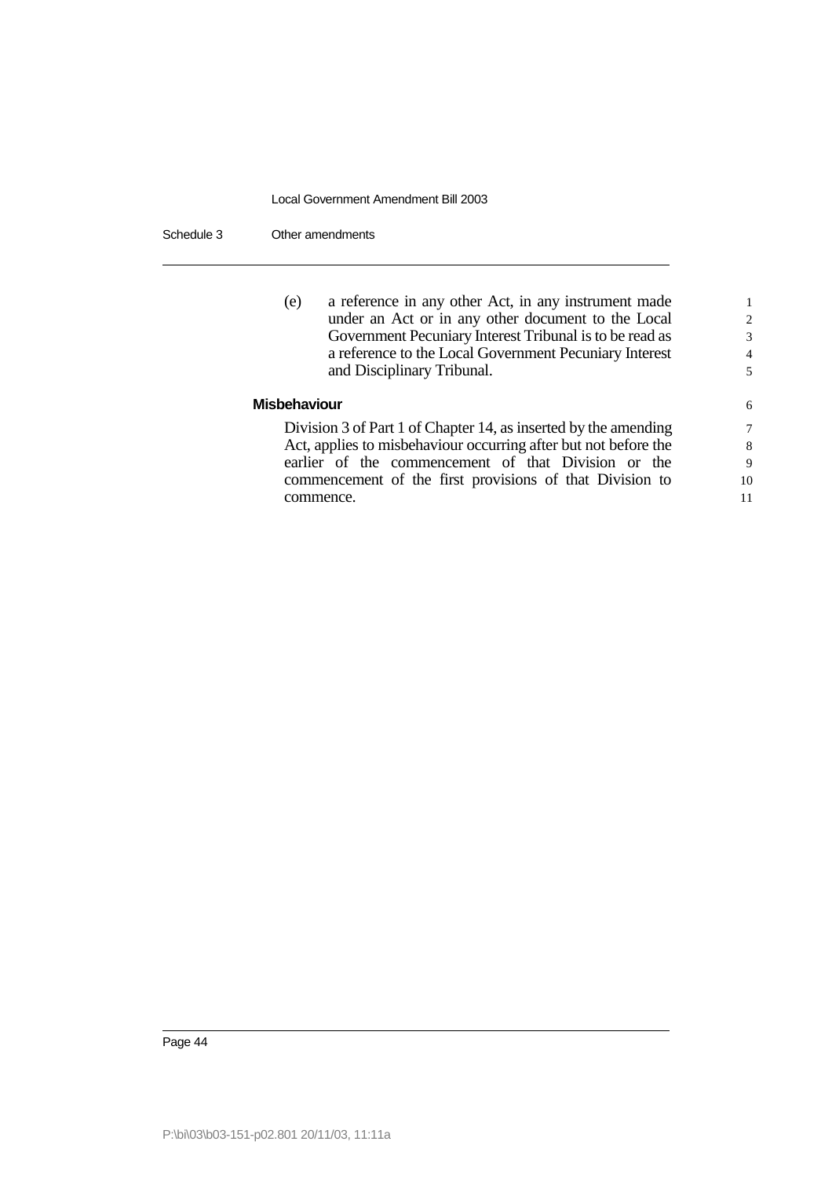(e) a reference in any other Act, in any instrument made under an Act or in any other document to the Local Government Pecuniary Interest Tribunal is to be read as a reference to the Local Government Pecuniary Interest and Disciplinary Tribunal.

**Misbehaviour**

Division 3 of Part 1 of Chapter 14, as inserted by the amending Act, applies to misbehaviour occurring after but not before the earlier of the commencement of that Division or the commencement of the first provisions of that Division to commence.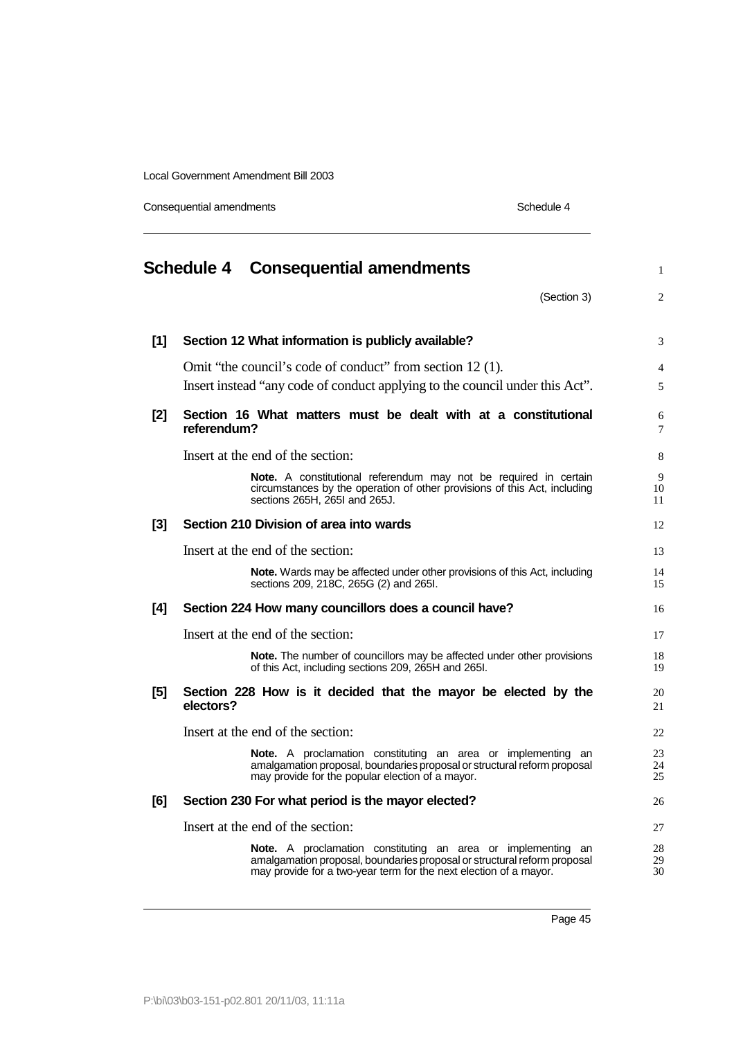# Schedule 4 Consequential amendments

(Section 3)

**[1] Section 12 What information is publicly available?**

Omit "the council's code of conduct" from section 12 (1).

Insert instead "any code of conduct applying to the council under this Act".

**[2] Section 16 What matters must be dealt with at a constitutional referendum?**

Insert at the end of the section:

> **Note.** A constitutional referendum may not be required in certain circumstances by the operation of other provisions of this Act, including sections 265H, 265I and 265J.

**[3] Section 210 Division of area into wards**

Insert at the end of the section:

> **Note.** Wards may be affected under other provisions of this Act, including sections 209, 218C, 265G (2) and 265I.

**[4] Section 224 How many councillors does a council have?**

Insert at the end of the section:

> **Note.** The number of councillors may be affected under other provisions of this Act, including sections 209, 265H and 265I.

**[5] Section 228 How is it decided that the mayor be elected by the electors?**

Insert at the end of the section:

> **Note.** A proclamation constituting an area or implementing an amalgamation proposal, boundaries proposal or structural reform proposal may provide for the popular election of a mayor.

**[6] Section 230 For what period is the mayor elected?**

Insert at the end of the section:

> **Note.** A proclamation constituting an area or implementing an amalgamation proposal, boundaries proposal or structural reform proposal may provide for a two-year term for the next election of a mayor.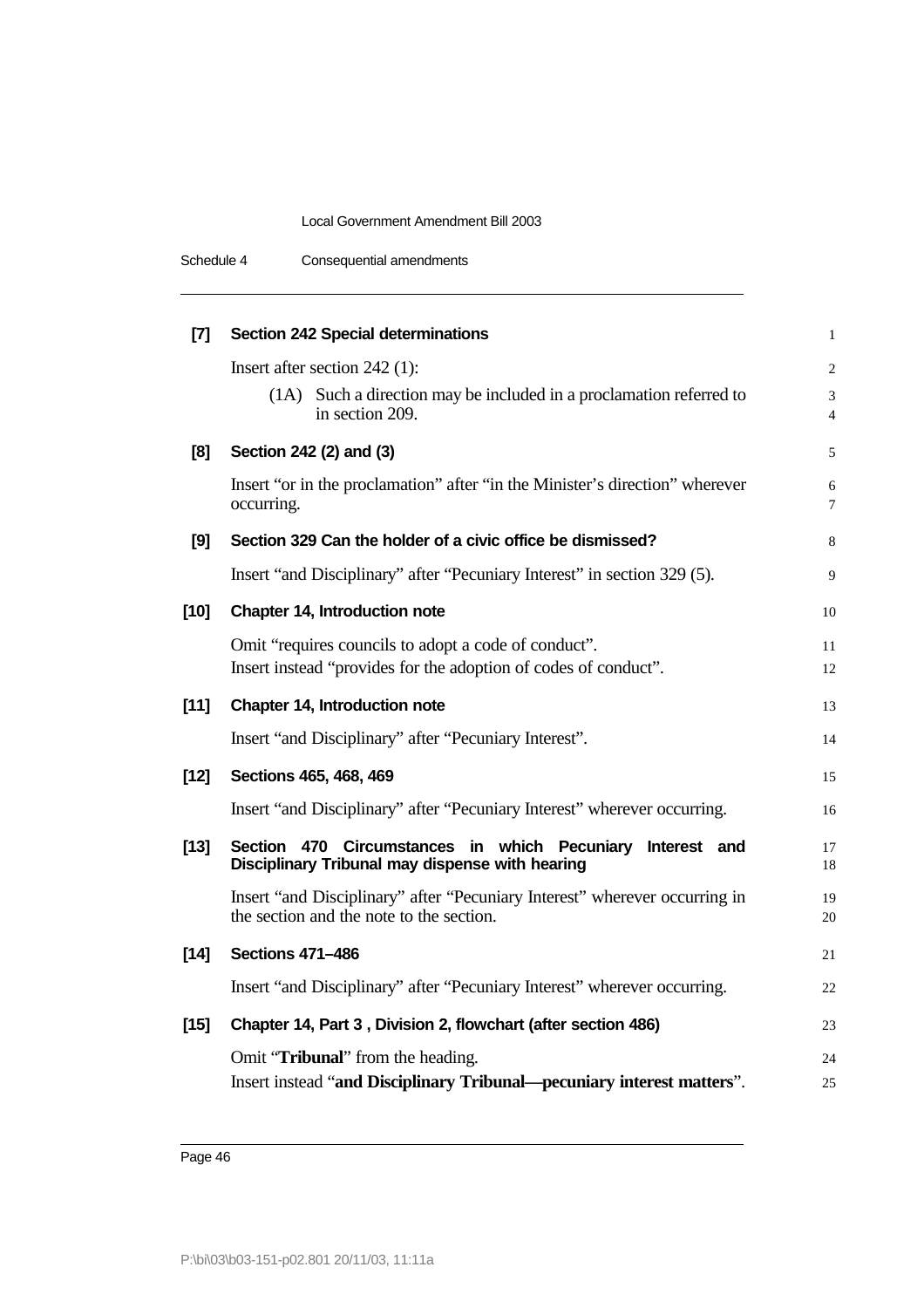**[7] Section 242 Special determinations**

Insert after section 242 (1):

(1A) Such a direction may be included in a proclamation referred to in section 209.

**[8] Section 242 (2) and (3)**

Insert "or in the proclamation" after "in the Minister's direction" wherever occurring.

**[9] Section 329 Can the holder of a civic office be dismissed?**

Insert "and Disciplinary" after "Pecuniary Interest" in section 329 (5).

**[10] Chapter 14, Introduction note**

Omit "requires councils to adopt a code of conduct".
Insert instead "provides for the adoption of codes of conduct".

**[11] Chapter 14, Introduction note**

Insert "and Disciplinary" after "Pecuniary Interest".

**[12] Sections 465, 468, 469**

Insert "and Disciplinary" after "Pecuniary Interest" wherever occurring.

**[13] Section 470 Circumstances in which Pecuniary Interest and Disciplinary Tribunal may dispense with hearing**

Insert "and Disciplinary" after "Pecuniary Interest" wherever occurring in the section and the note to the section.

**[14] Sections 471–486**

Insert "and Disciplinary" after "Pecuniary Interest" wherever occurring.

**[15] Chapter 14, Part 3 , Division 2, flowchart (after section 486)**

Omit "**Tribunal**" from the heading.
Insert instead "**and Disciplinary Tribunal—pecuniary interest matters**".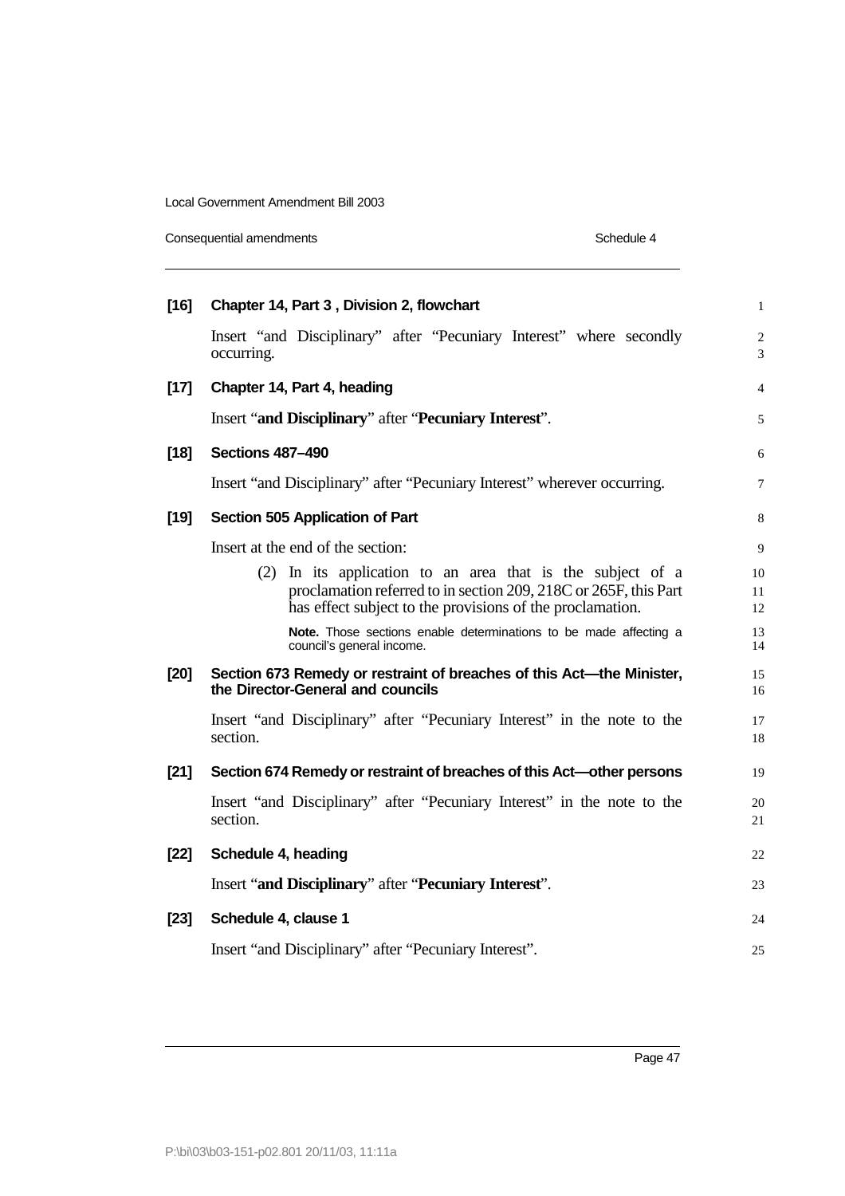**[16] Chapter 14, Part 3 , Division 2, flowchart**

Insert "and Disciplinary" after "Pecuniary Interest" where secondly occurring.

**[17] Chapter 14, Part 4, heading**

Insert "**and Disciplinary**" after "**Pecuniary Interest**".

**[18] Sections 487–490**

Insert "and Disciplinary" after "Pecuniary Interest" wherever occurring.

**[19] Section 505 Application of Part**

Insert at the end of the section:

(2) In its application to an area that is the subject of a proclamation referred to in section 209, 218C or 265F, this Part has effect subject to the provisions of the proclamation.

**Note.** Those sections enable determinations to be made affecting a council's general income.

**[20] Section 673 Remedy or restraint of breaches of this Act—the Minister, the Director-General and councils**

Insert "and Disciplinary" after "Pecuniary Interest" in the note to the section.

**[21] Section 674 Remedy or restraint of breaches of this Act—other persons**

Insert "and Disciplinary" after "Pecuniary Interest" in the note to the section.

**[22] Schedule 4, heading**

Insert "**and Disciplinary**" after "**Pecuniary Interest**".

**[23] Schedule 4, clause 1**

Insert "and Disciplinary" after "Pecuniary Interest".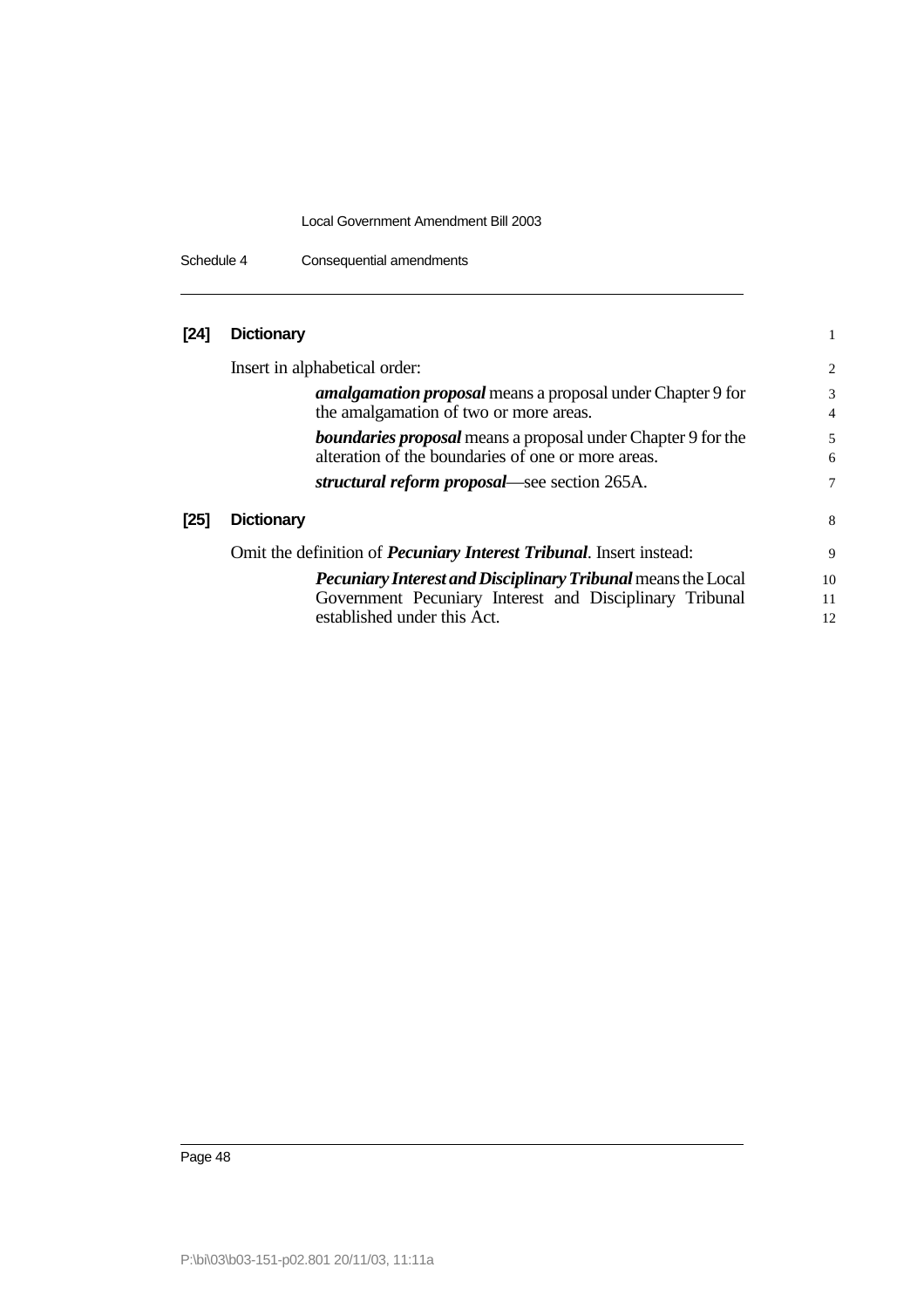**[24] Dictionary**

Insert in alphabetical order:

> ***amalgamation proposal*** means a proposal under Chapter 9 for the amalgamation of two or more areas.
>
> ***boundaries proposal*** means a proposal under Chapter 9 for the alteration of the boundaries of one or more areas.
>
> ***structural reform proposal***—see section 265A.

**[25] Dictionary**

Omit the definition of ***Pecuniary Interest Tribunal***. Insert instead:

> ***Pecuniary Interest and Disciplinary Tribunal*** means the Local Government Pecuniary Interest and Disciplinary Tribunal established under this Act.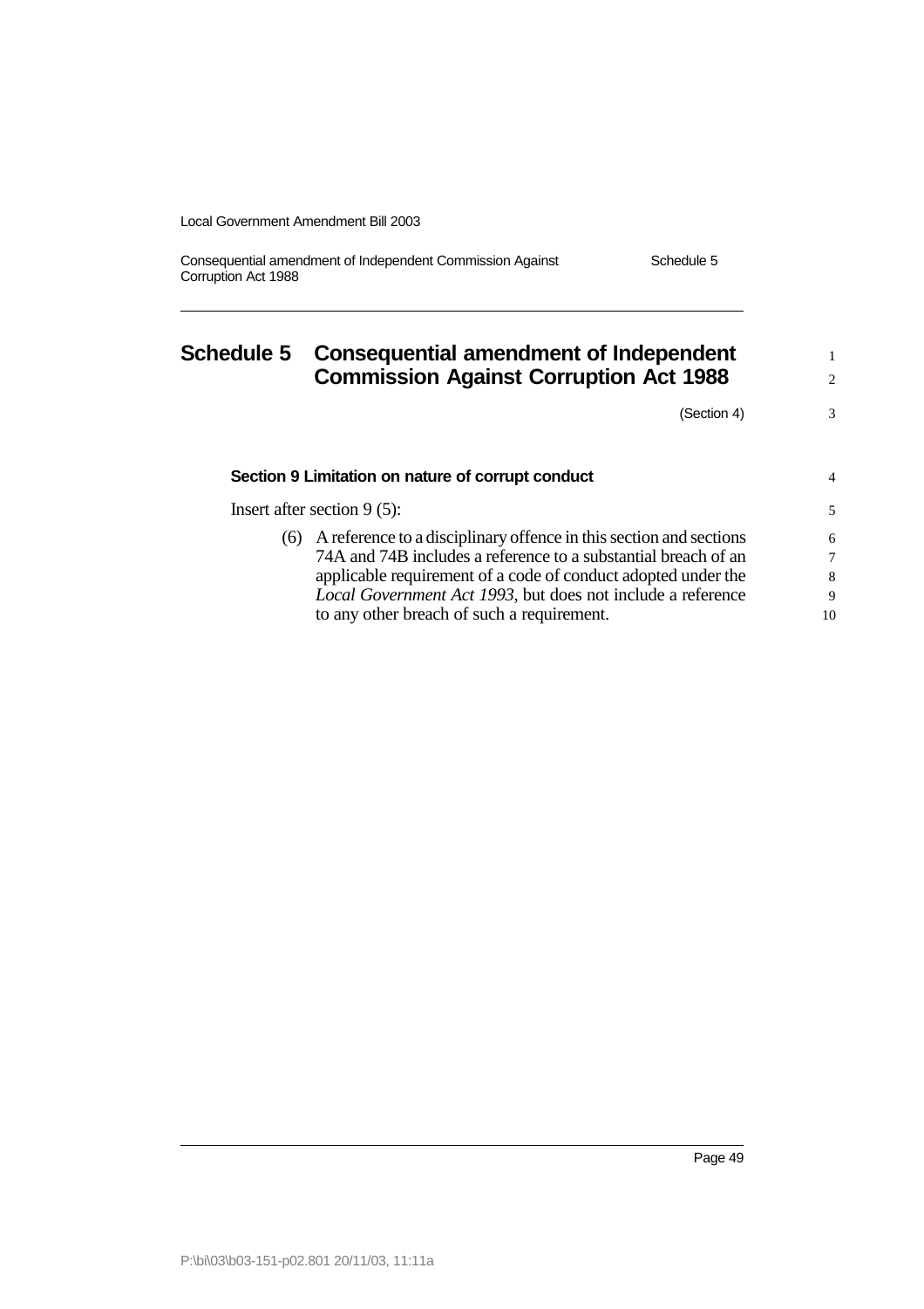# Schedule 5 Consequential amendment of Independent Commission Against Corruption Act 1988

(Section 4)

### Section 9 Limitation on nature of corrupt conduct

Insert after section 9 (5):

(6) A reference to a disciplinary offence in this section and sections 74A and 74B includes a reference to a substantial breach of an applicable requirement of a code of conduct adopted under the *Local Government Act 1993*, but does not include a reference to any other breach of such a requirement.